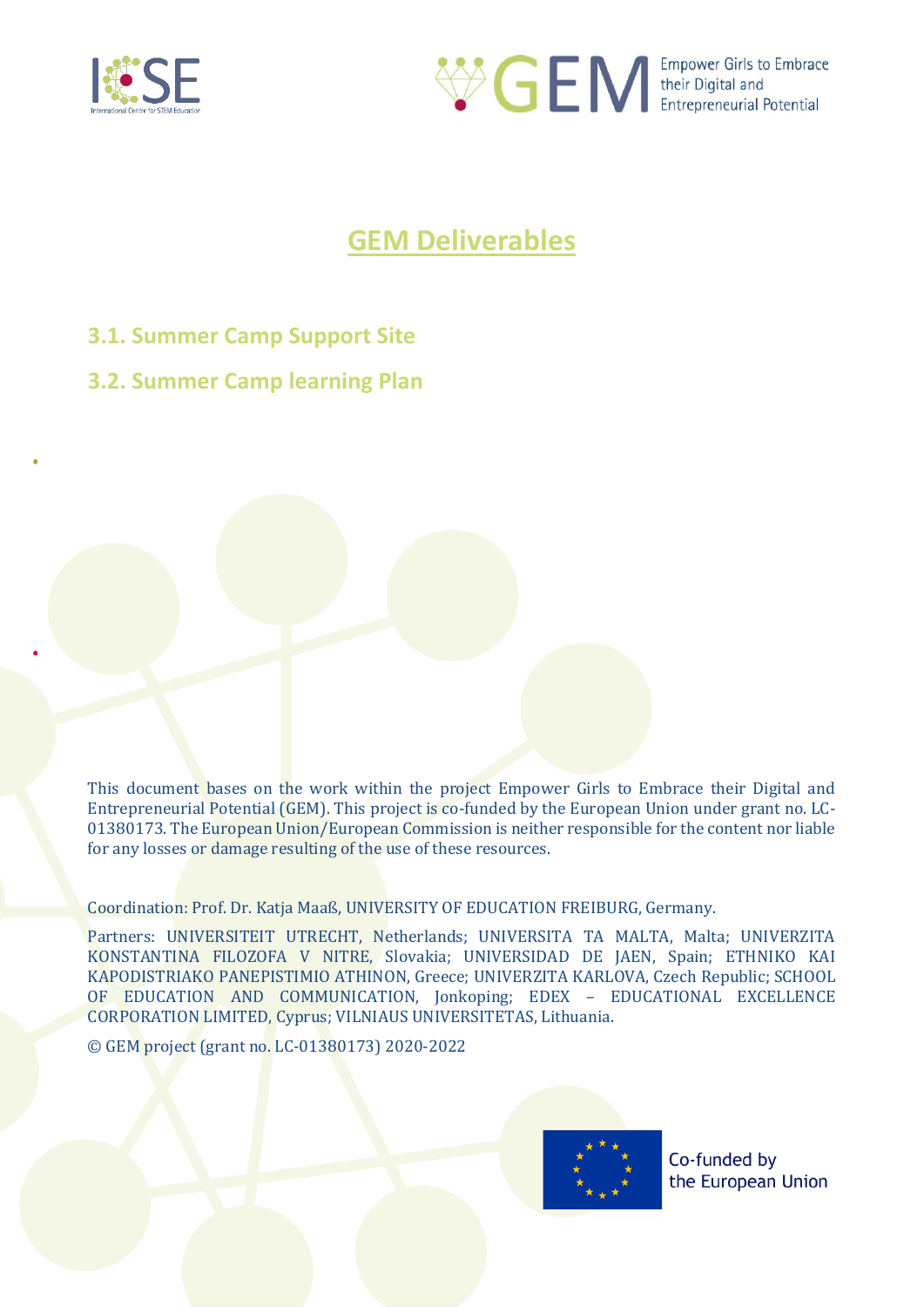# GEM Deliverables

## 3.1. Summer Camp Support Site

## 3.2. Summer Camp learning Plan

This document bases on the work within the project Empower Girls to Embrace their Digital and Entrepreneurial Potential (GEM). This project is co-funded by the European Union under grant no. LC-01380173. The European Union/European Commission is neither responsible for the content nor liable for any losses or damage resulting of the use of these resources.

Coordination: Prof. Dr. Katja Maaß, UNIVERSITY OF EDUCATION FREIBURG, Germany.

Partners: UNIVERSITEIT UTRECHT, Netherlands; UNIVERSITA TA MALTA, Malta; UNIVERZITA KONSTANTINA FILOZOFA V NITRE, Slovakia; UNIVERSIDAD DE JAEN, Spain; ETHNIKO KAI KAPODISTRIAKO PANEPISTIMIO ATHINON, Greece; UNIVERZITA KARLOVA, Czech Republic; SCHOOL OF EDUCATION AND COMMUNICATION, Jonkoping; EDEX – EDUCATIONAL EXCELLENCE CORPORATION LIMITED, Cyprus; VILNIAUS UNIVERSITETAS, Lithuania.

© GEM project (grant no. LC-01380173) 2020-2022

Co-funded by the European Union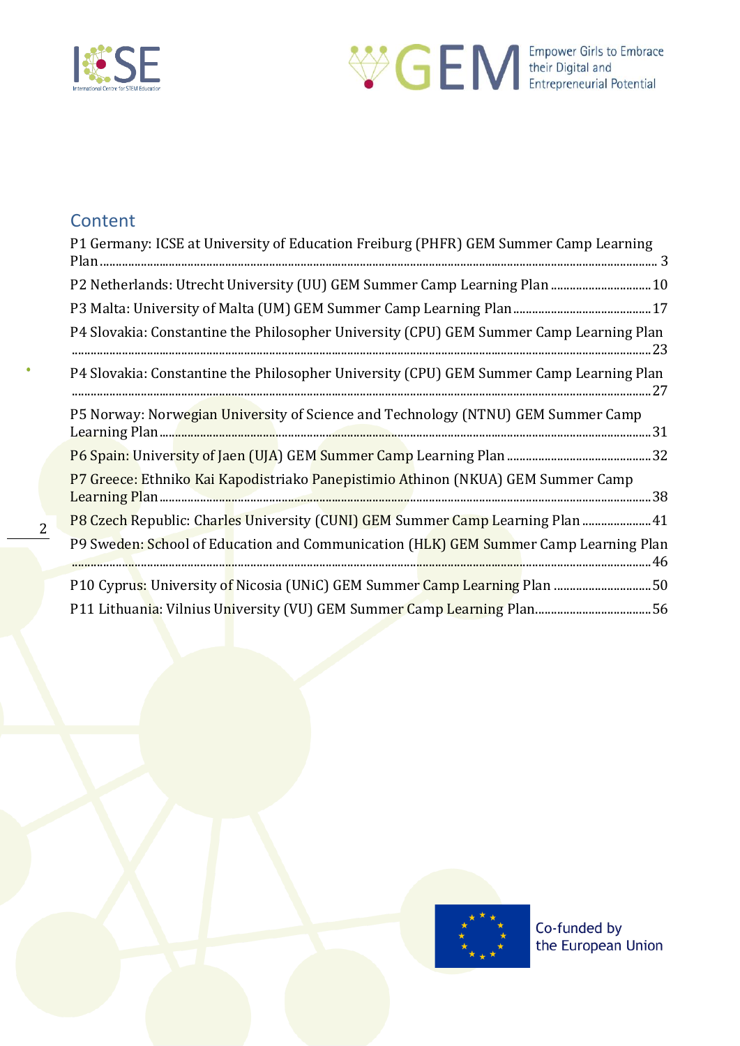## Content

P1 Germany: ICSE at University of Education Freiburg (PHFR) GEM Summer Camp Learning Plan ..... 3

P2 Netherlands: Utrecht University (UU) GEM Summer Camp Learning Plan ..... 10

P3 Malta: University of Malta (UM) GEM Summer Camp Learning Plan ..... 17

P4 Slovakia: Constantine the Philosopher University (CPU) GEM Summer Camp Learning Plan ..... 23

P4 Slovakia: Constantine the Philosopher University (CPU) GEM Summer Camp Learning Plan ..... 27

P5 Norway: Norwegian University of Science and Technology (NTNU) GEM Summer Camp Learning Plan ..... 31

P6 Spain: University of Jaen (UJA) GEM Summer Camp Learning Plan ..... 32

P7 Greece: Ethniko Kai Kapodistriako Panepistimio Athinon (NKUA) GEM Summer Camp Learning Plan ..... 38

P8 Czech Republic: Charles University (CUNI) GEM Summer Camp Learning Plan ..... 41

P9 Sweden: School of Education and Communication (HLK) GEM Summer Camp Learning Plan ..... 46

P10 Cyprus: University of Nicosia (UNiC) GEM Summer Camp Learning Plan ..... 50

P11 Lithuania: Vilnius University (VU) GEM Summer Camp Learning Plan ..... 56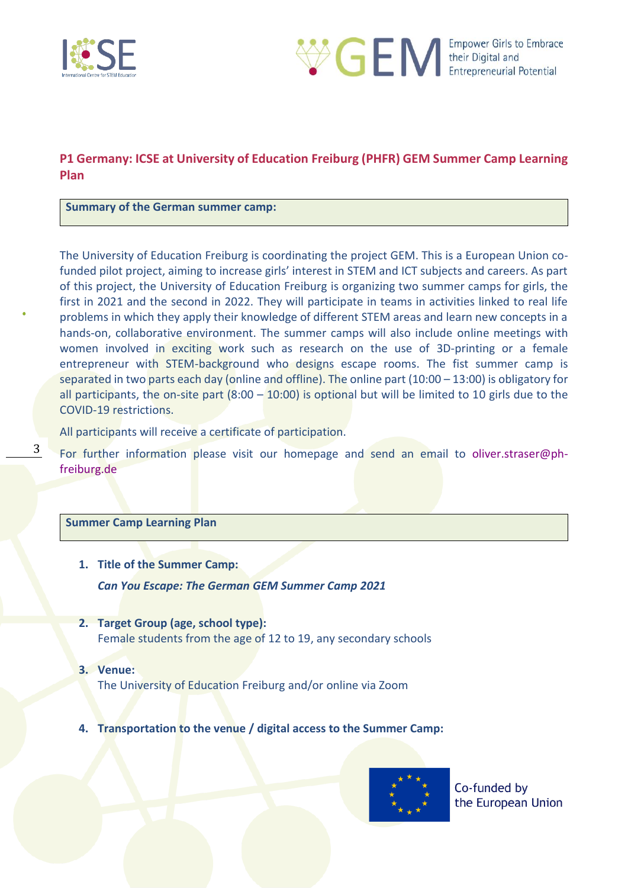## P1 Germany: ICSE at University of Education Freiburg (PHFR) GEM Summer Camp Learning Plan

**Summary of the German summer camp:**

The University of Education Freiburg is coordinating the project GEM. This is a European Union co-funded pilot project, aiming to increase girls' interest in STEM and ICT subjects and careers. As part of this project, the University of Education Freiburg is organizing two summer camps for girls, the first in 2021 and the second in 2022. They will participate in teams in activities linked to real life problems in which they apply their knowledge of different STEM areas and learn new concepts in a hands-on, collaborative environment. The summer camps will also include online meetings with women involved in exciting work such as research on the use of 3D-printing or a female entrepreneur with STEM-background who designs escape rooms. The fist summer camp is separated in two parts each day (online and offline). The online part (10:00 – 13:00) is obligatory for all participants, the on-site part (8:00 – 10:00) is optional but will be limited to 10 girls due to the COVID-19 restrictions.

All participants will receive a certificate of participation.

For further information please visit our homepage and send an email to oliver.straser@ph-freiburg.de

**Summer Camp Learning Plan**

1. **Title of the Summer Camp:**
   ***Can You Escape: The German GEM Summer Camp 2021***

2. **Target Group (age, school type):**
   Female students from the age of 12 to 19, any secondary schools

3. **Venue:**
   The University of Education Freiburg and/or online via Zoom

4. **Transportation to the venue / digital access to the Summer Camp:**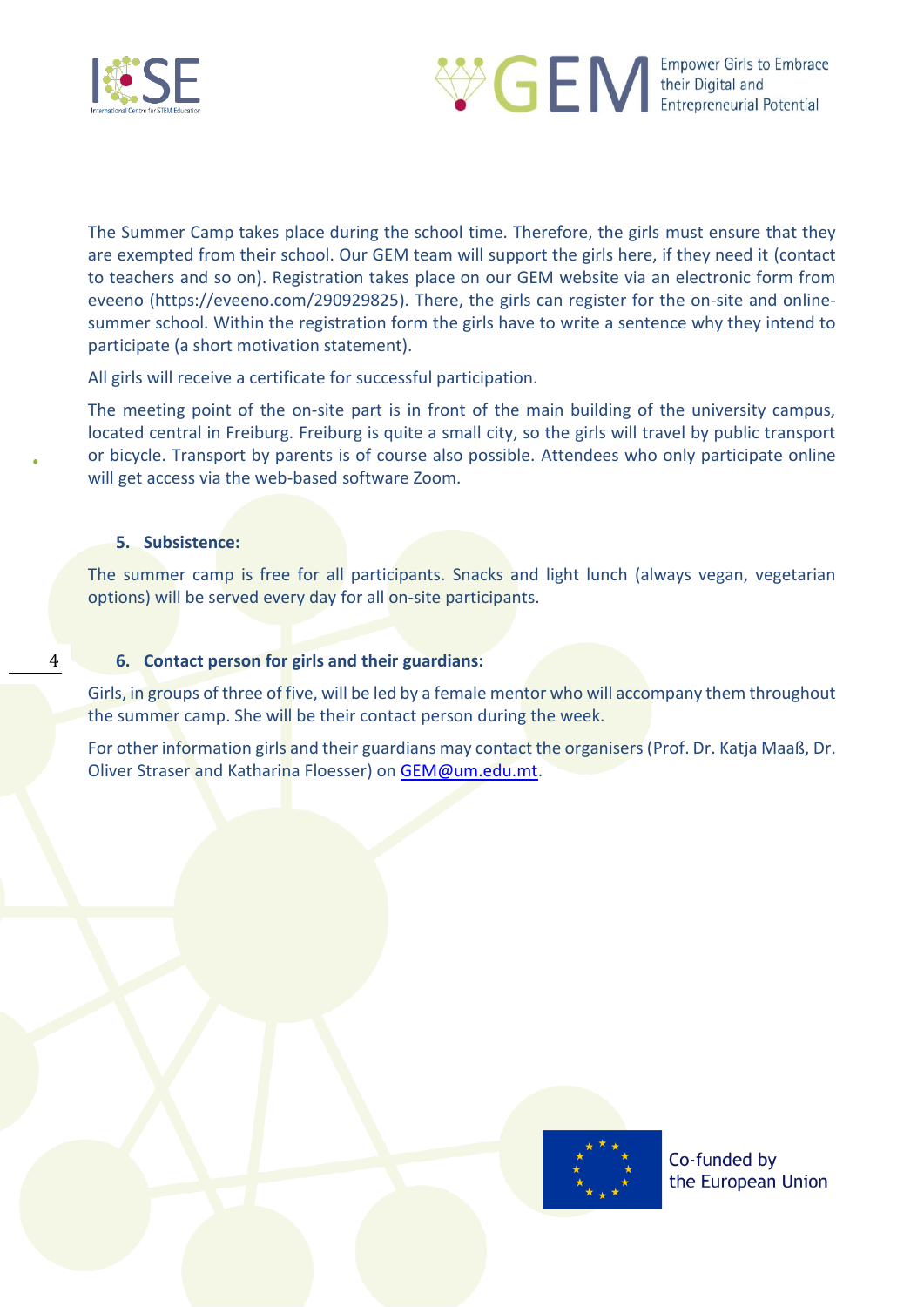The Summer Camp takes place during the school time. Therefore, the girls must ensure that they are exempted from their school. Our GEM team will support the girls here, if they need it (contact to teachers and so on). Registration takes place on our GEM website via an electronic form from eveeno (https://eveeno.com/290929825). There, the girls can register for the on-site and online-summer school. Within the registration form the girls have to write a sentence why they intend to participate (a short motivation statement).

All girls will receive a certificate for successful participation.

The meeting point of the on-site part is in front of the main building of the university campus, located central in Freiburg. Freiburg is quite a small city, so the girls will travel by public transport or bicycle. Transport by parents is of course also possible. Attendees who only participate online will get access via the web-based software Zoom.

#### 5. Subsistence:

The summer camp is free for all participants. Snacks and light lunch (always vegan, vegetarian options) will be served every day for all on-site participants.

#### 6. Contact person for girls and their guardians:

Girls, in groups of three of five, will be led by a female mentor who will accompany them throughout the summer camp. She will be their contact person during the week.

For other information girls and their guardians may contact the organisers (Prof. Dr. Katja Maaß, Dr. Oliver Straser and Katharina Floesser) on [GEM@um.edu.mt](mailto:GEM@um.edu.mt).

Co-funded by the European Union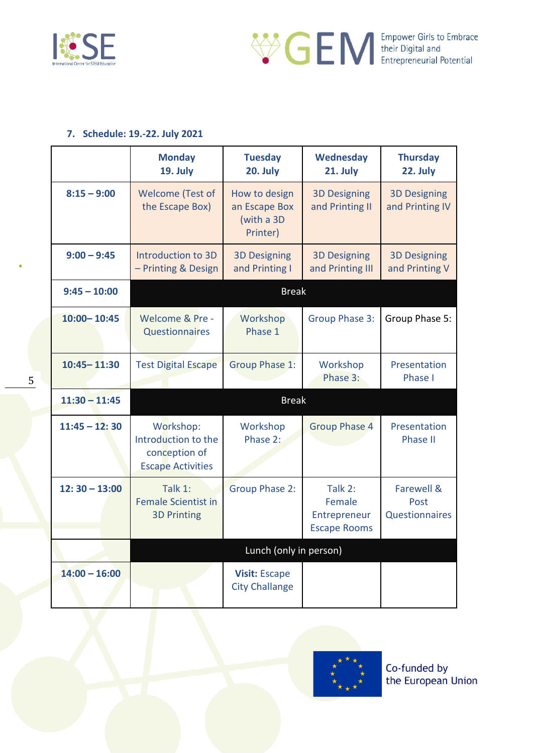## 7. Schedule: 19.-22. July 2021

| | Monday 19. July | Tuesday 20. July | Wednesday 21. July | Thursday 22. July |
|---|---|---|---|---|
| **8:15 – 9:00** | Welcome (Test of the Escape Box) | How to design an Escape Box (with a 3D Printer) | 3D Designing and Printing II | 3D Designing and Printing IV |
| **9:00 – 9:45** | Introduction to 3D – Printing & Design | 3D Designing and Printing I | 3D Designing and Printing III | 3D Designing and Printing V |
| **9:45 – 10:00** | Break | | | |
| **10:00– 10:45** | Welcome & Pre - Questionnaires | Workshop Phase 1 | Group Phase 3: | Group Phase 5: |
| **10:45– 11:30** | Test Digital Escape | Group Phase 1: | Workshop Phase 3: | Presentation Phase I |
| **11:30 – 11:45** | Break | | | |
| **11:45 – 12: 30** | Workshop: Introduction to the conception of Escape Activities | Workshop Phase 2: | Group Phase 4 | Presentation Phase II |
| **12: 30 – 13:00** | Talk 1: Female Scientist in 3D Printing | Group Phase 2: | Talk 2: Female Entrepreneur Escape Rooms | Farewell & Post Questionnaires |
| | Lunch (only in person) | | | |
| **14:00 – 16:00** | | **Visit:** Escape City Challange | | |

Co-funded by the European Union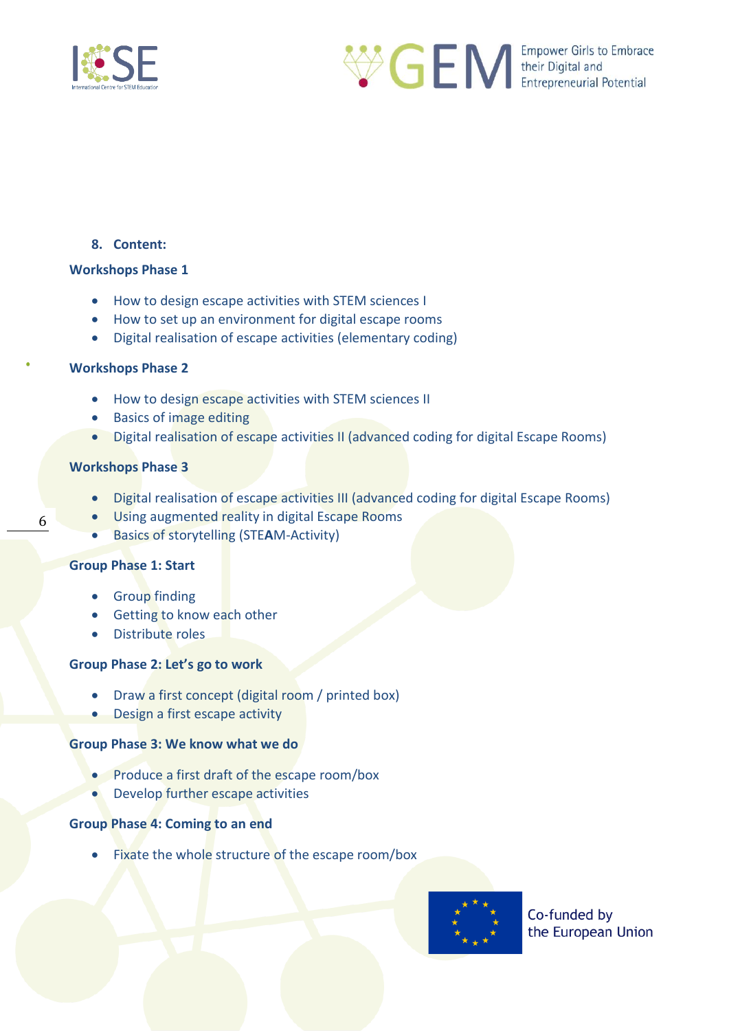8. **Content:**

**Workshops Phase 1**

- How to design escape activities with STEM sciences I
- How to set up an environment for digital escape rooms
- Digital realisation of escape activities (elementary coding)

**Workshops Phase 2**

- How to design escape activities with STEM sciences II
- Basics of image editing
- Digital realisation of escape activities II (advanced coding for digital Escape Rooms)

**Workshops Phase 3**

- Digital realisation of escape activities III (advanced coding for digital Escape Rooms)
- Using augmented reality in digital Escape Rooms
- Basics of storytelling (STE**A**M-Activity)

**Group Phase 1: Start**

- Group finding
- Getting to know each other
- Distribute roles

**Group Phase 2: Let's go to work**

- Draw a first concept (digital room / printed box)
- Design a first escape activity

**Group Phase 3: We know what we do**

- Produce a first draft of the escape room/box
- Develop further escape activities

**Group Phase 4: Coming to an end**

- Fixate the whole structure of the escape room/box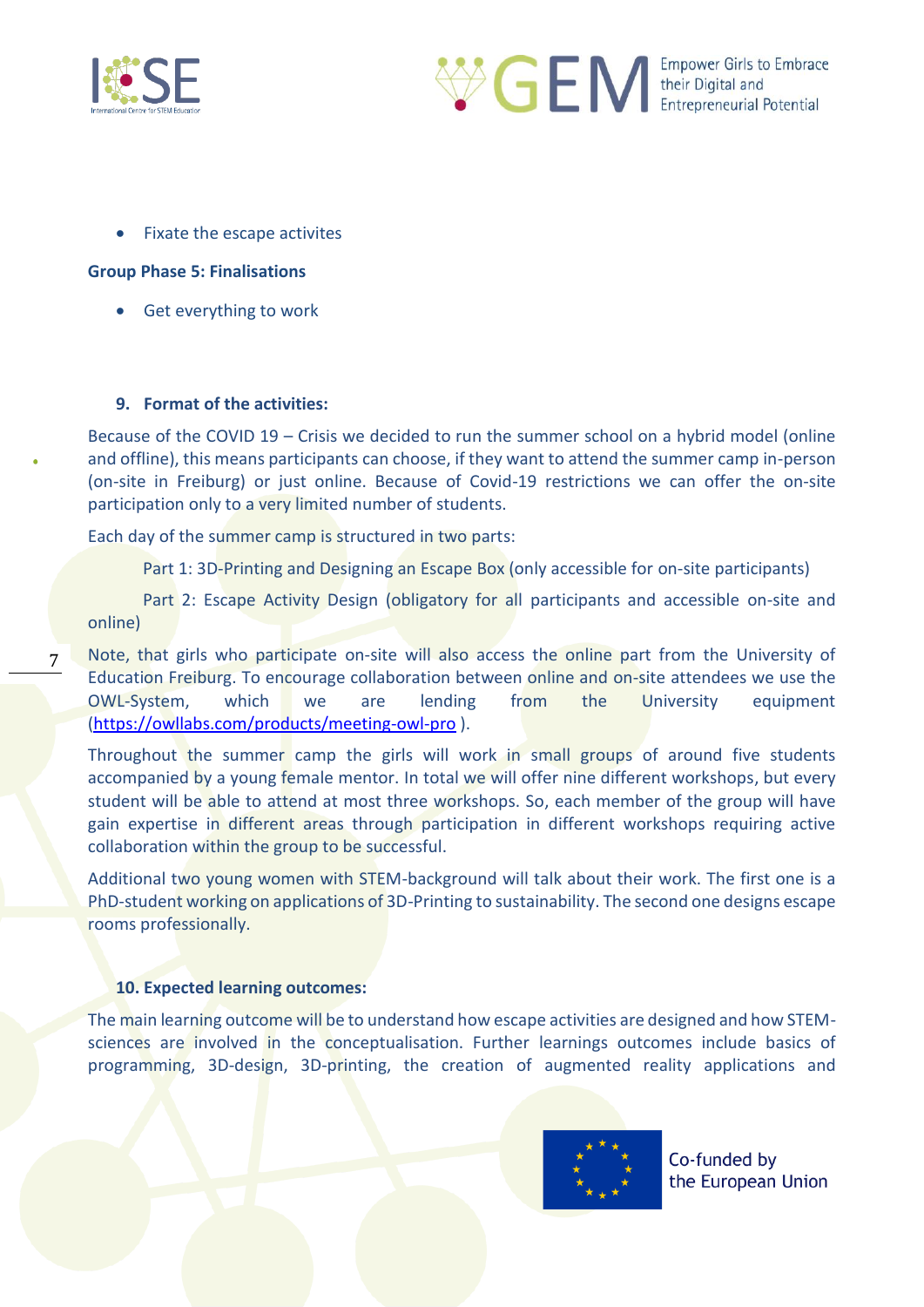- Fixate the escape activites

**Group Phase 5: Finalisations**

- Get everything to work

### 9. Format of the activities:

Because of the COVID 19 – Crisis we decided to run the summer school on a hybrid model (online and offline), this means participants can choose, if they want to attend the summer camp in-person (on-site in Freiburg) or just online. Because of Covid-19 restrictions we can offer the on-site participation only to a very limited number of students.

Each day of the summer camp is structured in two parts:

Part 1: 3D-Printing and Designing an Escape Box (only accessible for on-site participants)

Part 2: Escape Activity Design (obligatory for all participants and accessible on-site and online)

Note, that girls who participate on-site will also access the online part from the University of Education Freiburg. To encourage collaboration between online and on-site attendees we use the OWL-System, which we are lending from the University equipment (https://owllabs.com/products/meeting-owl-pro ).

Throughout the summer camp the girls will work in small groups of around five students accompanied by a young female mentor. In total we will offer nine different workshops, but every student will be able to attend at most three workshops. So, each member of the group will have gain expertise in different areas through participation in different workshops requiring active collaboration within the group to be successful.

Additional two young women with STEM-background will talk about their work. The first one is a PhD-student working on applications of 3D-Printing to sustainability. The second one designs escape rooms professionally.

### 10. Expected learning outcomes:

The main learning outcome will be to understand how escape activities are designed and how STEM-sciences are involved in the conceptualisation. Further learnings outcomes include basics of programming, 3D-design, 3D-printing, the creation of augmented reality applications and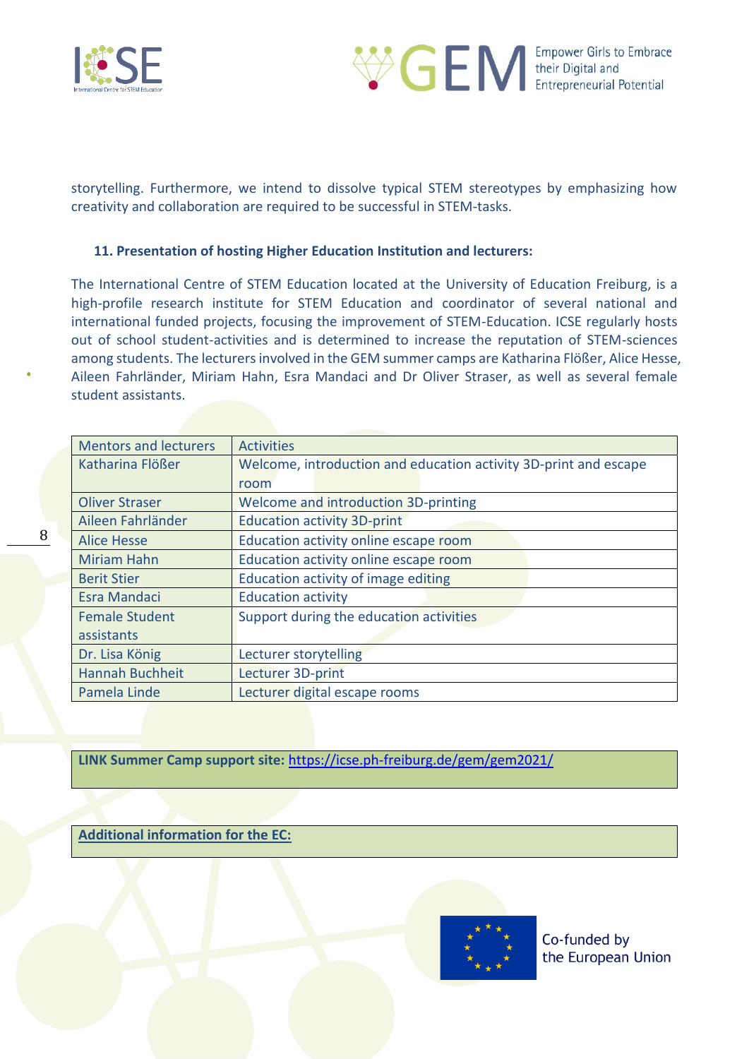storytelling. Furthermore, we intend to dissolve typical STEM stereotypes by emphasizing how creativity and collaboration are required to be successful in STEM-tasks.

**11. Presentation of hosting Higher Education Institution and lecturers:**

The International Centre of STEM Education located at the University of Education Freiburg, is a high-profile research institute for STEM Education and coordinator of several national and international funded projects, focusing the improvement of STEM-Education. ICSE regularly hosts out of school student-activities and is determined to increase the reputation of STEM-sciences among students. The lecturers involved in the GEM summer camps are Katharina Flößer, Alice Hesse, Aileen Fahrländer, Miriam Hahn, Esra Mandaci and Dr Oliver Straser, as well as several female student assistants.

| Mentors and lecturers | Activities |
|---|---|
| Katharina Flößer | Welcome, introduction and education activity 3D-print and escape room |
| Oliver Straser | Welcome and introduction 3D-printing |
| Aileen Fahrländer | Education activity 3D-print |
| Alice Hesse | Education activity online escape room |
| Miriam Hahn | Education activity online escape room |
| Berit Stier | Education activity of image editing |
| Esra Mandaci | Education activity |
| Female Student assistants | Support during the education activities |
| Dr. Lisa König | Lecturer storytelling |
| Hannah Buchheit | Lecturer 3D-print |
| Pamela Linde | Lecturer digital escape rooms |

**LINK Summer Camp support site:** https://icse.ph-freiburg.de/gem/gem2021/

**Additional information for the EC:**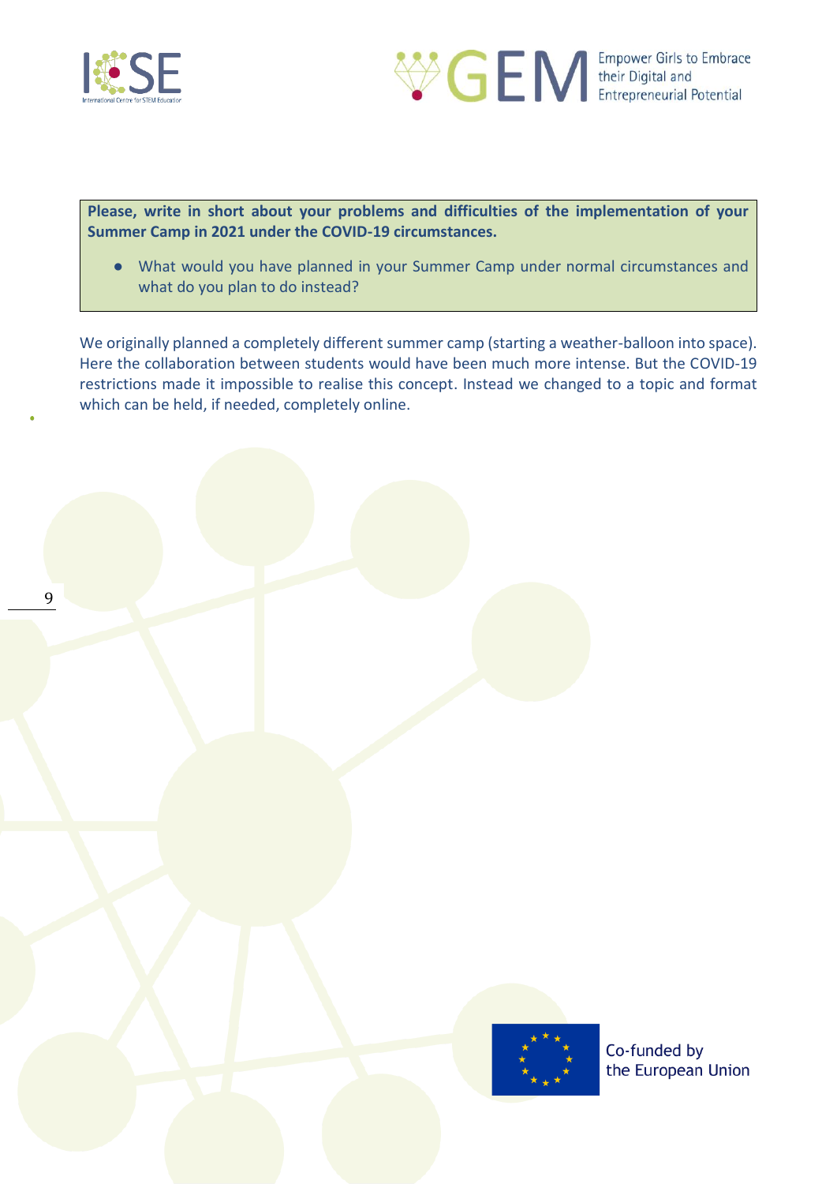**Please, write in short about your problems and difficulties of the implementation of your Summer Camp in 2021 under the COVID-19 circumstances.**

- What would you have planned in your Summer Camp under normal circumstances and what do you plan to do instead?

We originally planned a completely different summer camp (starting a weather-balloon into space). Here the collaboration between students would have been much more intense. But the COVID-19 restrictions made it impossible to realise this concept. Instead we changed to a topic and format which can be held, if needed, completely online.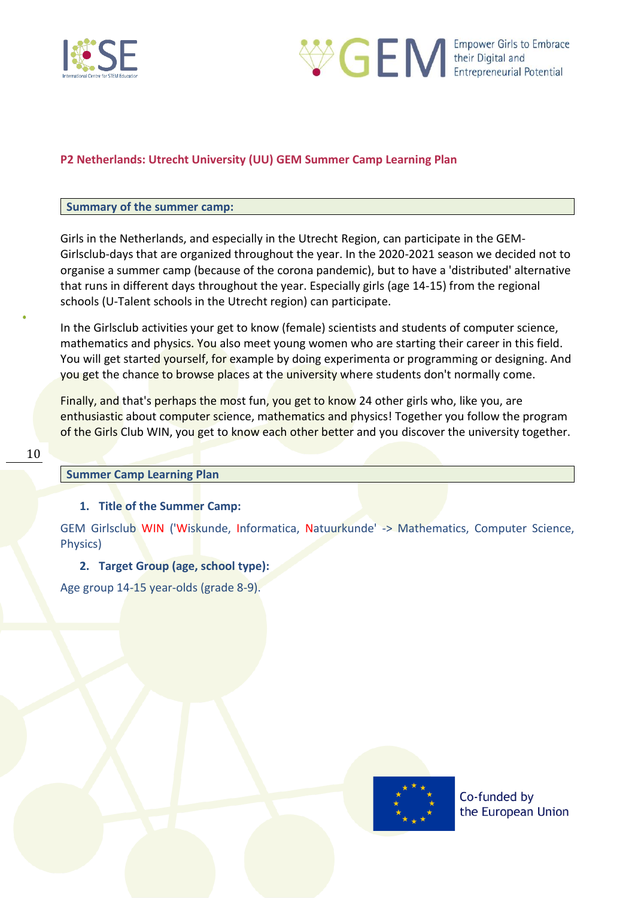## P2 Netherlands: Utrecht University (UU) GEM Summer Camp Learning Plan

**Summary of the summer camp:**

Girls in the Netherlands, and especially in the Utrecht Region, can participate in the GEM-Girlsclub-days that are organized throughout the year. In the 2020-2021 season we decided not to organise a summer camp (because of the corona pandemic), but to have a 'distributed' alternative that runs in different days throughout the year. Especially girls (age 14-15) from the regional schools (U-Talent schools in the Utrecht region) can participate.

In the Girlsclub activities your get to know (female) scientists and students of computer science, mathematics and physics. You also meet young women who are starting their career in this field. You will get started yourself, for example by doing experimenta or programming or designing. And you get the chance to browse places at the university where students don't normally come.

Finally, and that's perhaps the most fun, you get to know 24 other girls who, like you, are enthusiastic about computer science, mathematics and physics! Together you follow the program of the Girls Club WIN, you get to know each other better and you discover the university together.

**Summer Camp Learning Plan**

### 1. Title of the Summer Camp:

GEM Girlsclub WIN ('Wiskunde, Informatica, Natuurkunde' -> Mathematics, Computer Science, Physics)

### 2. Target Group (age, school type):

Age group 14-15 year-olds (grade 8-9).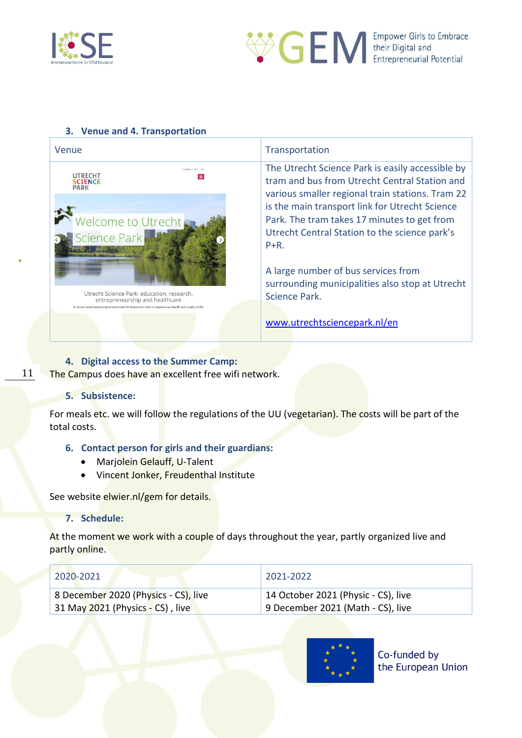### 3. Venue and 4. Transportation

| Venue | Transportation |
|---|---|
| UTRECHT SCIENCE PARK<br>Welcome to Utrecht Science Park<br>Utrecht Science Park: education, research, entrepreneurship and healthcare<br>A vibrant and inspirational environment for those who work to improve our health and quality of life | The Utrecht Science Park is easily accessible by tram and bus from Utrecht Central Station and various smaller regional train stations. Tram 22 is the main transport link for Utrecht Science Park. The tram takes 17 minutes to get from Utrecht Central Station to the science park's P+R.<br><br>A large number of bus services from surrounding municipalities also stop at Utrecht Science Park.<br><br>[www.utrechtsciencepark.nl/en](www.utrechtsciencepark.nl/en) |

### 4. Digital access to the Summer Camp:

The Campus does have an excellent free wifi network.

### 5. Subsistence:

For meals etc. we will follow the regulations of the UU (vegetarian). The costs will be part of the total costs.

### 6. Contact person for girls and their guardians:

- Marjolein Gelauff, U-Talent
- Vincent Jonker, Freudenthal Institute

See website elwier.nl/gem for details.

### 7. Schedule:

At the moment we work with a couple of days throughout the year, partly organized live and partly online.

| 2020-2021 | 2021-2022 |
|---|---|
| 8 December 2020 (Physics - CS), live<br>31 May 2021 (Physics - CS) , live | 14 October 2021 (Physic - CS), live<br>9 December 2021 (Math - CS), live |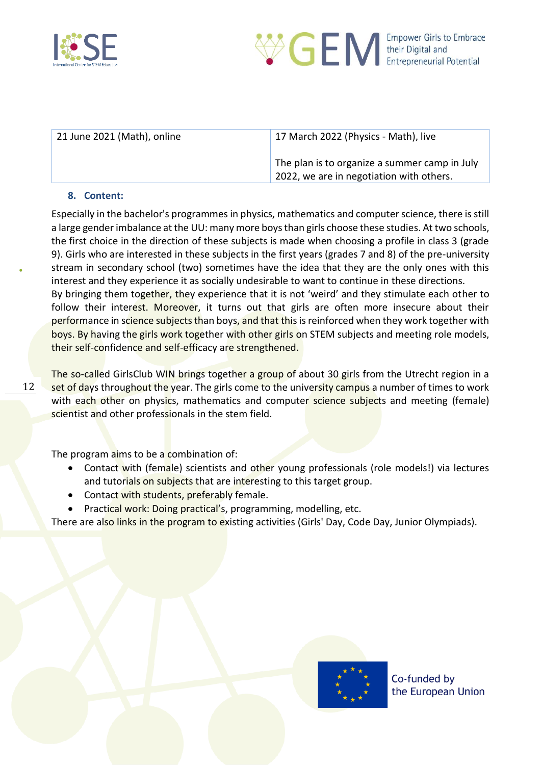| 21 June 2021 (Math), online | 17 March 2022 (Physics - Math), live<br><br>The plan is to organize a summer camp in July 2022, we are in negotiation with others. |
|---|---|

### 8. Content:

Especially in the bachelor's programmes in physics, mathematics and computer science, there is still a large gender imbalance at the UU: many more boys than girls choose these studies. At two schools, the first choice in the direction of these subjects is made when choosing a profile in class 3 (grade 9). Girls who are interested in these subjects in the first years (grades 7 and 8) of the pre-university stream in secondary school (two) sometimes have the idea that they are the only ones with this interest and they experience it as socially undesirable to want to continue in these directions.
By bringing them together, they experience that it is not 'weird' and they stimulate each other to follow their interest. Moreover, it turns out that girls are often more insecure about their performance in science subjects than boys, and that this is reinforced when they work together with boys. By having the girls work together with other girls on STEM subjects and meeting role models, their self-confidence and self-efficacy are strengthened.

The so-called GirlsClub WIN brings together a group of about 30 girls from the Utrecht region in a set of days throughout the year. The girls come to the university campus a number of times to work with each other on physics, mathematics and computer science subjects and meeting (female) scientist and other professionals in the stem field.

The program aims to be a combination of:

- Contact with (female) scientists and other young professionals (role models!) via lectures and tutorials on subjects that are interesting to this target group.
- Contact with students, preferably female.
- Practical work: Doing practical's, programming, modelling, etc.

There are also links in the program to existing activities (Girls' Day, Code Day, Junior Olympiads).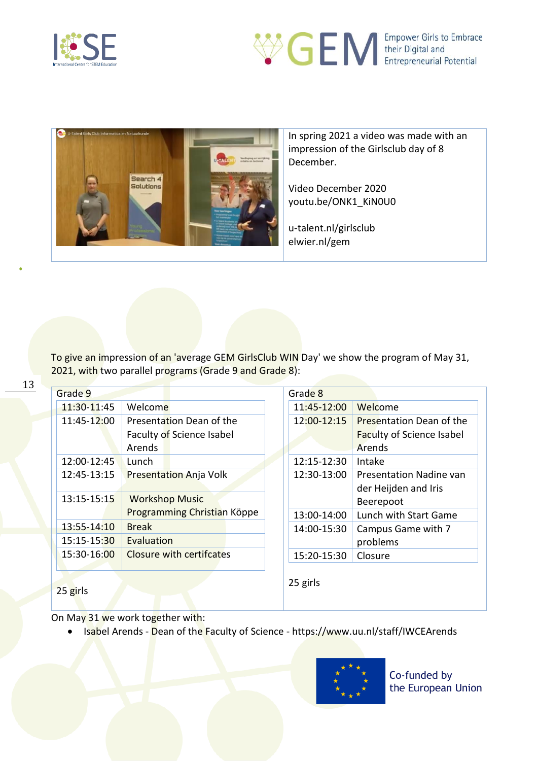In spring 2021 a video was made with an impression of the Girlsclub day of 8 December.

Video December 2020
youtu.be/ONK1_KiN0U0

u-talent.nl/girlsclub
elwier.nl/gem

To give an impression of an 'average GEM GirlsClub WIN Day' we show the program of May 31, 2021, with two parallel programs (Grade 9 and Grade 8):

**Grade 9**

| Time | Activity |
|---|---|
| 11:30-11:45 | Welcome |
| 11:45-12:00 | Presentation Dean of the Faculty of Science Isabel Arends |
| 12:00-12:45 | Lunch |
| 12:45-13:15 | Presentation Anja Volk |
| 13:15-15:15 | Workshop Music Programming Christian Köppe |
| 13:55-14:10 | Break |
| 15:15-15:30 | Evaluation |
| 15:30-16:00 | Closure with certifcates |

25 girls

**Grade 8**

| Time | Activity |
|---|---|
| 11:45-12:00 | Welcome |
| 12:00-12:15 | Presentation Dean of the Faculty of Science Isabel Arends |
| 12:15-12:30 | Intake |
| 12:30-13:00 | Presentation Nadine van der Heijden and Iris Beerepoot |
| 13:00-14:00 | Lunch with Start Game |
| 14:00-15:30 | Campus Game with 7 problems |
| 15:20-15:30 | Closure |

25 girls

On May 31 we work together with:

- Isabel Arends - Dean of the Faculty of Science - https://www.uu.nl/staff/IWCEArends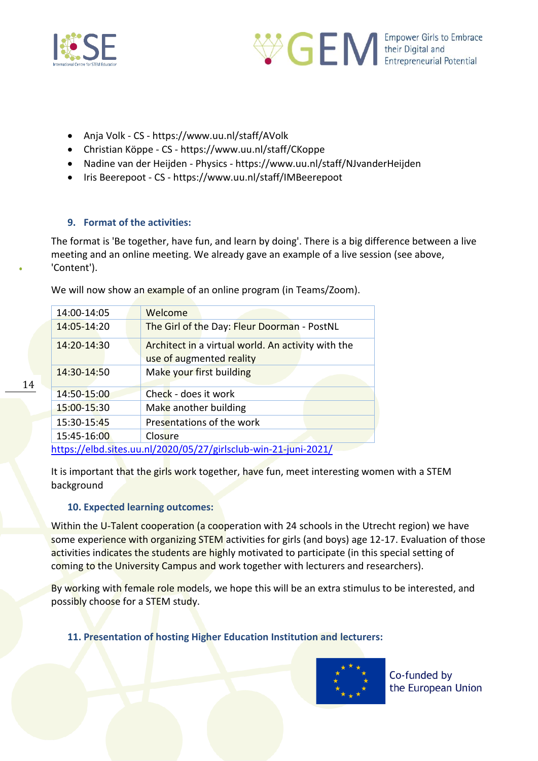- Anja Volk - CS - https://www.uu.nl/staff/AVolk
- Christian Köppe - CS - https://www.uu.nl/staff/CKoppe
- Nadine van der Heijden - Physics - https://www.uu.nl/staff/NJvanderHeijden
- Iris Beerepoot - CS - https://www.uu.nl/staff/IMBeerepoot

### 9. Format of the activities:

The format is 'Be together, have fun, and learn by doing'. There is a big difference between a live meeting and an online meeting. We already gave an example of a live session (see above, 'Content').

We will now show an example of an online program (in Teams/Zoom).

| 14:00-14:05 | Welcome |
|---|---|
| 14:05-14:20 | The Girl of the Day: Fleur Doorman - PostNL |
| 14:20-14:30 | Architect in a virtual world. An activity with the use of augmented reality |
| 14:30-14:50 | Make your first building |
| 14:50-15:00 | Check - does it work |
| 15:00-15:30 | Make another building |
| 15:30-15:45 | Presentations of the work |
| 15:45-16:00 | Closure |

https://elbd.sites.uu.nl/2020/05/27/girlsclub-win-21-juni-2021/

It is important that the girls work together, have fun, meet interesting women with a STEM background

### 10. Expected learning outcomes:

Within the U-Talent cooperation (a cooperation with 24 schools in the Utrecht region) we have some experience with organizing STEM activities for girls (and boys) age 12-17. Evaluation of those activities indicates the students are highly motivated to participate (in this special setting of coming to the University Campus and work together with lecturers and researchers).

By working with female role models, we hope this will be an extra stimulus to be interested, and possibly choose for a STEM study.

### 11. Presentation of hosting Higher Education Institution and lecturers: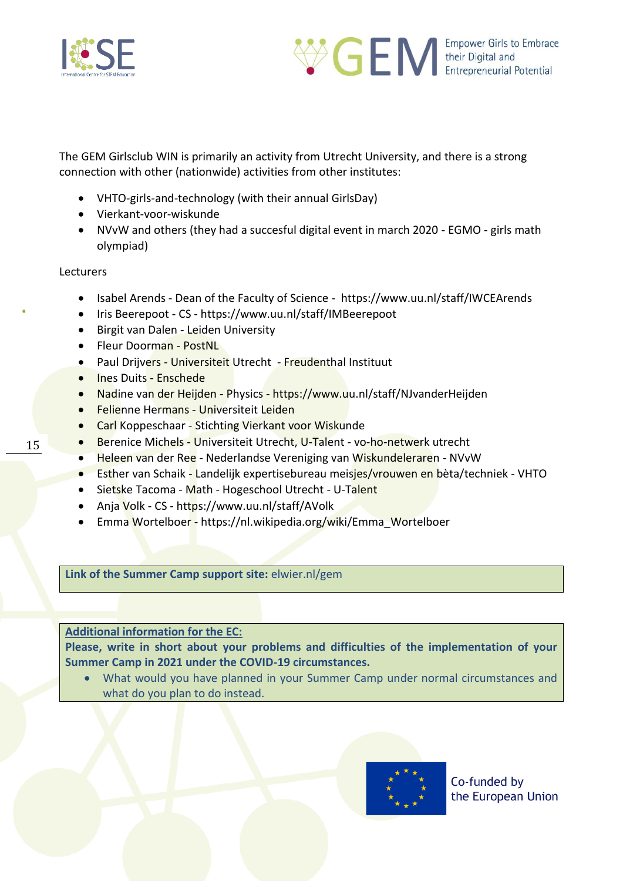The GEM Girlsclub WIN is primarily an activity from Utrecht University, and there is a strong connection with other (nationwide) activities from other institutes:

- VHTO-girls-and-technology (with their annual GirlsDay)
- Vierkant-voor-wiskunde
- NVvW and others (they had a succesful digital event in march 2020 - EGMO - girls math olympiad)

Lecturers

- Isabel Arends - Dean of the Faculty of Science - https://www.uu.nl/staff/IWCEArends
- Iris Beerepoot - CS - https://www.uu.nl/staff/IMBeerepoot
- Birgit van Dalen - Leiden University
- Fleur Doorman - PostNL
- Paul Drijvers - Universiteit Utrecht - Freudenthal Instituut
- Ines Duits - Enschede
- Nadine van der Heijden - Physics - https://www.uu.nl/staff/NJvanderHeijden
- Felienne Hermans - Universiteit Leiden
- Carl Koppeschaar - Stichting Vierkant voor Wiskunde
- Berenice Michels - Universiteit Utrecht, U-Talent - vo-ho-netwerk utrecht
- Heleen van der Ree - Nederlandse Vereniging van Wiskundeleraren - NVvW
- Esther van Schaik - Landelijk expertisebureau meisjes/vrouwen en bèta/techniek - VHTO
- Sietske Tacoma - Math - Hogeschool Utrecht - U-Talent
- Anja Volk - CS - https://www.uu.nl/staff/AVolk
- Emma Wortelboer - https://nl.wikipedia.org/wiki/Emma_Wortelboer

**Link of the Summer Camp support site:** elwier.nl/gem

**Additional information for the EC:**

**Please, write in short about your problems and difficulties of the implementation of your Summer Camp in 2021 under the COVID-19 circumstances.**

- What would you have planned in your Summer Camp under normal circumstances and what do you plan to do instead.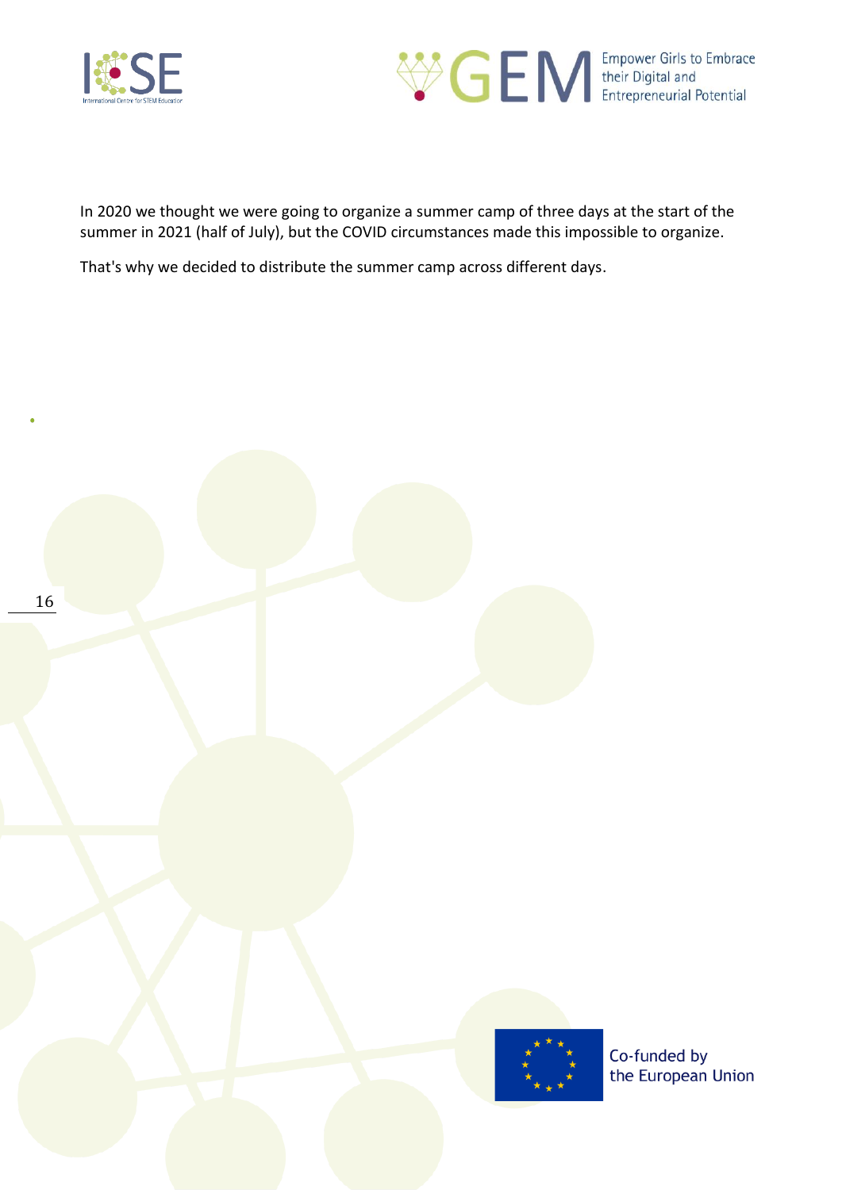In 2020 we thought we were going to organize a summer camp of three days at the start of the summer in 2021 (half of July), but the COVID circumstances made this impossible to organize.

That's why we decided to distribute the summer camp across different days.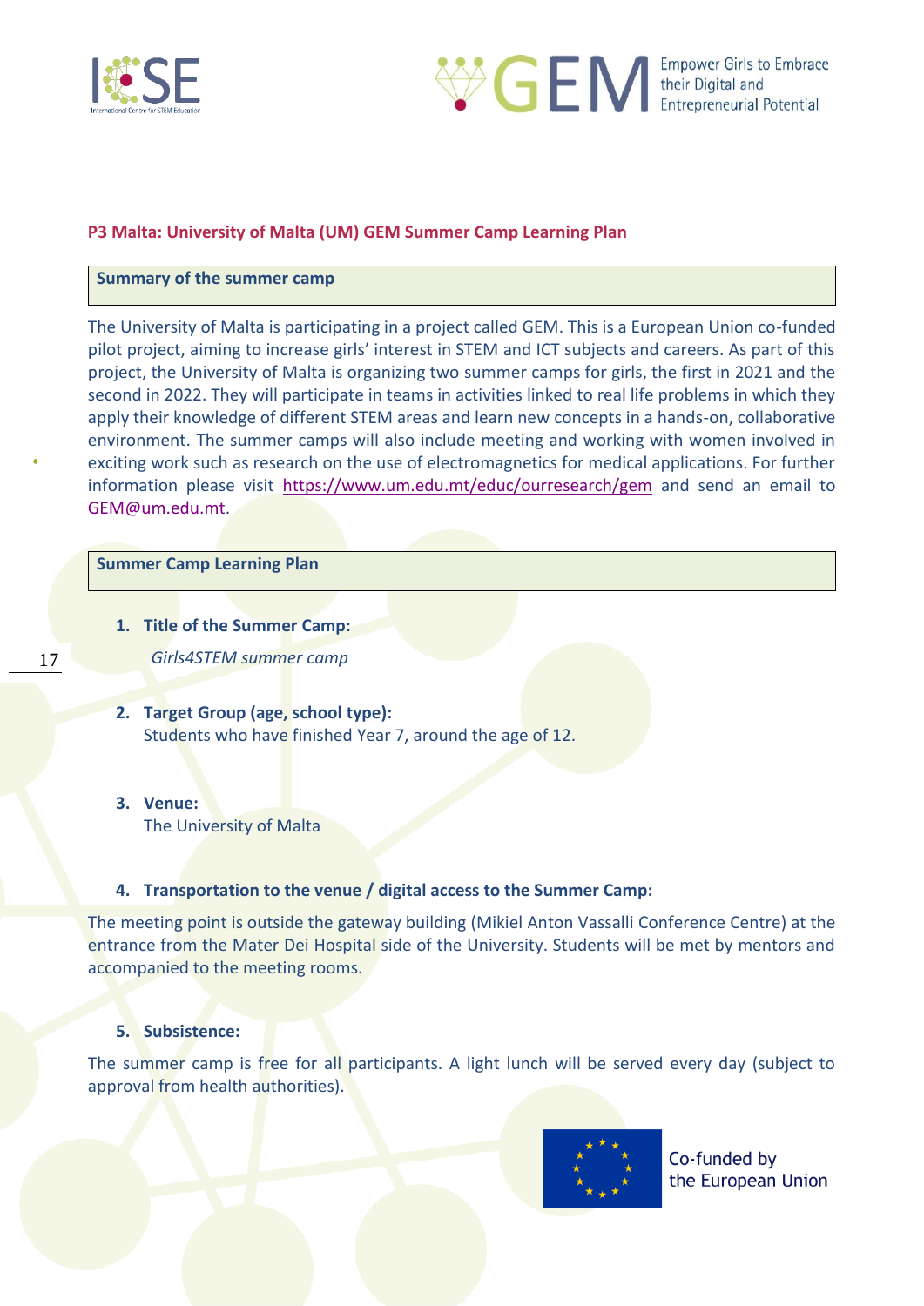### P3 Malta: University of Malta (UM) GEM Summer Camp Learning Plan

**Summary of the summer camp**

The University of Malta is participating in a project called GEM. This is a European Union co-funded pilot project, aiming to increase girls' interest in STEM and ICT subjects and careers. As part of this project, the University of Malta is organizing two summer camps for girls, the first in 2021 and the second in 2022. They will participate in teams in activities linked to real life problems in which they apply their knowledge of different STEM areas and learn new concepts in a hands-on, collaborative environment. The summer camps will also include meeting and working with women involved in exciting work such as research on the use of electromagnetics for medical applications. For further information please visit https://www.um.edu.mt/educ/ourresearch/gem and send an email to GEM@um.edu.mt.

**Summer Camp Learning Plan**

1. **Title of the Summer Camp:**

   *Girls4STEM summer camp*

2. **Target Group (age, school type):**
   Students who have finished Year 7, around the age of 12.

3. **Venue:**
   The University of Malta

4. **Transportation to the venue / digital access to the Summer Camp:**

The meeting point is outside the gateway building (Mikiel Anton Vassalli Conference Centre) at the entrance from the Mater Dei Hospital side of the University. Students will be met by mentors and accompanied to the meeting rooms.

5. **Subsistence:**

The summer camp is free for all participants. A light lunch will be served every day (subject to approval from health authorities).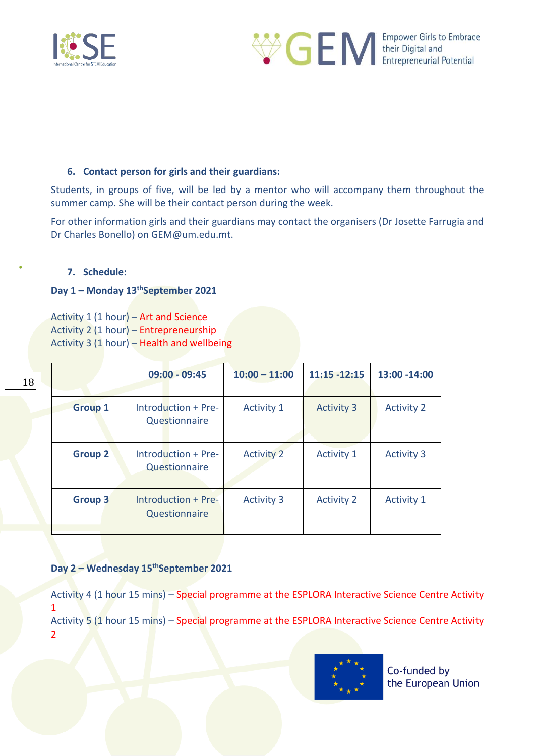6. **Contact person for girls and their guardians:**

Students, in groups of five, will be led by a mentor who will accompany them throughout the summer camp. She will be their contact person during the week.

For other information girls and their guardians may contact the organisers (Dr Josette Farrugia and Dr Charles Bonello) on GEM@um.edu.mt.

7. **Schedule:**

**Day 1 – Monday 13th September 2021**

Activity 1 (1 hour) – Art and Science
Activity 2 (1 hour) – Entrepreneurship
Activity 3 (1 hour) – Health and wellbeing

| | 09:00 - 09:45 | 10:00 – 11:00 | 11:15 -12:15 | 13:00 -14:00 |
|---|---|---|---|---|
| **Group 1** | Introduction + Pre-Questionnaire | Activity 1 | Activity 3 | Activity 2 |
| **Group 2** | Introduction + Pre-Questionnaire | Activity 2 | Activity 1 | Activity 3 |
| **Group 3** | Introduction + Pre-Questionnaire | Activity 3 | Activity 2 | Activity 1 |

**Day 2 – Wednesday 15th September 2021**

Activity 4 (1 hour 15 mins) – Special programme at the ESPLORA Interactive Science Centre Activity 1
Activity 5 (1 hour 15 mins) – Special programme at the ESPLORA Interactive Science Centre Activity 2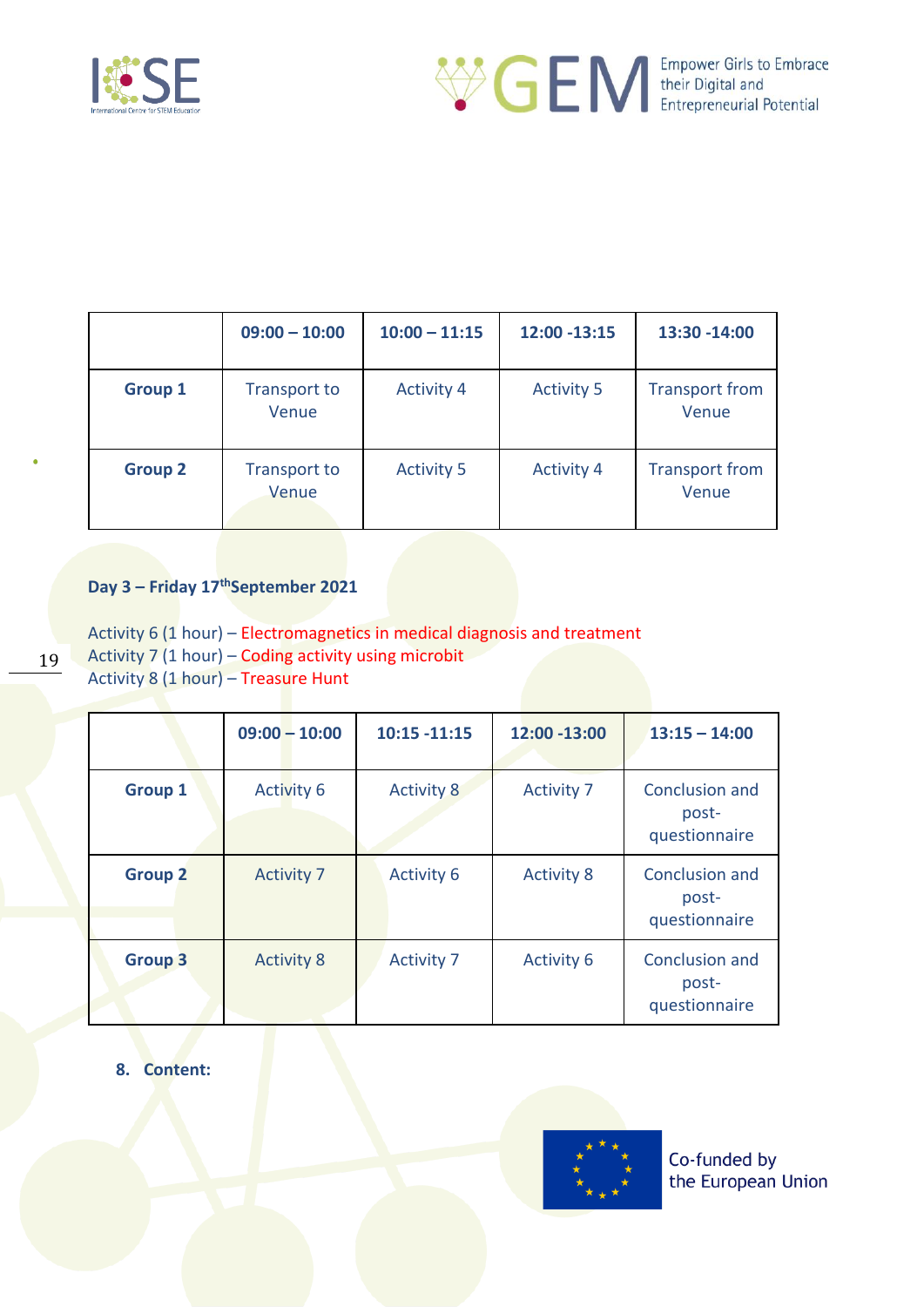| | 09:00 – 10:00 | 10:00 – 11:15 | 12:00 -13:15 | 13:30 -14:00 |
|---|---|---|---|---|
| **Group 1** | Transport to Venue | Activity 4 | Activity 5 | Transport from Venue |
| **Group 2** | Transport to Venue | Activity 5 | Activity 4 | Transport from Venue |

**Day 3 – Friday 17[th] September 2021**

Activity 6 (1 hour) – Electromagnetics in medical diagnosis and treatment
Activity 7 (1 hour) – Coding activity using microbit
Activity 8 (1 hour) – Treasure Hunt

| | 09:00 – 10:00 | 10:15 -11:15 | 12:00 -13:00 | 13:15 – 14:00 |
|---|---|---|---|---|
| **Group 1** | Activity 6 | Activity 8 | Activity 7 | Conclusion and post-questionnaire |
| **Group 2** | Activity 7 | Activity 6 | Activity 8 | Conclusion and post-questionnaire |
| **Group 3** | Activity 8 | Activity 7 | Activity 6 | Conclusion and post-questionnaire |

**8. Content:**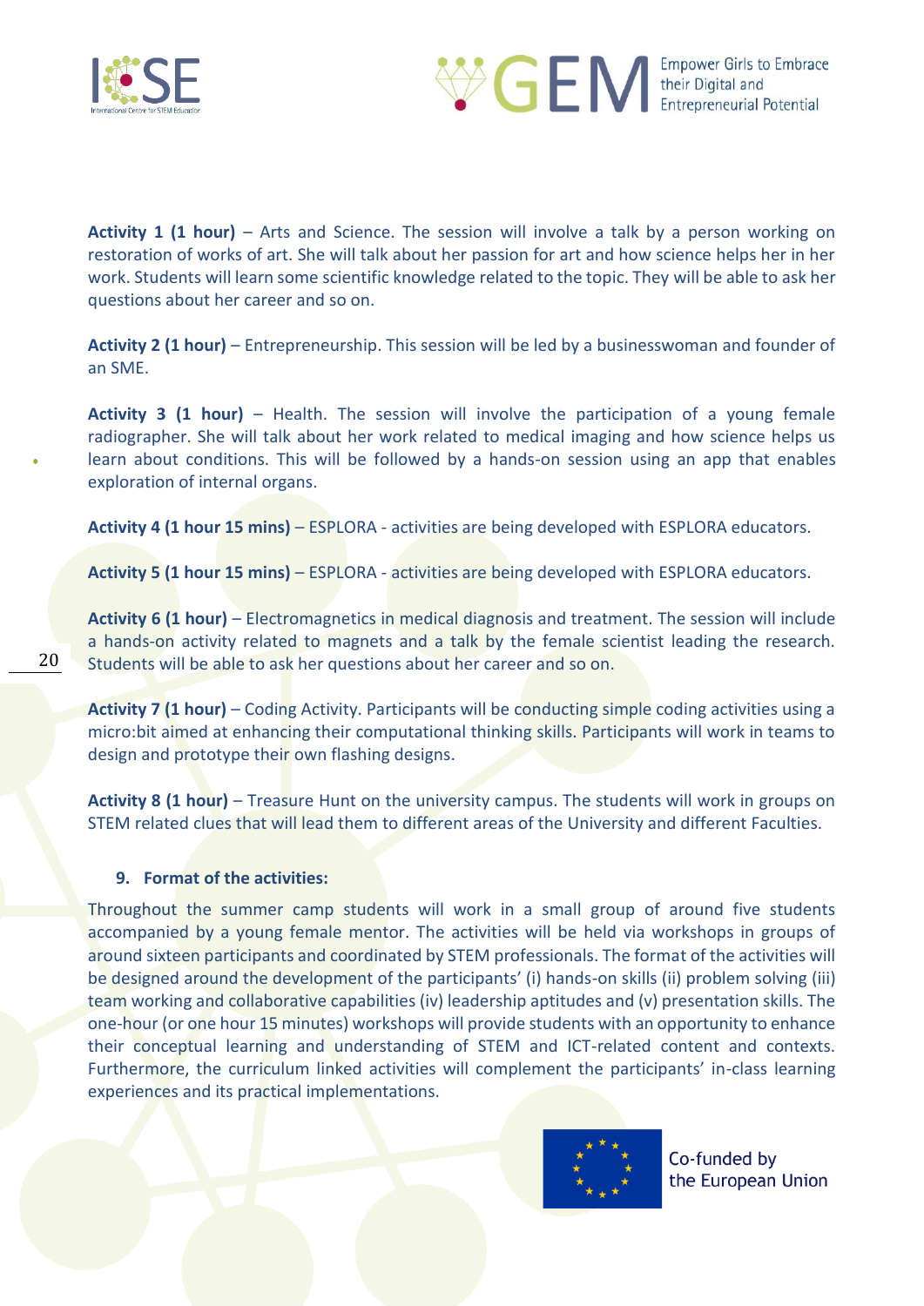**Activity 1 (1 hour)** – Arts and Science. The session will involve a talk by a person working on restoration of works of art. She will talk about her passion for art and how science helps her in her work. Students will learn some scientific knowledge related to the topic. They will be able to ask her questions about her career and so on.

**Activity 2 (1 hour)** – Entrepreneurship. This session will be led by a businesswoman and founder of an SME.

**Activity 3 (1 hour)** – Health. The session will involve the participation of a young female radiographer. She will talk about her work related to medical imaging and how science helps us learn about conditions. This will be followed by a hands-on session using an app that enables exploration of internal organs.

**Activity 4 (1 hour 15 mins)** – ESPLORA - activities are being developed with ESPLORA educators.

**Activity 5 (1 hour 15 mins)** – ESPLORA - activities are being developed with ESPLORA educators.

**Activity 6 (1 hour)** – Electromagnetics in medical diagnosis and treatment. The session will include a hands-on activity related to magnets and a talk by the female scientist leading the research. Students will be able to ask her questions about her career and so on.

**Activity 7 (1 hour)** – Coding Activity. Participants will be conducting simple coding activities using a micro:bit aimed at enhancing their computational thinking skills. Participants will work in teams to design and prototype their own flashing designs.

**Activity 8 (1 hour)** – Treasure Hunt on the university campus. The students will work in groups on STEM related clues that will lead them to different areas of the University and different Faculties.

## 9. Format of the activities:

Throughout the summer camp students will work in a small group of around five students accompanied by a young female mentor. The activities will be held via workshops in groups of around sixteen participants and coordinated by STEM professionals. The format of the activities will be designed around the development of the participants' (i) hands-on skills (ii) problem solving (iii) team working and collaborative capabilities (iv) leadership aptitudes and (v) presentation skills. The one-hour (or one hour 15 minutes) workshops will provide students with an opportunity to enhance their conceptual learning and understanding of STEM and ICT-related content and contexts. Furthermore, the curriculum linked activities will complement the participants' in-class learning experiences and its practical implementations.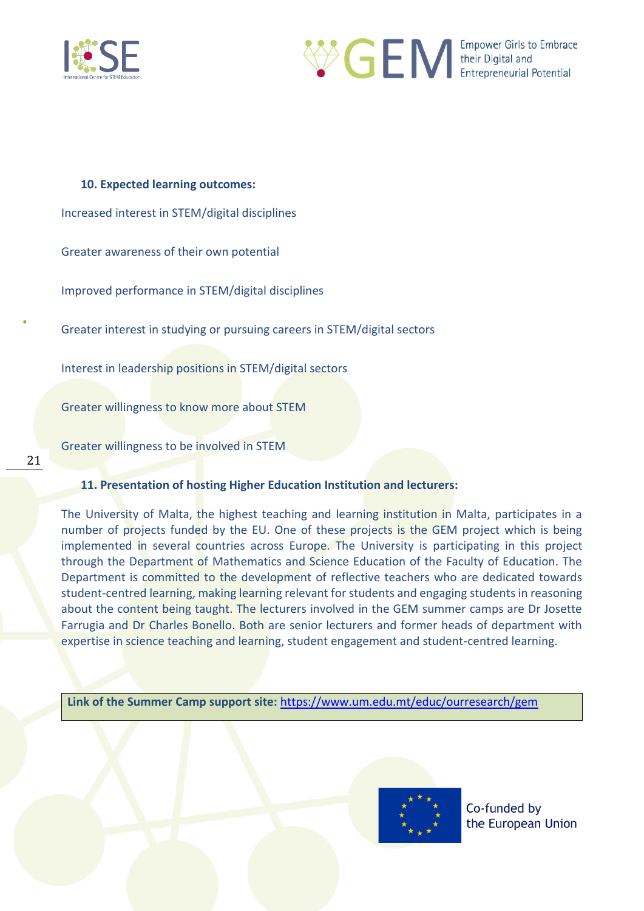#### 10. Expected learning outcomes:

Increased interest in STEM/digital disciplines

Greater awareness of their own potential

Improved performance in STEM/digital disciplines

Greater interest in studying or pursuing careers in STEM/digital sectors

Interest in leadership positions in STEM/digital sectors

Greater willingness to know more about STEM

Greater willingness to be involved in STEM

#### 11. Presentation of hosting Higher Education Institution and lecturers:

The University of Malta, the highest teaching and learning institution in Malta, participates in a number of projects funded by the EU. One of these projects is the GEM project which is being implemented in several countries across Europe. The University is participating in this project through the Department of Mathematics and Science Education of the Faculty of Education. The Department is committed to the development of reflective teachers who are dedicated towards student-centred learning, making learning relevant for students and engaging students in reasoning about the content being taught. The lecturers involved in the GEM summer camps are Dr Josette Farrugia and Dr Charles Bonello. Both are senior lecturers and former heads of department with expertise in science teaching and learning, student engagement and student-centred learning.

**Link of the Summer Camp support site:** https://www.um.edu.mt/educ/ourresearch/gem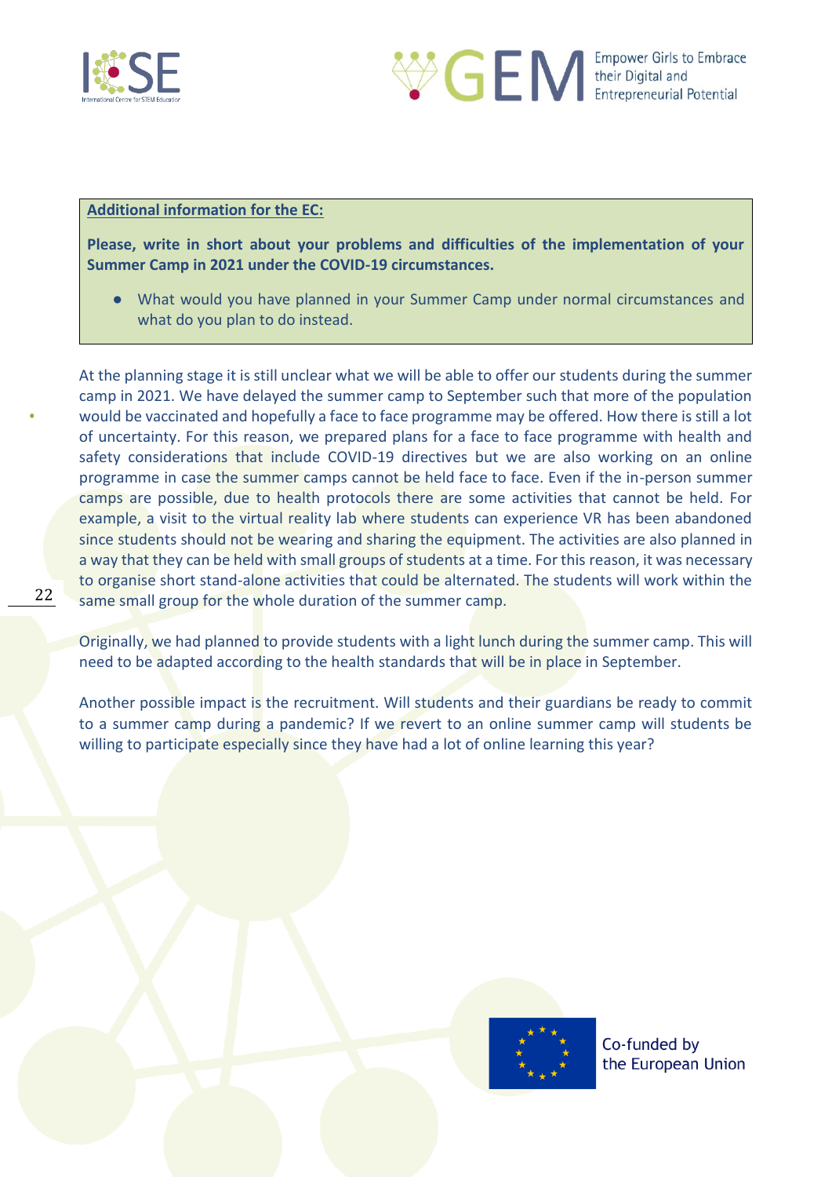**Additional information for the EC:**

**Please, write in short about your problems and difficulties of the implementation of your Summer Camp in 2021 under the COVID-19 circumstances.**

- What would you have planned in your Summer Camp under normal circumstances and what do you plan to do instead.

At the planning stage it is still unclear what we will be able to offer our students during the summer camp in 2021. We have delayed the summer camp to September such that more of the population would be vaccinated and hopefully a face to face programme may be offered. How there is still a lot of uncertainty. For this reason, we prepared plans for a face to face programme with health and safety considerations that include COVID-19 directives but we are also working on an online programme in case the summer camps cannot be held face to face. Even if the in-person summer camps are possible, due to health protocols there are some activities that cannot be held. For example, a visit to the virtual reality lab where students can experience VR has been abandoned since students should not be wearing and sharing the equipment. The activities are also planned in a way that they can be held with small groups of students at a time. For this reason, it was necessary to organise short stand-alone activities that could be alternated. The students will work within the same small group for the whole duration of the summer camp.

Originally, we had planned to provide students with a light lunch during the summer camp. This will need to be adapted according to the health standards that will be in place in September.

Another possible impact is the recruitment. Will students and their guardians be ready to commit to a summer camp during a pandemic? If we revert to an online summer camp will students be willing to participate especially since they have had a lot of online learning this year?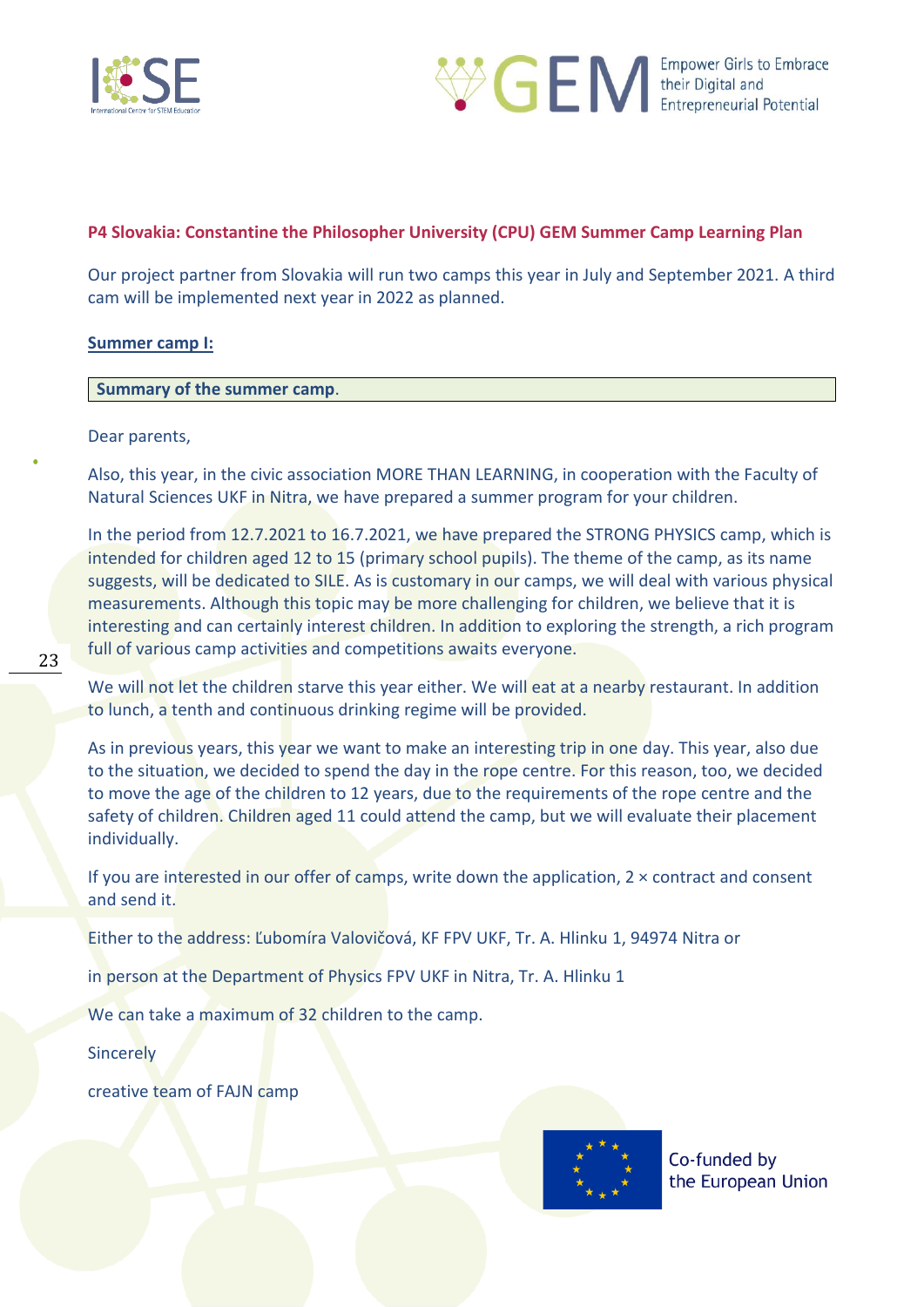**P4 Slovakia: Constantine the Philosopher University (CPU) GEM Summer Camp Learning Plan**

Our project partner from Slovakia will run two camps this year in July and September 2021. A third cam will be implemented next year in 2022 as planned.

**Summer camp I:**

**Summary of the summer camp**.

Dear parents,

Also, this year, in the civic association MORE THAN LEARNING, in cooperation with the Faculty of Natural Sciences UKF in Nitra, we have prepared a summer program for your children.

In the period from 12.7.2021 to 16.7.2021, we have prepared the STRONG PHYSICS camp, which is intended for children aged 12 to 15 (primary school pupils). The theme of the camp, as its name suggests, will be dedicated to SILE. As is customary in our camps, we will deal with various physical measurements. Although this topic may be more challenging for children, we believe that it is interesting and can certainly interest children. In addition to exploring the strength, a rich program full of various camp activities and competitions awaits everyone.

We will not let the children starve this year either. We will eat at a nearby restaurant. In addition to lunch, a tenth and continuous drinking regime will be provided.

As in previous years, this year we want to make an interesting trip in one day. This year, also due to the situation, we decided to spend the day in the rope centre. For this reason, too, we decided to move the age of the children to 12 years, due to the requirements of the rope centre and the safety of children. Children aged 11 could attend the camp, but we will evaluate their placement individually.

If you are interested in our offer of camps, write down the application, 2 × contract and consent and send it.

Either to the address: Ľubomíra Valovičová, KF FPV UKF, Tr. A. Hlinku 1, 94974 Nitra or

in person at the Department of Physics FPV UKF in Nitra, Tr. A. Hlinku 1

We can take a maximum of 32 children to the camp.

Sincerely

creative team of FAJN camp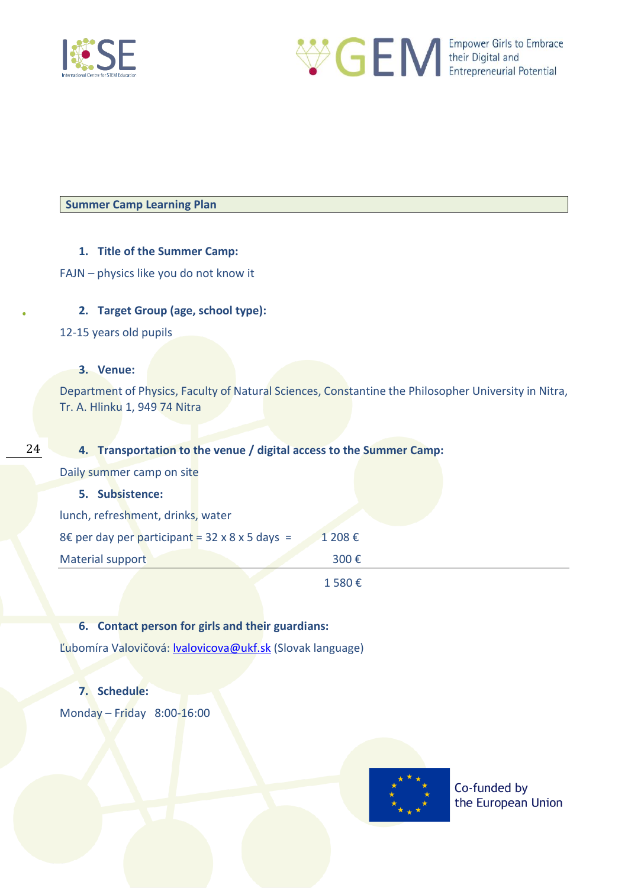**Summer Camp Learning Plan**

1. **Title of the Summer Camp:**

FAJN – physics like you do not know it

2. **Target Group (age, school type):**

12-15 years old pupils

3. **Venue:**

Department of Physics, Faculty of Natural Sciences, Constantine the Philosopher University in Nitra, Tr. A. Hlinku 1, 949 74 Nitra

4. **Transportation to the venue / digital access to the Summer Camp:**

Daily summer camp on site

5. **Subsistence:**

lunch, refreshment, drinks, water

| | |
|---|---|
| 8€ per day per participant = 32 x 8 x 5 days = | 1 208 € |
| Material support | 300 € |
| | 1 580 € |

6. **Contact person for girls and their guardians:**

Ľubomíra Valovičová: lvalovicova@ukf.sk (Slovak language)

7. **Schedule:**

Monday – Friday 8:00-16:00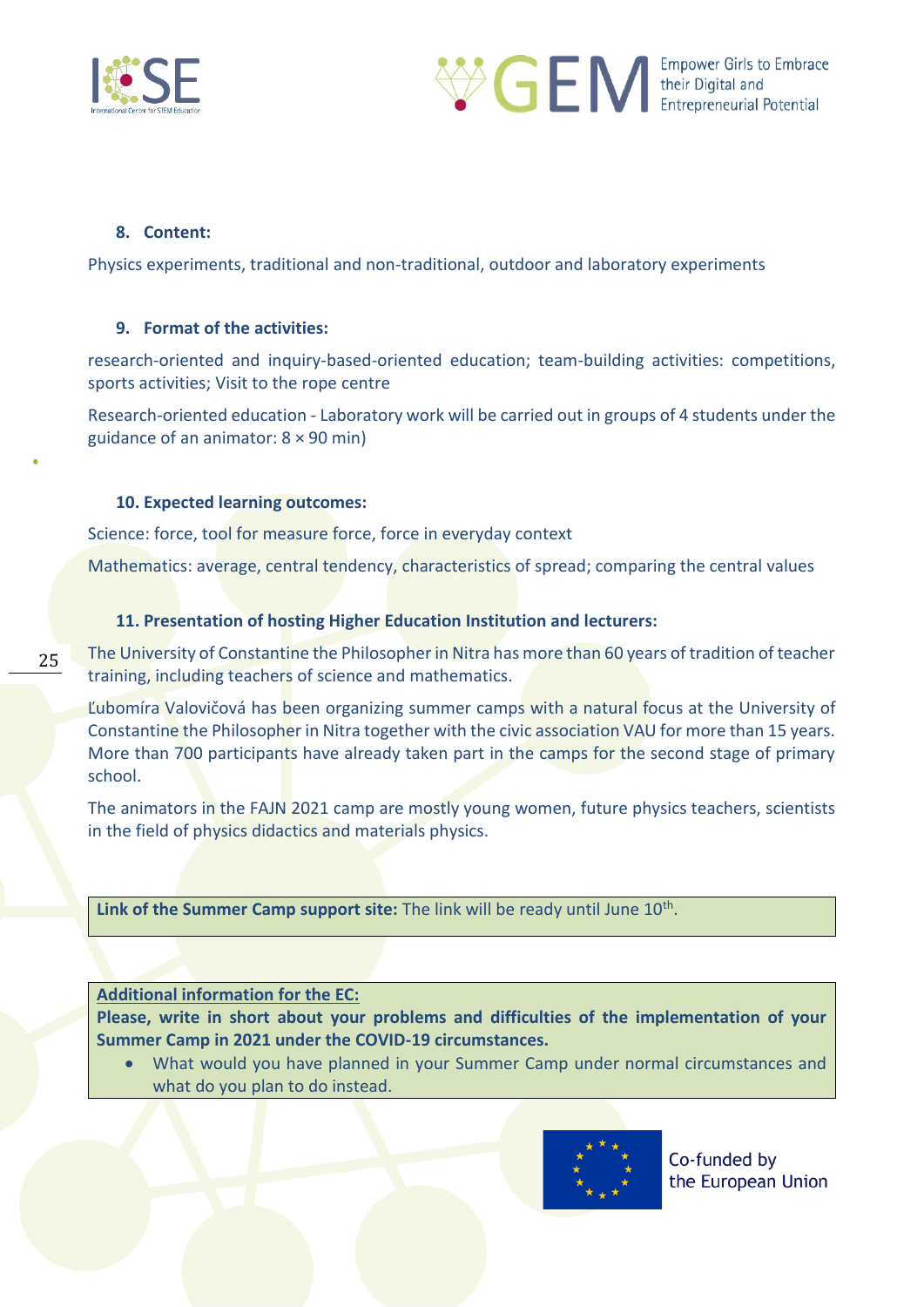**8. Content:**

Physics experiments, traditional and non-traditional, outdoor and laboratory experiments

**9. Format of the activities:**

research-oriented and inquiry-based-oriented education; team-building activities: competitions, sports activities; Visit to the rope centre

Research-oriented education - Laboratory work will be carried out in groups of 4 students under the guidance of an animator: 8 × 90 min)

**10. Expected learning outcomes:**

Science: force, tool for measure force, force in everyday context

Mathematics: average, central tendency, characteristics of spread; comparing the central values

**11. Presentation of hosting Higher Education Institution and lecturers:**

The University of Constantine the Philosopher in Nitra has more than 60 years of tradition of teacher training, including teachers of science and mathematics.

Ľubomíra Valovičová has been organizing summer camps with a natural focus at the University of Constantine the Philosopher in Nitra together with the civic association VAU for more than 15 years. More than 700 participants have already taken part in the camps for the second stage of primary school.

The animators in the FAJN 2021 camp are mostly young women, future physics teachers, scientists in the field of physics didactics and materials physics.

**Link of the Summer Camp support site:** The link will be ready until June 10th.

**Additional information for the EC:**
**Please, write in short about your problems and difficulties of the implementation of your Summer Camp in 2021 under the COVID-19 circumstances.**

- What would you have planned in your Summer Camp under normal circumstances and what do you plan to do instead.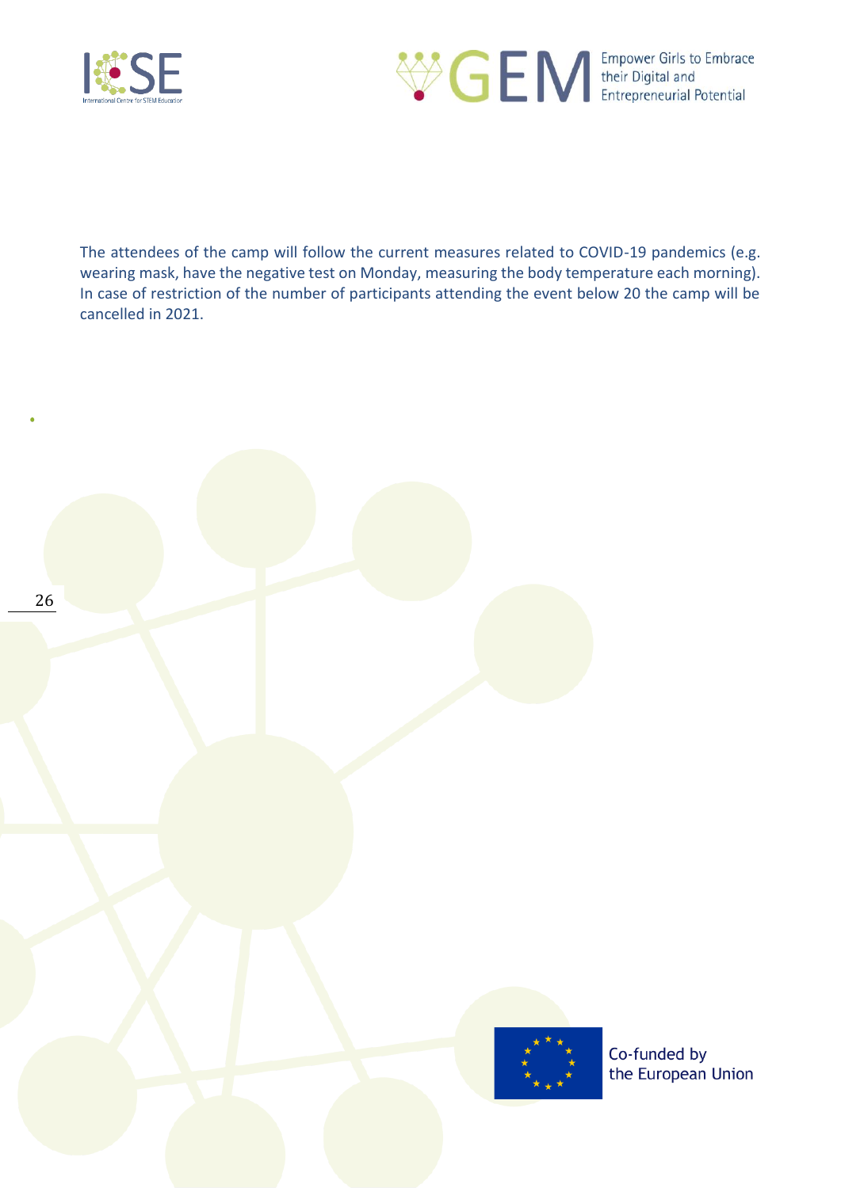The attendees of the camp will follow the current measures related to COVID-19 pandemics (e.g. wearing mask, have the negative test on Monday, measuring the body temperature each morning). In case of restriction of the number of participants attending the event below 20 the camp will be cancelled in 2021.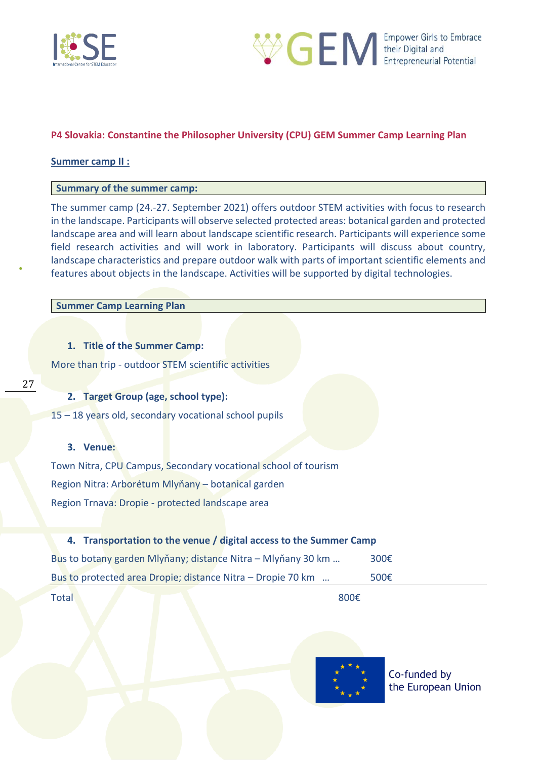**P4 Slovakia: Constantine the Philosopher University (CPU) GEM Summer Camp Learning Plan**

**Summer camp II :**

| Summary of the summer camp: |
|---|

The summer camp (24.-27. September 2021) offers outdoor STEM activities with focus to research in the landscape. Participants will observe selected protected areas: botanical garden and protected landscape area and will learn about landscape scientific research. Participants will experience some field research activities and will work in laboratory. Participants will discuss about country, landscape characteristics and prepare outdoor walk with parts of important scientific elements and features about objects in the landscape. Activities will be supported by digital technologies.

| Summer Camp Learning Plan |
|---|

1. **Title of the Summer Camp:**

More than trip - outdoor STEM scientific activities

2. **Target Group (age, school type):**

15 – 18 years old, secondary vocational school pupils

3. **Venue:**

Town Nitra, CPU Campus, Secondary vocational school of tourism

Region Nitra: Arborétum Mlyňany – botanical garden

Region Trnava: Dropie - protected landscape area

4. **Transportation to the venue / digital access to the Summer Camp**

| | |
|---|---|
| Bus to botany garden Mlyňany; distance Nitra – Mlyňany 30 km … | 300€ |
| Bus to protected area Dropie; distance Nitra – Dropie 70 km … | 500€ |
| Total | 800€ |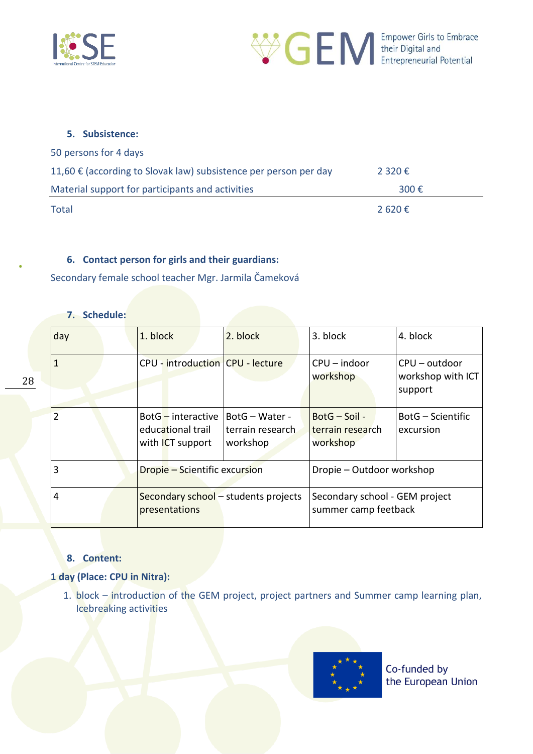### 5. Subsistence:

50 persons for 4 days

| | |
|---|---|
| 11,60 € (according to Slovak law) subsistence per person per day | 2 320 € |
| Material support for participants and activities | 300 € |
| Total | 2 620 € |

### 6. Contact person for girls and their guardians:

Secondary female school teacher Mgr. Jarmila Čameková

### 7. Schedule:

| day | 1. block | 2. block | 3. block | 4. block |
|---|---|---|---|---|
| 1 | CPU - introduction | CPU - lecture | CPU – indoor workshop | CPU – outdoor workshop with ICT support |
| 2 | BotG – interactive educational trail with ICT support | BotG – Water - terrain research workshop | BotG – Soil - terrain research workshop | BotG – Scientific excursion |
| 3 | Dropie – Scientific excursion | | Dropie – Outdoor workshop | |
| 4 | Secondary school – students projects presentations | | Secondary school - GEM project summer camp feedback | |

### 8. Content:

**1 day (Place: CPU in Nitra):**

1. block – introduction of the GEM project, project partners and Summer camp learning plan, Icebreaking activities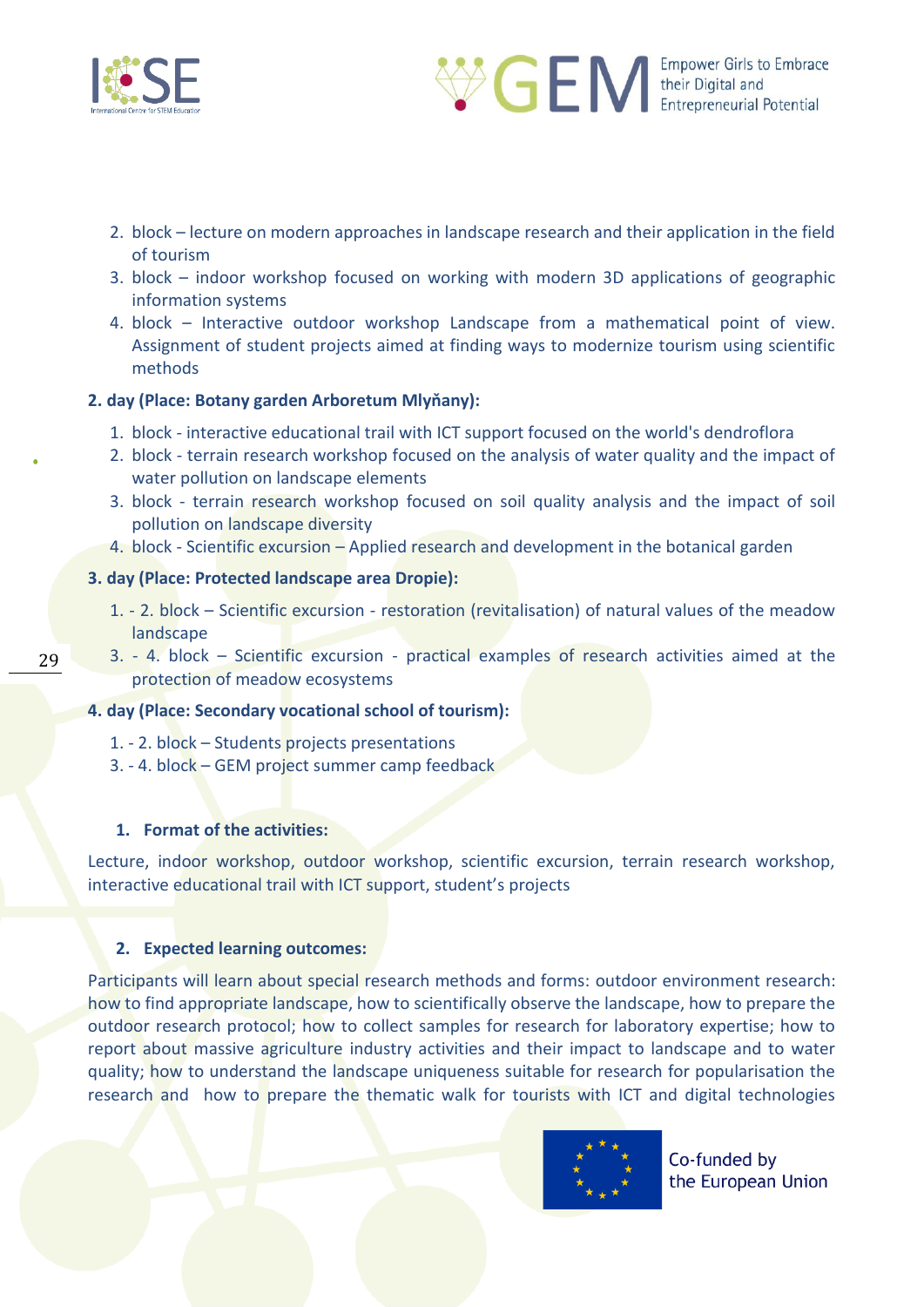2. block – lecture on modern approaches in landscape research and their application in the field of tourism
3. block – indoor workshop focused on working with modern 3D applications of geographic information systems
4. block – Interactive outdoor workshop Landscape from a mathematical point of view. Assignment of student projects aimed at finding ways to modernize tourism using scientific methods

**2. day (Place: Botany garden Arboretum Mlyňany):**

1. block - interactive educational trail with ICT support focused on the world's dendroflora
2. block - terrain research workshop focused on the analysis of water quality and the impact of water pollution on landscape elements
3. block - terrain research workshop focused on soil quality analysis and the impact of soil pollution on landscape diversity
4. block - Scientific excursion – Applied research and development in the botanical garden

**3. day (Place: Protected landscape area Dropie):**

1. - 2. block – Scientific excursion - restoration (revitalisation) of natural values of the meadow landscape
3. - 4. block – Scientific excursion - practical examples of research activities aimed at the protection of meadow ecosystems

**4. day (Place: Secondary vocational school of tourism):**

1. - 2. block – Students projects presentations
3. - 4. block – GEM project summer camp feedback

### 1. Format of the activities:

Lecture, indoor workshop, outdoor workshop, scientific excursion, terrain research workshop, interactive educational trail with ICT support, student's projects

### 2. Expected learning outcomes:

Participants will learn about special research methods and forms: outdoor environment research: how to find appropriate landscape, how to scientifically observe the landscape, how to prepare the outdoor research protocol; how to collect samples for research for laboratory expertise; how to report about massive agriculture industry activities and their impact to landscape and to water quality; how to understand the landscape uniqueness suitable for research for popularisation the research and how to prepare the thematic walk for tourists with ICT and digital technologies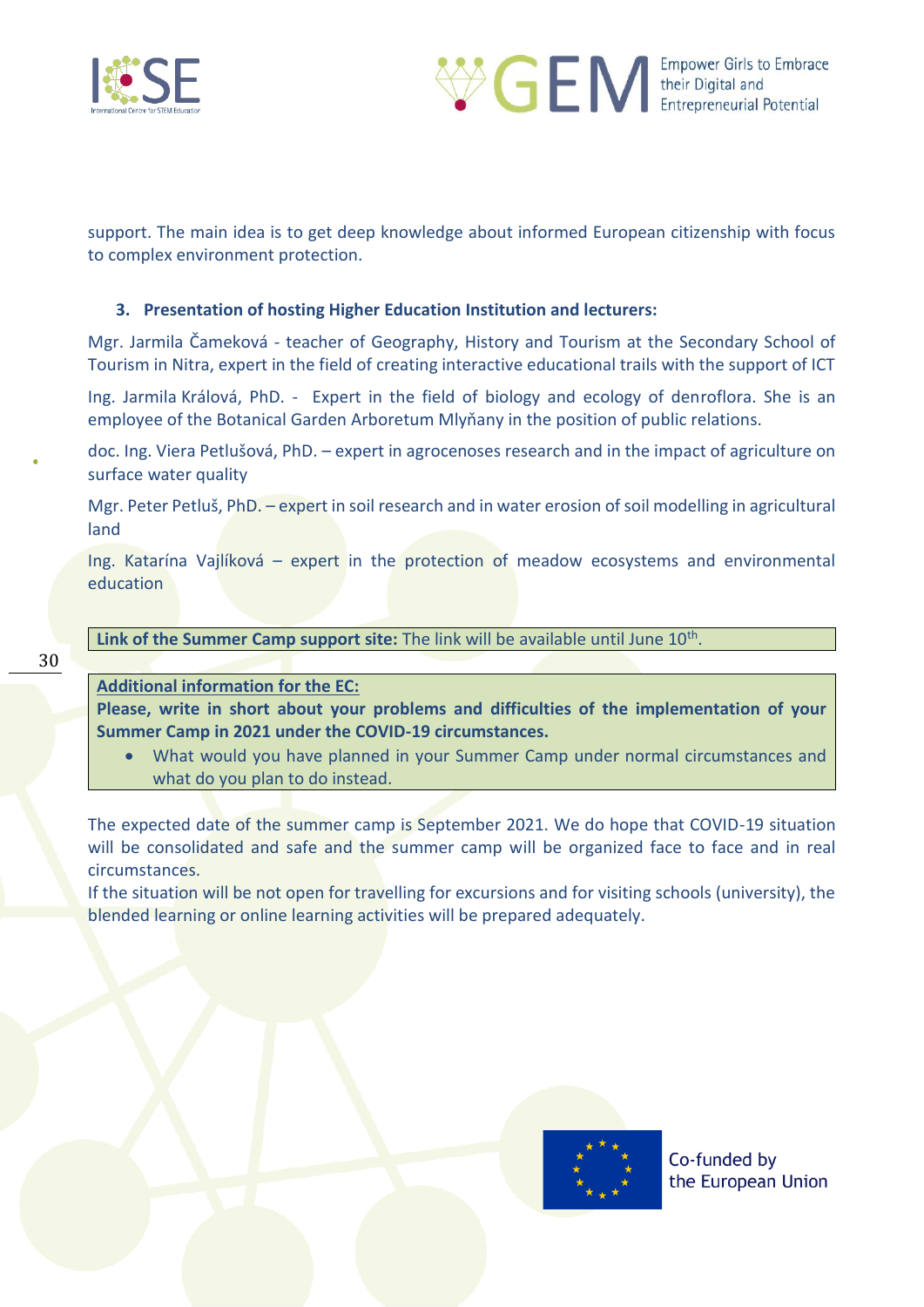support. The main idea is to get deep knowledge about informed European citizenship with focus to complex environment protection.

### 3. Presentation of hosting Higher Education Institution and lecturers:

Mgr. Jarmila Čameková - teacher of Geography, History and Tourism at the Secondary School of Tourism in Nitra, expert in the field of creating interactive educational trails with the support of ICT

Ing. Jarmila Králová, PhD. - Expert in the field of biology and ecology of denroflora. She is an employee of the Botanical Garden Arboretum Mlyňany in the position of public relations.

doc. Ing. Viera Petlušová, PhD. – expert in agrocenoses research and in the impact of agriculture on surface water quality

Mgr. Peter Petluš, PhD. – expert in soil research and in water erosion of soil modelling in agricultural land

Ing. Katarína Vajlíková – expert in the protection of meadow ecosystems and environmental education

**Link of the Summer Camp support site:** The link will be available until June 10th.

**Additional information for the EC:**

**Please, write in short about your problems and difficulties of the implementation of your Summer Camp in 2021 under the COVID-19 circumstances.**

- What would you have planned in your Summer Camp under normal circumstances and what do you plan to do instead.

The expected date of the summer camp is September 2021. We do hope that COVID-19 situation will be consolidated and safe and the summer camp will be organized face to face and in real circumstances.

If the situation will be not open for travelling for excursions and for visiting schools (university), the blended learning or online learning activities will be prepared adequately.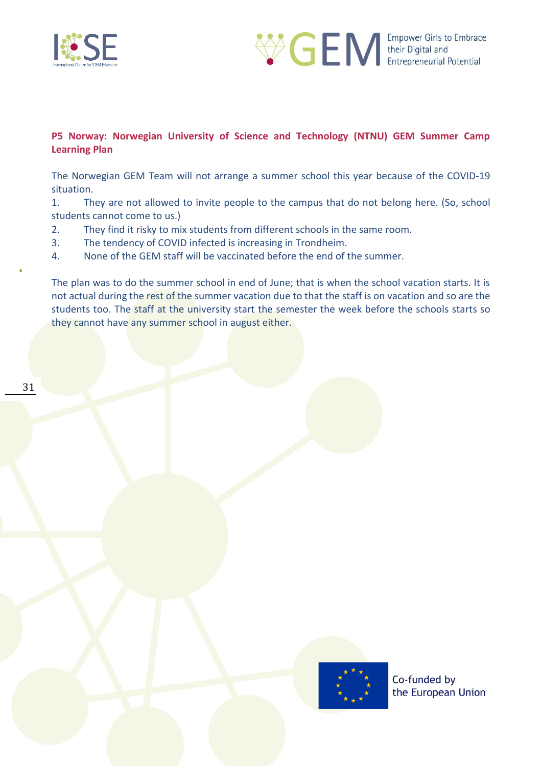**P5 Norway: Norwegian University of Science and Technology (NTNU) GEM Summer Camp Learning Plan**

The Norwegian GEM Team will not arrange a summer school this year because of the COVID-19 situation.

1. They are not allowed to invite people to the campus that do not belong here. (So, school students cannot come to us.)
2. They find it risky to mix students from different schools in the same room.
3. The tendency of COVID infected is increasing in Trondheim.
4. None of the GEM staff will be vaccinated before the end of the summer.

The plan was to do the summer school in end of June; that is when the school vacation starts. It is not actual during the rest of the summer vacation due to that the staff is on vacation and so are the students too. The staff at the university start the semester the week before the schools starts so they cannot have any summer school in august either.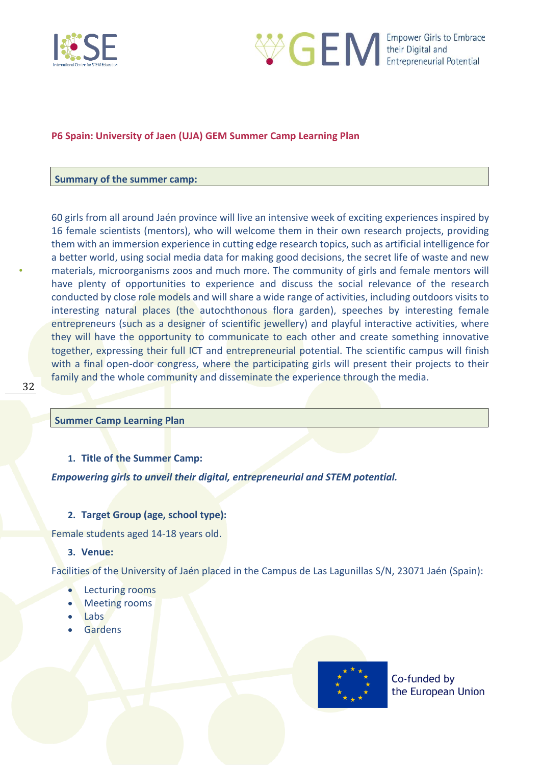## P6 Spain: University of Jaen (UJA) GEM Summer Camp Learning Plan

**Summary of the summer camp:**

60 girls from all around Jaén province will live an intensive week of exciting experiences inspired by 16 female scientists (mentors), who will welcome them in their own research projects, providing them with an immersion experience in cutting edge research topics, such as artificial intelligence for a better world, using social media data for making good decisions, the secret life of waste and new materials, microorganisms zoos and much more. The community of girls and female mentors will have plenty of opportunities to experience and discuss the social relevance of the research conducted by close role models and will share a wide range of activities, including outdoors visits to interesting natural places (the autochthonous flora garden), speeches by interesting female entrepreneurs (such as a designer of scientific jewellery) and playful interactive activities, where they will have the opportunity to communicate to each other and create something innovative together, expressing their full ICT and entrepreneurial potential. The scientific campus will finish with a final open-door congress, where the participating girls will present their projects to their family and the whole community and disseminate the experience through the media.

**Summer Camp Learning Plan**

1. **Title of the Summer Camp:**

***Empowering girls to unveil their digital, entrepreneurial and STEM potential.***

2. **Target Group (age, school type):**

Female students aged 14-18 years old.

3. **Venue:**

Facilities of the University of Jaén placed in the Campus de Las Lagunillas S/N, 23071 Jaén (Spain):

- Lecturing rooms
- Meeting rooms
- Labs
- Gardens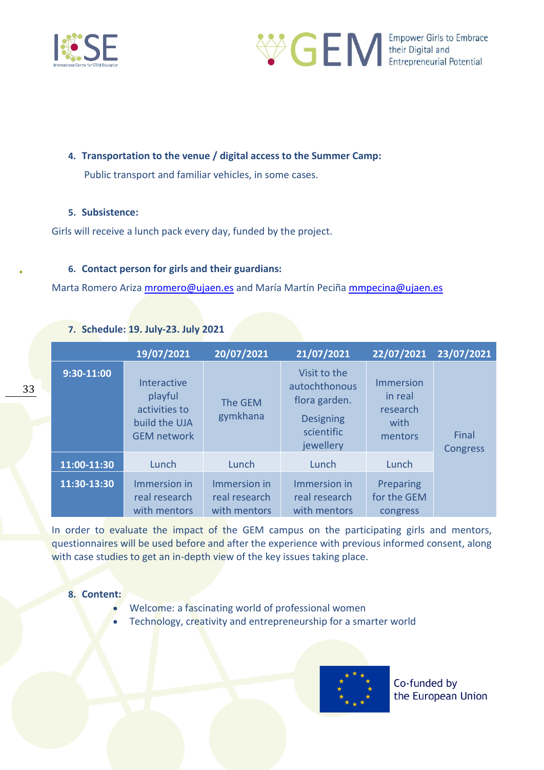4. **Transportation to the venue / digital access to the Summer Camp:**

   Public transport and familiar vehicles, in some cases.

5. **Subsistence:**

Girls will receive a lunch pack every day, funded by the project.

6. **Contact person for girls and their guardians:**

Marta Romero Ariza mromero@ujaen.es and María Martín Peciña mmpecina@ujaen.es

7. **Schedule: 19. July-23. July 2021**

| | 19/07/2021 | 20/07/2021 | 21/07/2021 | 22/07/2021 | 23/07/2021 |
|---|---|---|---|---|---|
| 9:30-11:00 | Interactive playful activities to build the UJA GEM network | The GEM gymkhana | Visit to the autochthonous flora garden. Designing scientific jewellery | Immersion in real research with mentors | Final Congress |
| 11:00-11:30 | Lunch | Lunch | Lunch | Lunch | |
| 11:30-13:30 | Immersion in real research with mentors | Immersion in real research with mentors | Immersion in real research with mentors | Preparing for the GEM congress | |

In order to evaluate the impact of the GEM campus on the participating girls and mentors, questionnaires will be used before and after the experience with previous informed consent, along with case studies to get an in-depth view of the key issues taking place.

8. **Content:**
   - Welcome: a fascinating world of professional women
   - Technology, creativity and entrepreneurship for a smarter world

Co-funded by the European Union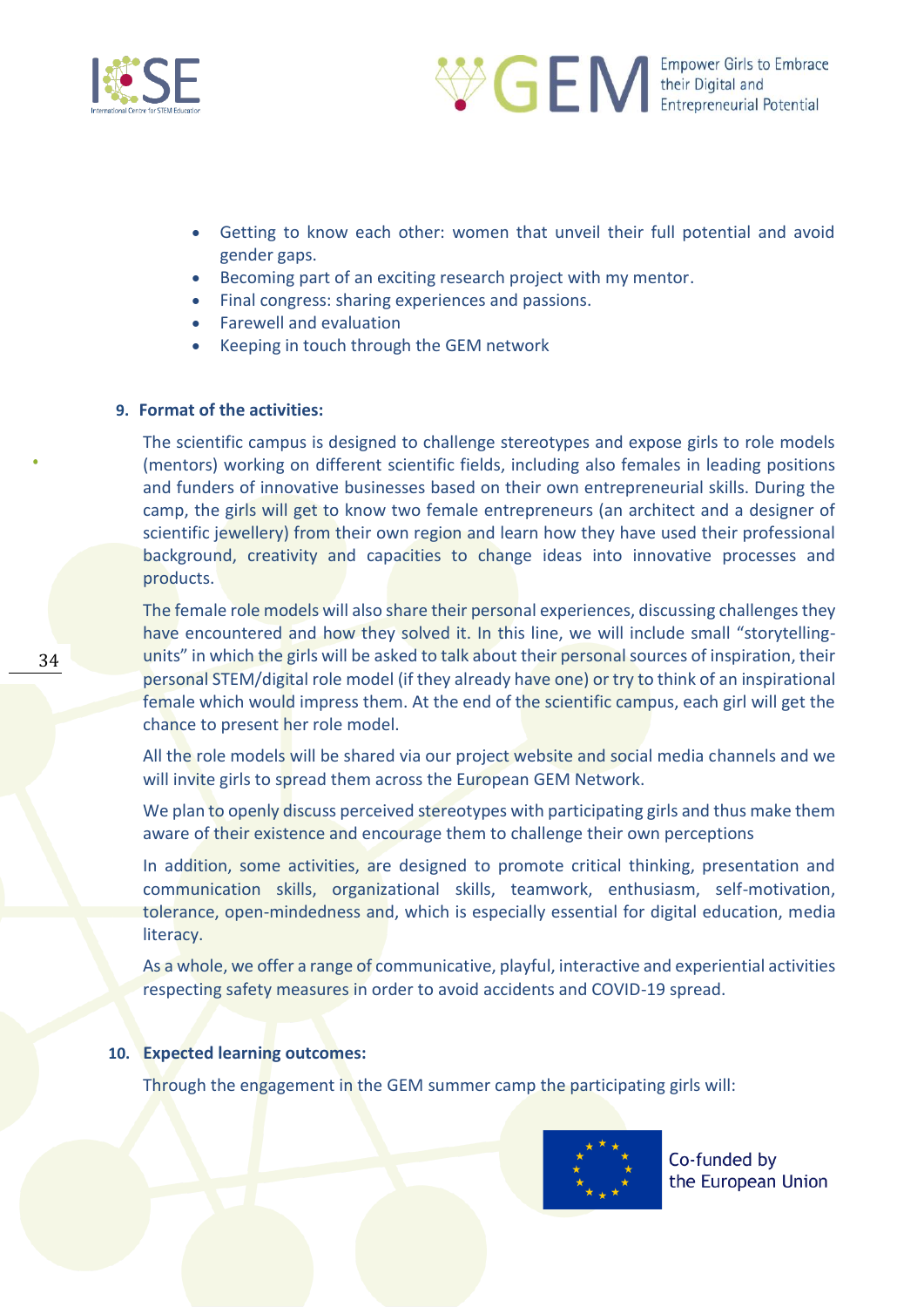- Getting to know each other: women that unveil their full potential and avoid gender gaps.
- Becoming part of an exciting research project with my mentor.
- Final congress: sharing experiences and passions.
- Farewell and evaluation
- Keeping in touch through the GEM network

**9. Format of the activities:**

The scientific campus is designed to challenge stereotypes and expose girls to role models (mentors) working on different scientific fields, including also females in leading positions and funders of innovative businesses based on their own entrepreneurial skills. During the camp, the girls will get to know two female entrepreneurs (an architect and a designer of scientific jewellery) from their own region and learn how they have used their professional background, creativity and capacities to change ideas into innovative processes and products.

The female role models will also share their personal experiences, discussing challenges they have encountered and how they solved it. In this line, we will include small "storytelling-units" in which the girls will be asked to talk about their personal sources of inspiration, their personal STEM/digital role model (if they already have one) or try to think of an inspirational female which would impress them. At the end of the scientific campus, each girl will get the chance to present her role model.

All the role models will be shared via our project website and social media channels and we will invite girls to spread them across the European GEM Network.

We plan to openly discuss perceived stereotypes with participating girls and thus make them aware of their existence and encourage them to challenge their own perceptions

In addition, some activities, are designed to promote critical thinking, presentation and communication skills, organizational skills, teamwork, enthusiasm, self-motivation, tolerance, open-mindedness and, which is especially essential for digital education, media literacy.

As a whole, we offer a range of communicative, playful, interactive and experiential activities respecting safety measures in order to avoid accidents and COVID-19 spread.

**10. Expected learning outcomes:**

Through the engagement in the GEM summer camp the participating girls will: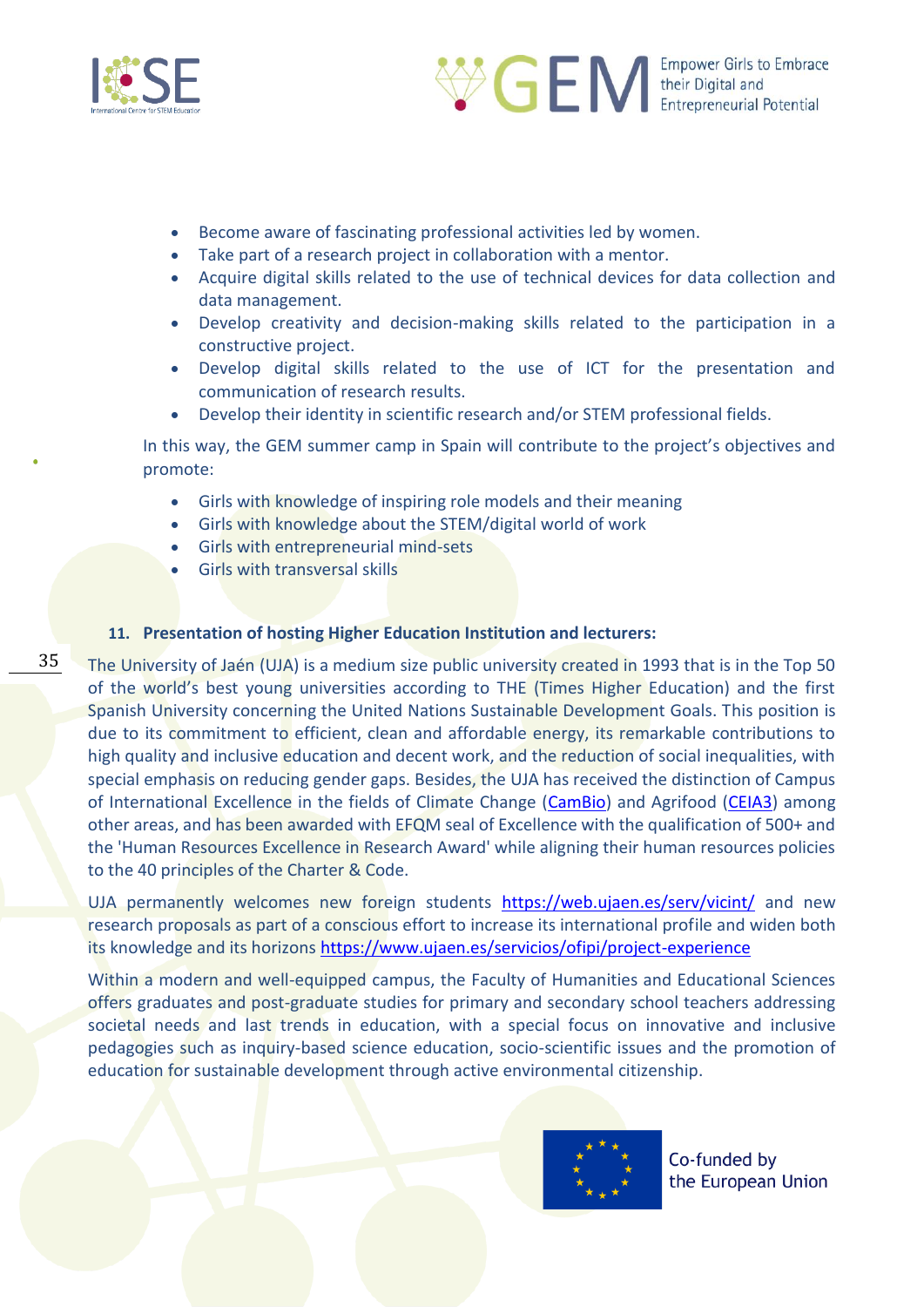- Become aware of fascinating professional activities led by women.
- Take part of a research project in collaboration with a mentor.
- Acquire digital skills related to the use of technical devices for data collection and data management.
- Develop creativity and decision-making skills related to the participation in a constructive project.
- Develop digital skills related to the use of ICT for the presentation and communication of research results.
- Develop their identity in scientific research and/or STEM professional fields.

In this way, the GEM summer camp in Spain will contribute to the project's objectives and promote:

- Girls with knowledge of inspiring role models and their meaning
- Girls with knowledge about the STEM/digital world of work
- Girls with entrepreneurial mind-sets
- Girls with transversal skills

### 11. Presentation of hosting Higher Education Institution and lecturers:

The University of Jaén (UJA) is a medium size public university created in 1993 that is in the Top 50 of the world's best young universities according to THE (Times Higher Education) and the first Spanish University concerning the United Nations Sustainable Development Goals. This position is due to its commitment to efficient, clean and affordable energy, its remarkable contributions to high quality and inclusive education and decent work, and the reduction of social inequalities, with special emphasis on reducing gender gaps. Besides, the UJA has received the distinction of Campus of International Excellence in the fields of Climate Change (CamBio) and Agrifood (CEIA3) among other areas, and has been awarded with EFQM seal of Excellence with the qualification of 500+ and the 'Human Resources Excellence in Research Award' while aligning their human resources policies to the 40 principles of the Charter & Code.

UJA permanently welcomes new foreign students https://web.ujaen.es/serv/vicint/ and new research proposals as part of a conscious effort to increase its international profile and widen both its knowledge and its horizons https://www.ujaen.es/servicios/ofipi/project-experience

Within a modern and well-equipped campus, the Faculty of Humanities and Educational Sciences offers graduates and post-graduate studies for primary and secondary school teachers addressing societal needs and last trends in education, with a special focus on innovative and inclusive pedagogies such as inquiry-based science education, socio-scientific issues and the promotion of education for sustainable development through active environmental citizenship.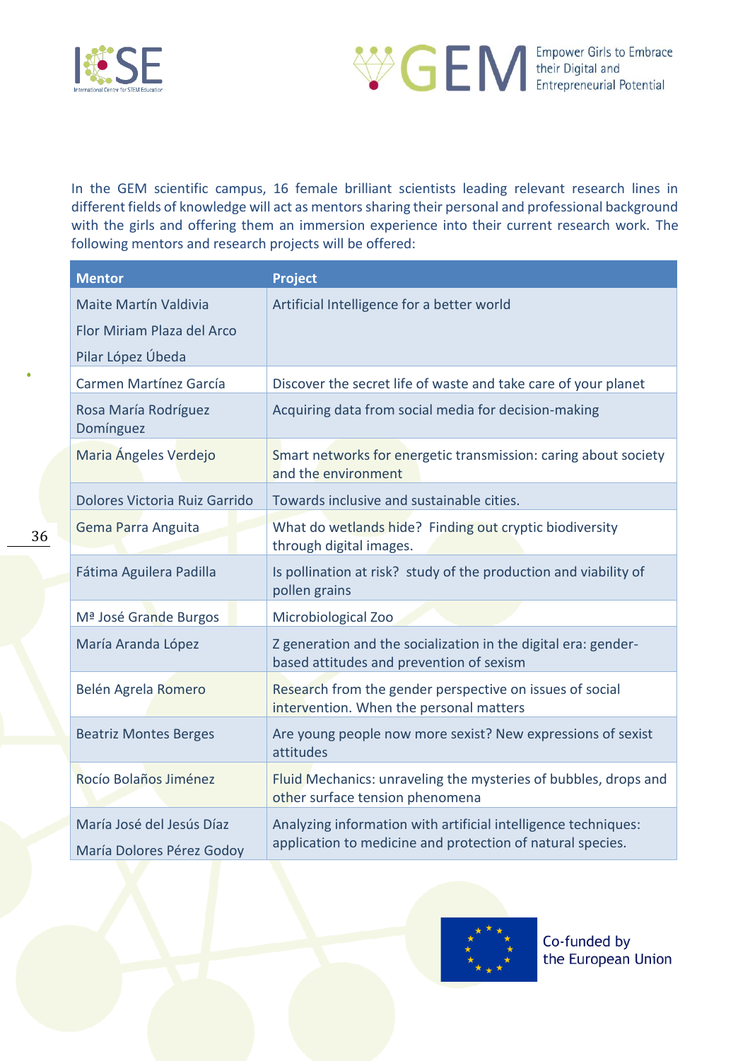In the GEM scientific campus, 16 female brilliant scientists leading relevant research lines in different fields of knowledge will act as mentors sharing their personal and professional background with the girls and offering them an immersion experience into their current research work. The following mentors and research projects will be offered:

| Mentor | Project |
|---|---|
| Maite Martín Valdivia<br>Flor Miriam Plaza del Arco<br>Pilar López Úbeda | Artificial Intelligence for a better world |
| Carmen Martínez García | Discover the secret life of waste and take care of your planet |
| Rosa María Rodríguez Domínguez | Acquiring data from social media for decision-making |
| Maria Ángeles Verdejo | Smart networks for energetic transmission: caring about society and the environment |
| Dolores Victoria Ruiz Garrido | Towards inclusive and sustainable cities. |
| Gema Parra Anguita | What do wetlands hide? Finding out cryptic biodiversity through digital images. |
| Fátima Aguilera Padilla | Is pollination at risk? study of the production and viability of pollen grains |
| Mª José Grande Burgos | Microbiological Zoo |
| María Aranda López | Z generation and the socialization in the digital era: gender-based attitudes and prevention of sexism |
| Belén Agrela Romero | Research from the gender perspective on issues of social intervention. When the personal matters |
| Beatriz Montes Berges | Are young people now more sexist? New expressions of sexist attitudes |
| Rocío Bolaños Jiménez | Fluid Mechanics: unraveling the mysteries of bubbles, drops and other surface tension phenomena |
| María José del Jesús Díaz<br>María Dolores Pérez Godoy | Analyzing information with artificial intelligence techniques: application to medicine and protection of natural species. |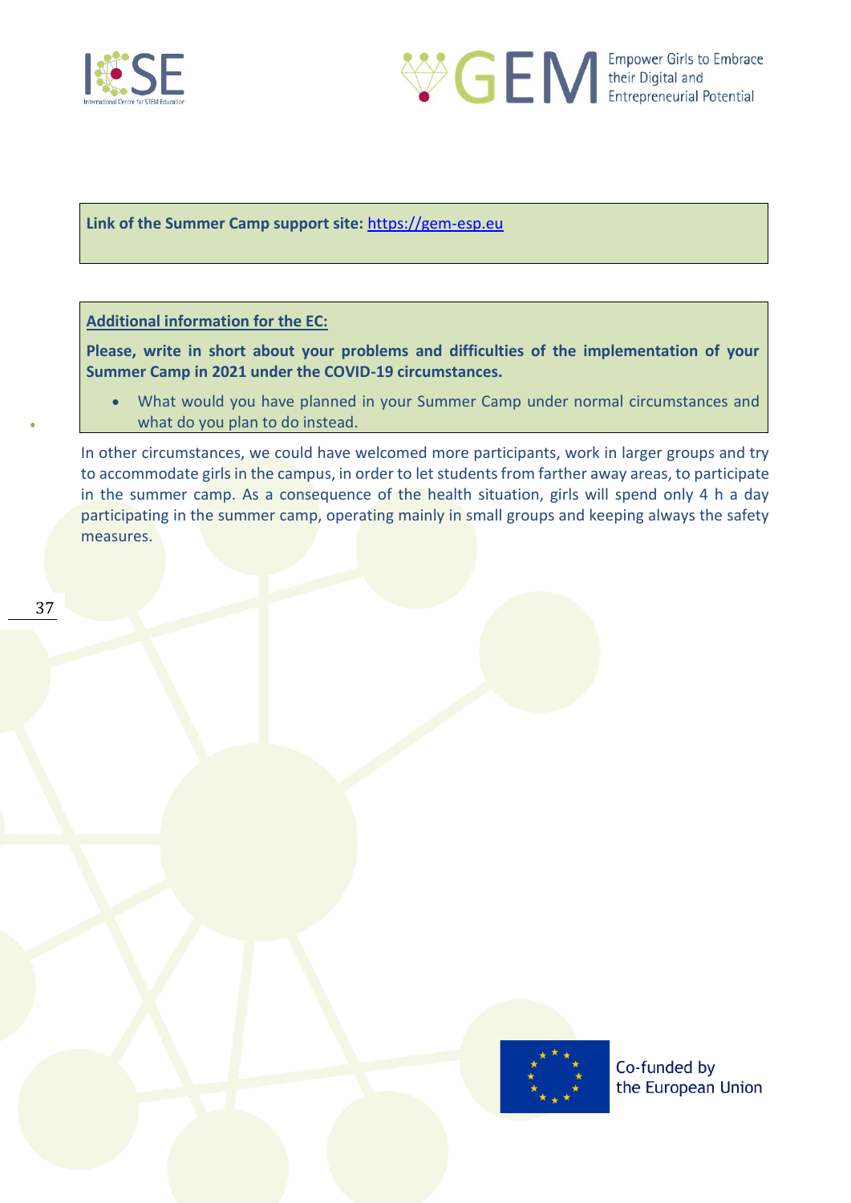**Link of the Summer Camp support site:** [https://gem-esp.eu](https://gem-esp.eu)

**Additional information for the EC:**

**Please, write in short about your problems and difficulties of the implementation of your Summer Camp in 2021 under the COVID-19 circumstances.**

- What would you have planned in your Summer Camp under normal circumstances and what do you plan to do instead.

In other circumstances, we could have welcomed more participants, work in larger groups and try to accommodate girls in the campus, in order to let students from farther away areas, to participate in the summer camp. As a consequence of the health situation, girls will spend only 4 h a day participating in the summer camp, operating mainly in small groups and keeping always the safety measures.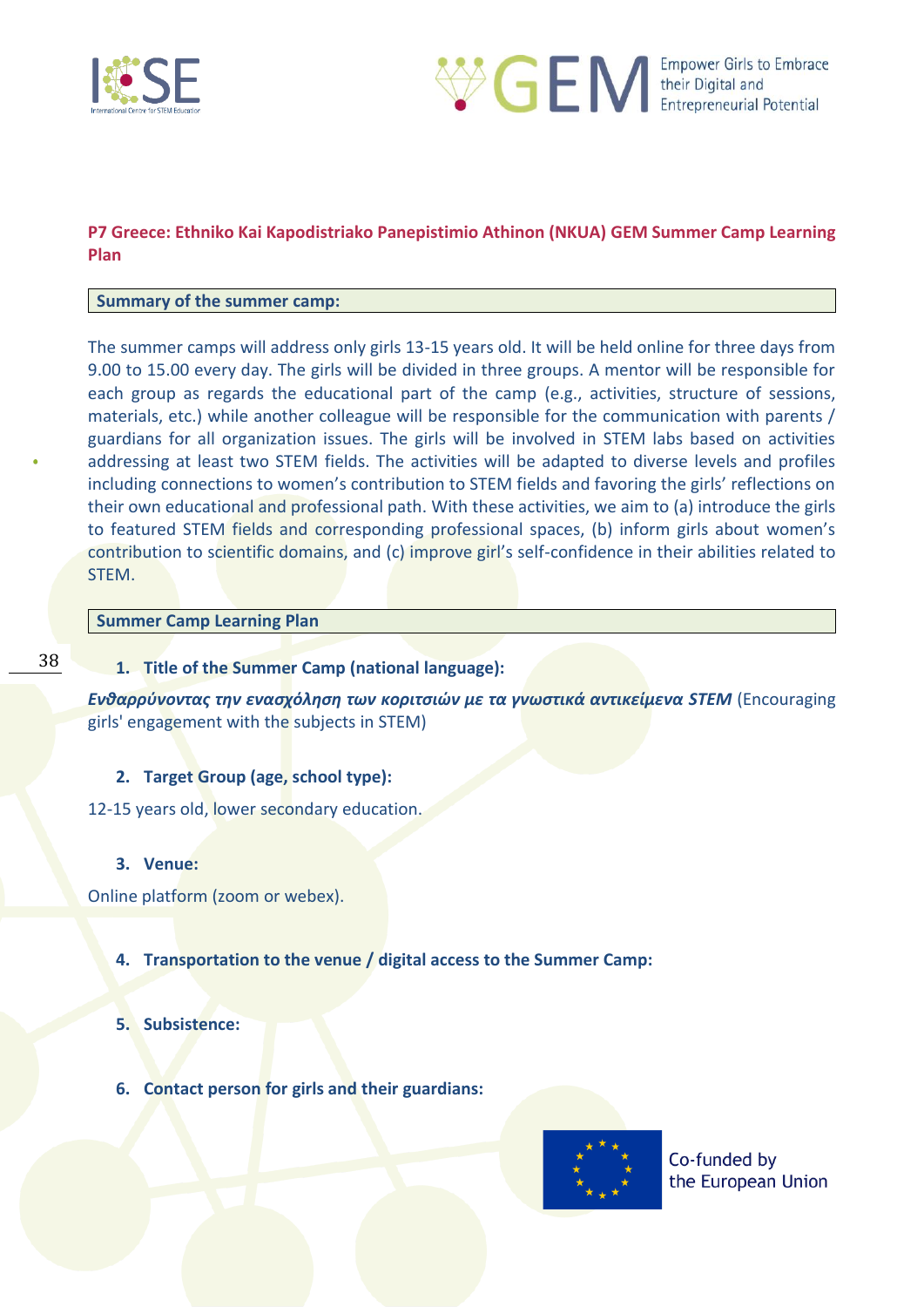**P7 Greece: Ethniko Kai Kapodistriako Panepistimio Athinon (NKUA) GEM Summer Camp Learning Plan**

**Summary of the summer camp:**

The summer camps will address only girls 13-15 years old. It will be held online for three days from 9.00 to 15.00 every day. The girls will be divided in three groups. A mentor will be responsible for each group as regards the educational part of the camp (e.g., activities, structure of sessions, materials, etc.) while another colleague will be responsible for the communication with parents / guardians for all organization issues. The girls will be involved in STEM labs based on activities addressing at least two STEM fields. The activities will be adapted to diverse levels and profiles including connections to women's contribution to STEM fields and favoring the girls' reflections on their own educational and professional path. With these activities, we aim to (a) introduce the girls to featured STEM fields and corresponding professional spaces, (b) inform girls about women's contribution to scientific domains, and (c) improve girl's self-confidence in their abilities related to STEM.

**Summer Camp Learning Plan**

1. **Title of the Summer Camp (national language):**

***Ενθαρρύνοντας την ενασχόληση των κοριτσιών με τα γνωστικά αντικείμενα STEM*** (Encouraging girls' engagement with the subjects in STEM)

2. **Target Group (age, school type):**

12-15 years old, lower secondary education.

3. **Venue:**

Online platform (zoom or webex).

4. **Transportation to the venue / digital access to the Summer Camp:**

5. **Subsistence:**

6. **Contact person for girls and their guardians:**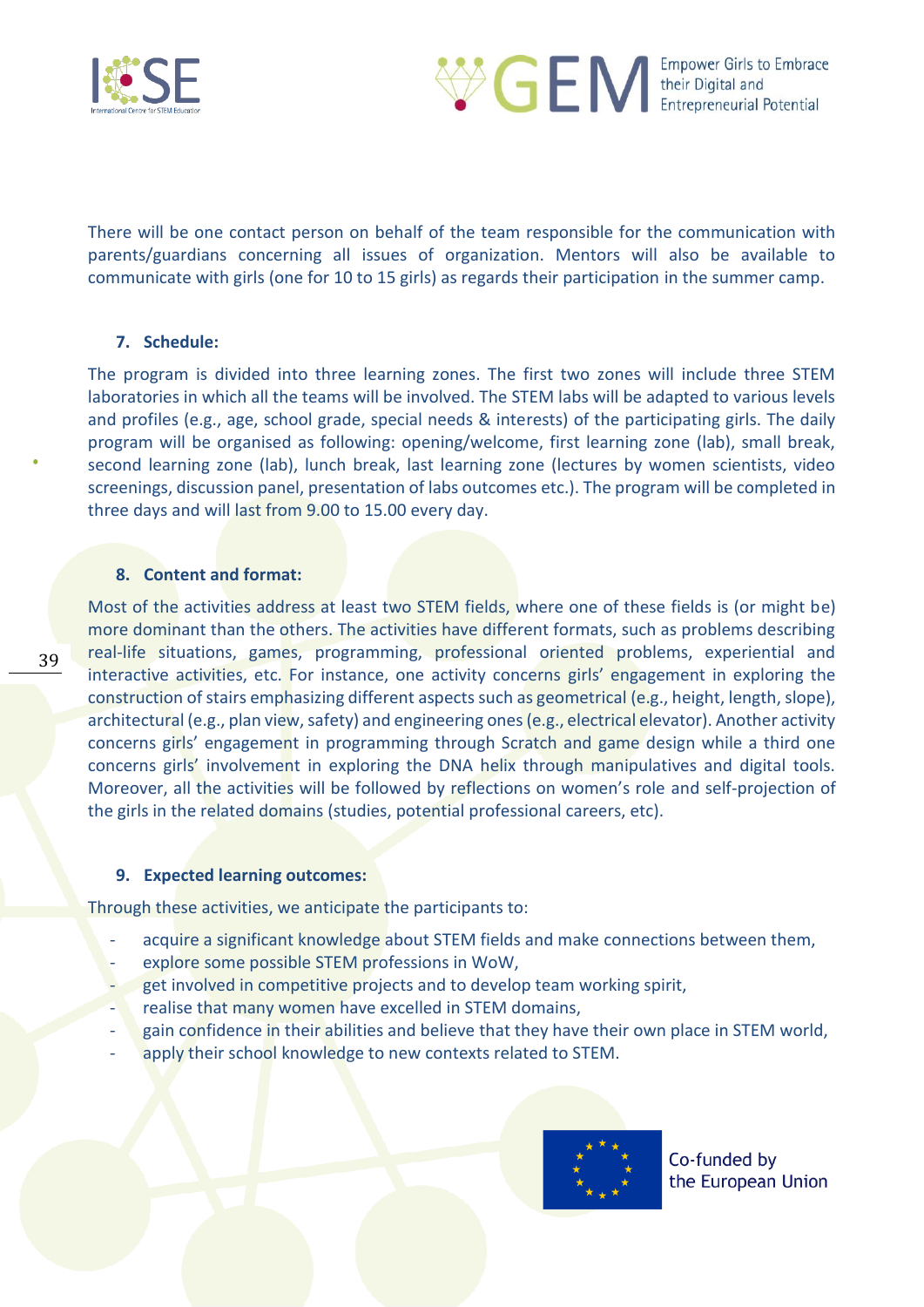There will be one contact person on behalf of the team responsible for the communication with parents/guardians concerning all issues of organization. Mentors will also be available to communicate with girls (one for 10 to 15 girls) as regards their participation in the summer camp.

**7. Schedule:**

The program is divided into three learning zones. The first two zones will include three STEM laboratories in which all the teams will be involved. The STEM labs will be adapted to various levels and profiles (e.g., age, school grade, special needs & interests) of the participating girls. The daily program will be organised as following: opening/welcome, first learning zone (lab), small break, second learning zone (lab), lunch break, last learning zone (lectures by women scientists, video screenings, discussion panel, presentation of labs outcomes etc.). The program will be completed in three days and will last from 9.00 to 15.00 every day.

**8. Content and format:**

Most of the activities address at least two STEM fields, where one of these fields is (or might be) more dominant than the others. The activities have different formats, such as problems describing real-life situations, games, programming, professional oriented problems, experiential and interactive activities, etc. For instance, one activity concerns girls' engagement in exploring the construction of stairs emphasizing different aspects such as geometrical (e.g., height, length, slope), architectural (e.g., plan view, safety) and engineering ones (e.g., electrical elevator). Another activity concerns girls' engagement in programming through Scratch and game design while a third one concerns girls' involvement in exploring the DNA helix through manipulatives and digital tools. Moreover, all the activities will be followed by reflections on women's role and self-projection of the girls in the related domains (studies, potential professional careers, etc).

**9. Expected learning outcomes:**

Through these activities, we anticipate the participants to:

- acquire a significant knowledge about STEM fields and make connections between them,
- explore some possible STEM professions in WoW,
- get involved in competitive projects and to develop team working spirit,
- realise that many women have excelled in STEM domains,
- gain confidence in their abilities and believe that they have their own place in STEM world,
- apply their school knowledge to new contexts related to STEM.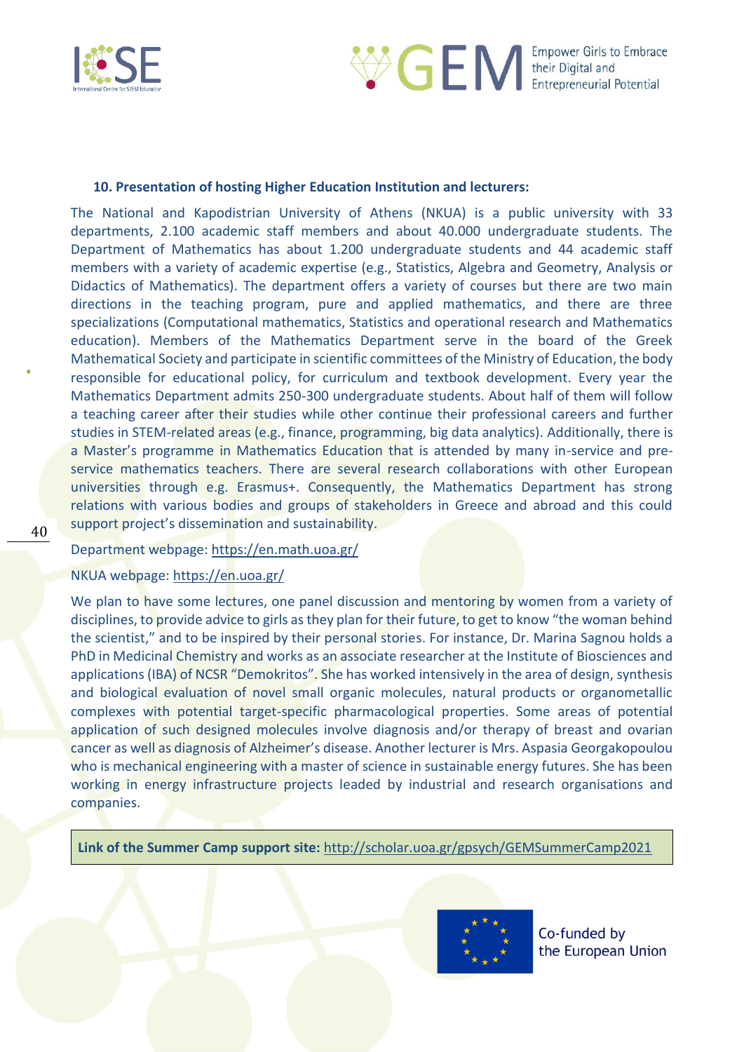### 10. Presentation of hosting Higher Education Institution and lecturers:

The National and Kapodistrian University of Athens (NKUA) is a public university with 33 departments, 2.100 academic staff members and about 40.000 undergraduate students. The Department of Mathematics has about 1.200 undergraduate students and 44 academic staff members with a variety of academic expertise (e.g., Statistics, Algebra and Geometry, Analysis or Didactics of Mathematics). The department offers a variety of courses but there are two main directions in the teaching program, pure and applied mathematics, and there are three specializations (Computational mathematics, Statistics and operational research and Mathematics education). Members of the Mathematics Department serve in the board of the Greek Mathematical Society and participate in scientific committees of the Ministry of Education, the body responsible for educational policy, for curriculum and textbook development. Every year the Mathematics Department admits 250-300 undergraduate students. About half of them will follow a teaching career after their studies while other continue their professional careers and further studies in STEM-related areas (e.g., finance, programming, big data analytics). Additionally, there is a Master's programme in Mathematics Education that is attended by many in-service and pre-service mathematics teachers. There are several research collaborations with other European universities through e.g. Erasmus+. Consequently, the Mathematics Department has strong relations with various bodies and groups of stakeholders in Greece and abroad and this could support project's dissemination and sustainability.

Department webpage: https://en.math.uoa.gr/

NKUA webpage: https://en.uoa.gr/

We plan to have some lectures, one panel discussion and mentoring by women from a variety of disciplines, to provide advice to girls as they plan for their future, to get to know "the woman behind the scientist," and to be inspired by their personal stories. For instance, Dr. Marina Sagnou holds a PhD in Medicinal Chemistry and works as an associate researcher at the Institute of Biosciences and applications (IBA) of NCSR "Demokritos". She has worked intensively in the area of design, synthesis and biological evaluation of novel small organic molecules, natural products or organometallic complexes with potential target-specific pharmacological properties. Some areas of potential application of such designed molecules involve diagnosis and/or therapy of breast and ovarian cancer as well as diagnosis of Alzheimer's disease. Another lecturer is Mrs. Aspasia Georgakopoulou who is mechanical engineering with a master of science in sustainable energy futures. She has been working in energy infrastructure projects leaded by industrial and research organisations and companies.

**Link of the Summer Camp support site:** http://scholar.uoa.gr/gpsych/GEMSummerCamp2021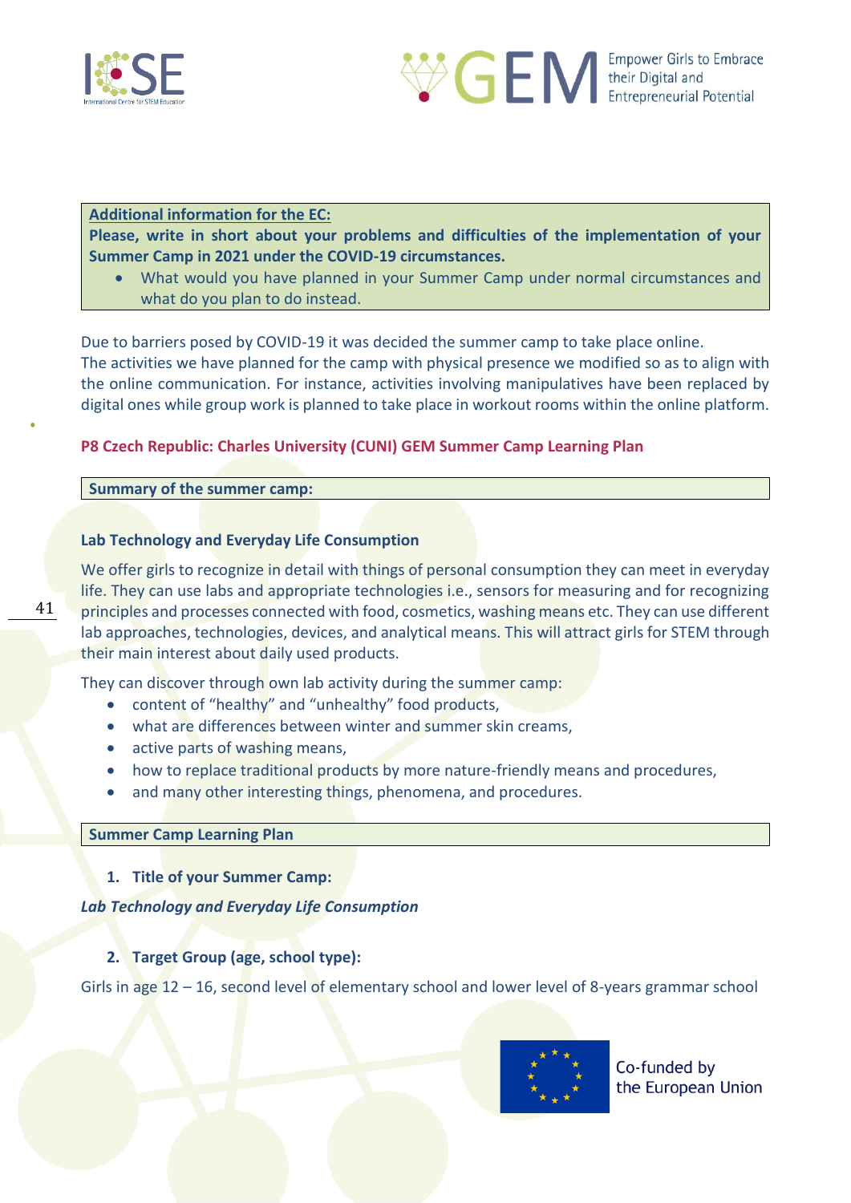**<u>Additional information for the EC:</u>**

**Please, write in short about your problems and difficulties of the implementation of your Summer Camp in 2021 under the COVID-19 circumstances.**

- What would you have planned in your Summer Camp under normal circumstances and what do you plan to do instead.

Due to barriers posed by COVID-19 it was decided the summer camp to take place online.
The activities we have planned for the camp with physical presence we modified so as to align with the online communication. For instance, activities involving manipulatives have been replaced by digital ones while group work is planned to take place in workout rooms within the online platform.

## P8 Czech Republic: Charles University (CUNI) GEM Summer Camp Learning Plan

**Summary of the summer camp:**

### Lab Technology and Everyday Life Consumption

We offer girls to recognize in detail with things of personal consumption they can meet in everyday life. They can use labs and appropriate technologies i.e., sensors for measuring and for recognizing principles and processes connected with food, cosmetics, washing means etc. They can use different lab approaches, technologies, devices, and analytical means. This will attract girls for STEM through their main interest about daily used products.

They can discover through own lab activity during the summer camp:

- content of "healthy" and "unhealthy" food products,
- what are differences between winter and summer skin creams,
- active parts of washing means,
- how to replace traditional products by more nature-friendly means and procedures,
- and many other interesting things, phenomena, and procedures.

**Summer Camp Learning Plan**

1. **Title of your Summer Camp:**

***Lab Technology and Everyday Life Consumption***

2. **Target Group (age, school type):**

Girls in age 12 – 16, second level of elementary school and lower level of 8-years grammar school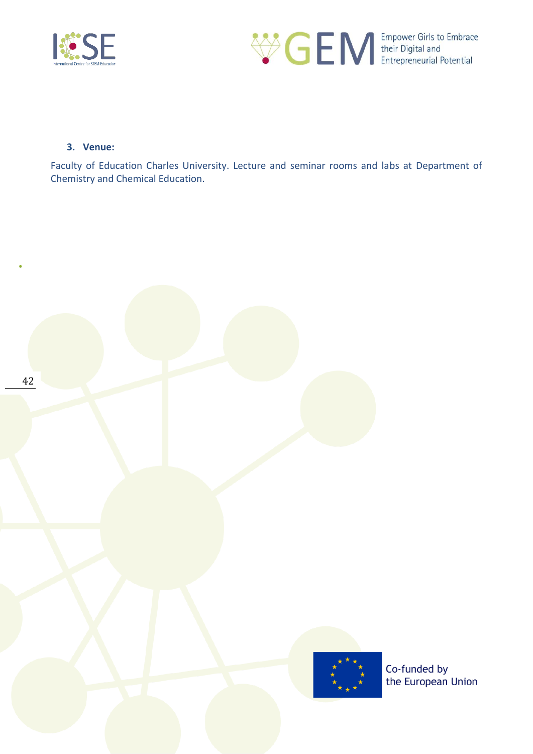### 3. Venue:

Faculty of Education Charles University. Lecture and seminar rooms and labs at Department of Chemistry and Chemical Education.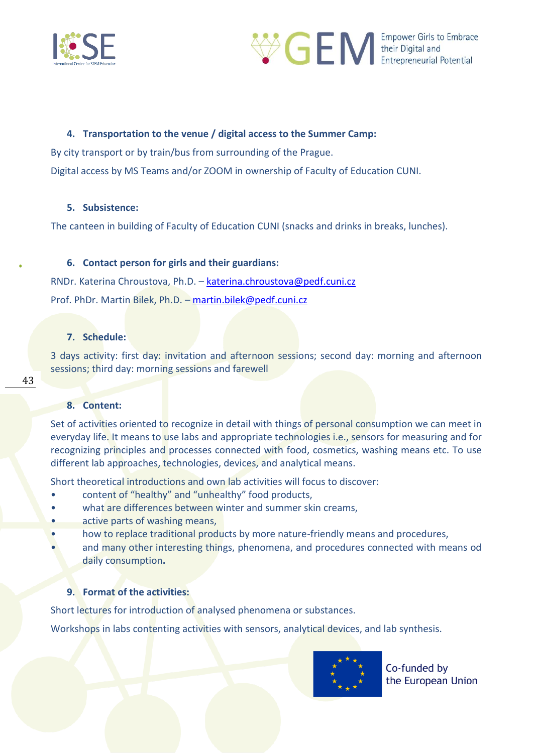#### 4. Transportation to the venue / digital access to the Summer Camp:

By city transport or by train/bus from surrounding of the Prague.

Digital access by MS Teams and/or ZOOM in ownership of Faculty of Education CUNI.

#### 5. Subsistence:

The canteen in building of Faculty of Education CUNI (snacks and drinks in breaks, lunches).

#### 6. Contact person for girls and their guardians:

RNDr. Katerina Chroustova, Ph.D. – katerina.chroustova@pedf.cuni.cz

Prof. PhDr. Martin Bilek, Ph.D. – martin.bilek@pedf.cuni.cz

#### 7. Schedule:

3 days activity: first day: invitation and afternoon sessions; second day: morning and afternoon sessions; third day: morning sessions and farewell

#### 8. Content:

Set of activities oriented to recognize in detail with things of personal consumption we can meet in everyday life. It means to use labs and appropriate technologies i.e., sensors for measuring and for recognizing principles and processes connected with food, cosmetics, washing means etc. To use different lab approaches, technologies, devices, and analytical means.

Short theoretical introductions and own lab activities will focus to discover:

- content of "healthy" and "unhealthy" food products,
- what are differences between winter and summer skin creams,
- active parts of washing means,
- how to replace traditional products by more nature-friendly means and procedures,
- and many other interesting things, phenomena, and procedures connected with means od daily consumption**.**

#### 9. Format of the activities:

Short lectures for introduction of analysed phenomena or substances.

Workshops in labs contenting activities with sensors, analytical devices, and lab synthesis.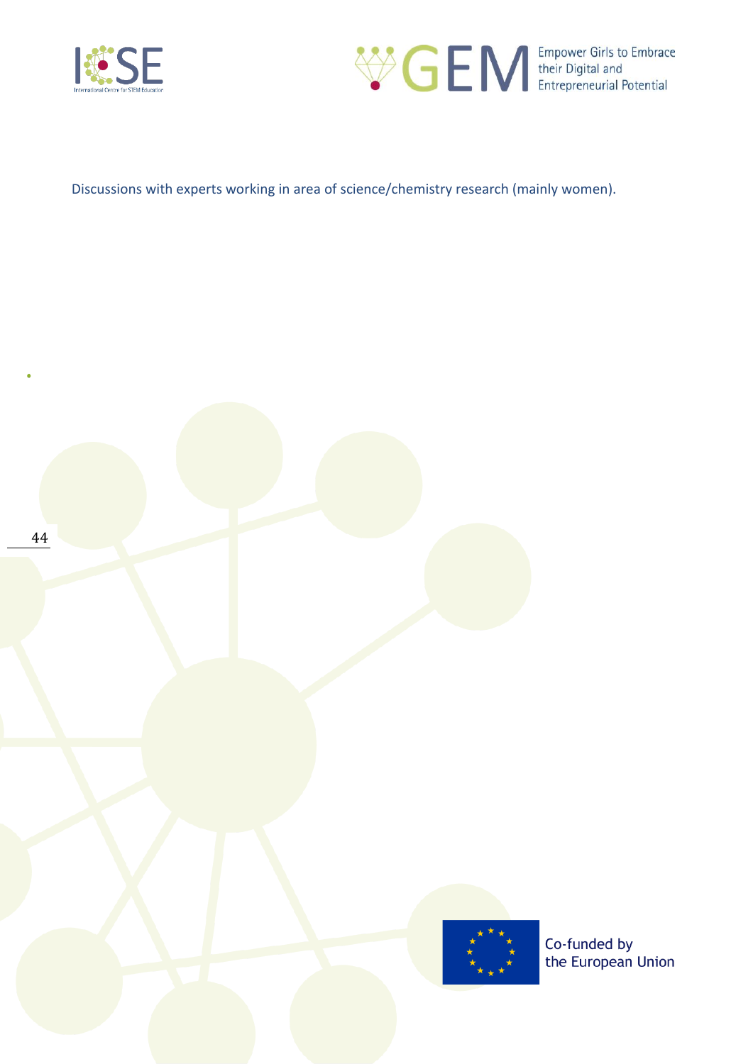Discussions with experts working in area of science/chemistry research (mainly women).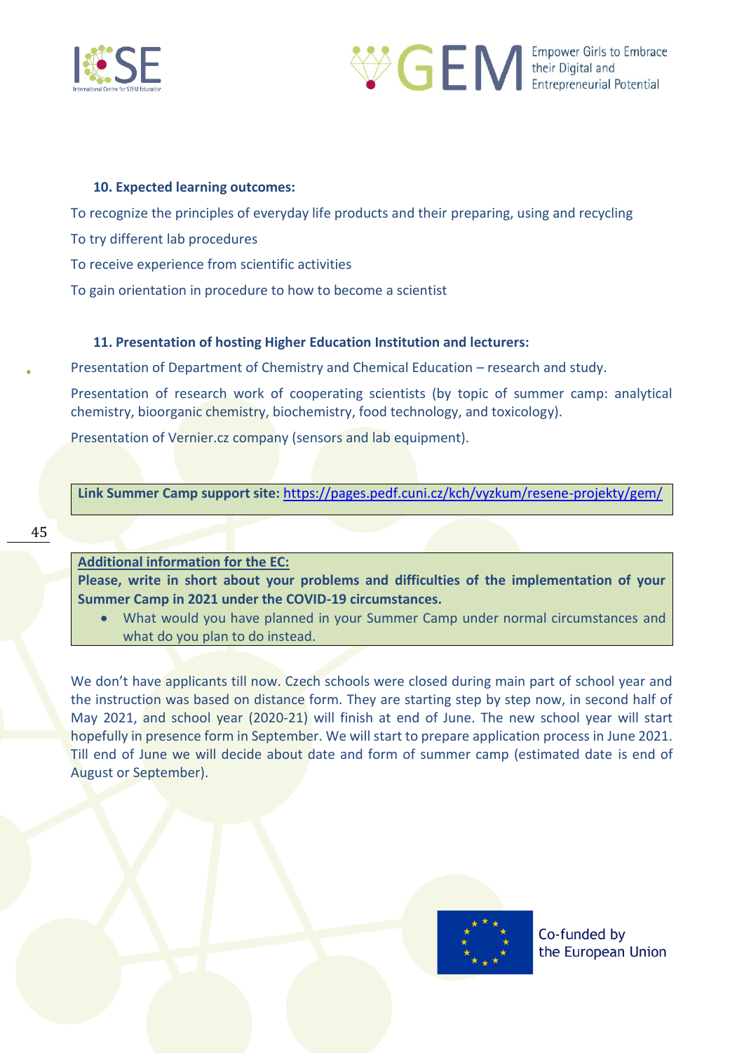#### 10. Expected learning outcomes:

To recognize the principles of everyday life products and their preparing, using and recycling

To try different lab procedures

To receive experience from scientific activities

To gain orientation in procedure to how to become a scientist

#### 11. Presentation of hosting Higher Education Institution and lecturers:

Presentation of Department of Chemistry and Chemical Education – research and study.

Presentation of research work of cooperating scientists (by topic of summer camp: analytical chemistry, bioorganic chemistry, biochemistry, food technology, and toxicology).

Presentation of Vernier.cz company (sensors and lab equipment).

**Link Summer Camp support site:** https://pages.pedf.cuni.cz/kch/vyzkum/resene-projekty/gem/

**Additional information for the EC:**
**Please, write in short about your problems and difficulties of the implementation of your Summer Camp in 2021 under the COVID-19 circumstances.**

- What would you have planned in your Summer Camp under normal circumstances and what do you plan to do instead.

We don't have applicants till now. Czech schools were closed during main part of school year and the instruction was based on distance form. They are starting step by step now, in second half of May 2021, and school year (2020-21) will finish at end of June. The new school year will start hopefully in presence form in September. We will start to prepare application process in June 2021. Till end of June we will decide about date and form of summer camp (estimated date is end of August or September).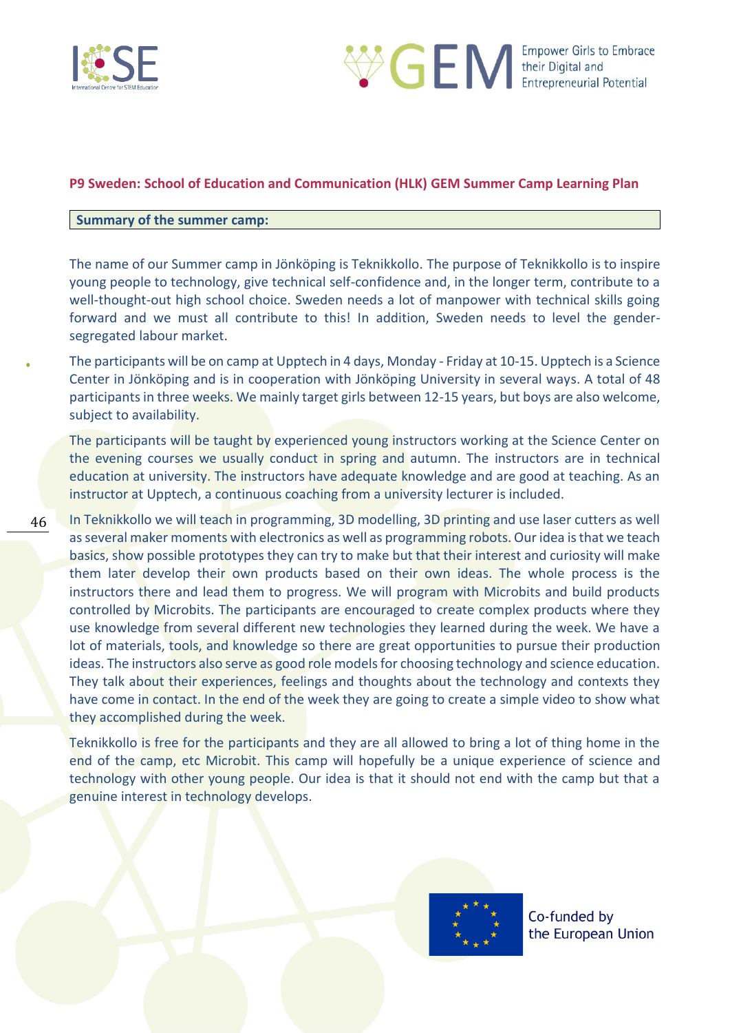**P9 Sweden: School of Education and Communication (HLK) GEM Summer Camp Learning Plan**

**Summary of the summer camp:**

The name of our Summer camp in Jönköping is Teknikkollo. The purpose of Teknikkollo is to inspire young people to technology, give technical self-confidence and, in the longer term, contribute to a well-thought-out high school choice. Sweden needs a lot of manpower with technical skills going forward and we must all contribute to this! In addition, Sweden needs to level the gender-segregated labour market.

The participants will be on camp at Upptech in 4 days, Monday - Friday at 10-15. Upptech is a Science Center in Jönköping and is in cooperation with Jönköping University in several ways. A total of 48 participants in three weeks. We mainly target girls between 12-15 years, but boys are also welcome, subject to availability.

The participants will be taught by experienced young instructors working at the Science Center on the evening courses we usually conduct in spring and autumn. The instructors are in technical education at university. The instructors have adequate knowledge and are good at teaching. As an instructor at Upptech, a continuous coaching from a university lecturer is included.

In Teknikkollo we will teach in programming, 3D modelling, 3D printing and use laser cutters as well as several maker moments with electronics as well as programming robots. Our idea is that we teach basics, show possible prototypes they can try to make but that their interest and curiosity will make them later develop their own products based on their own ideas. The whole process is the instructors there and lead them to progress. We will program with Microbits and build products controlled by Microbits. The participants are encouraged to create complex products where they use knowledge from several different new technologies they learned during the week. We have a lot of materials, tools, and knowledge so there are great opportunities to pursue their production ideas. The instructors also serve as good role models for choosing technology and science education. They talk about their experiences, feelings and thoughts about the technology and contexts they have come in contact. In the end of the week they are going to create a simple video to show what they accomplished during the week.

Teknikkollo is free for the participants and they are all allowed to bring a lot of thing home in the end of the camp, etc Microbit. This camp will hopefully be a unique experience of science and technology with other young people. Our idea is that it should not end with the camp but that a genuine interest in technology develops.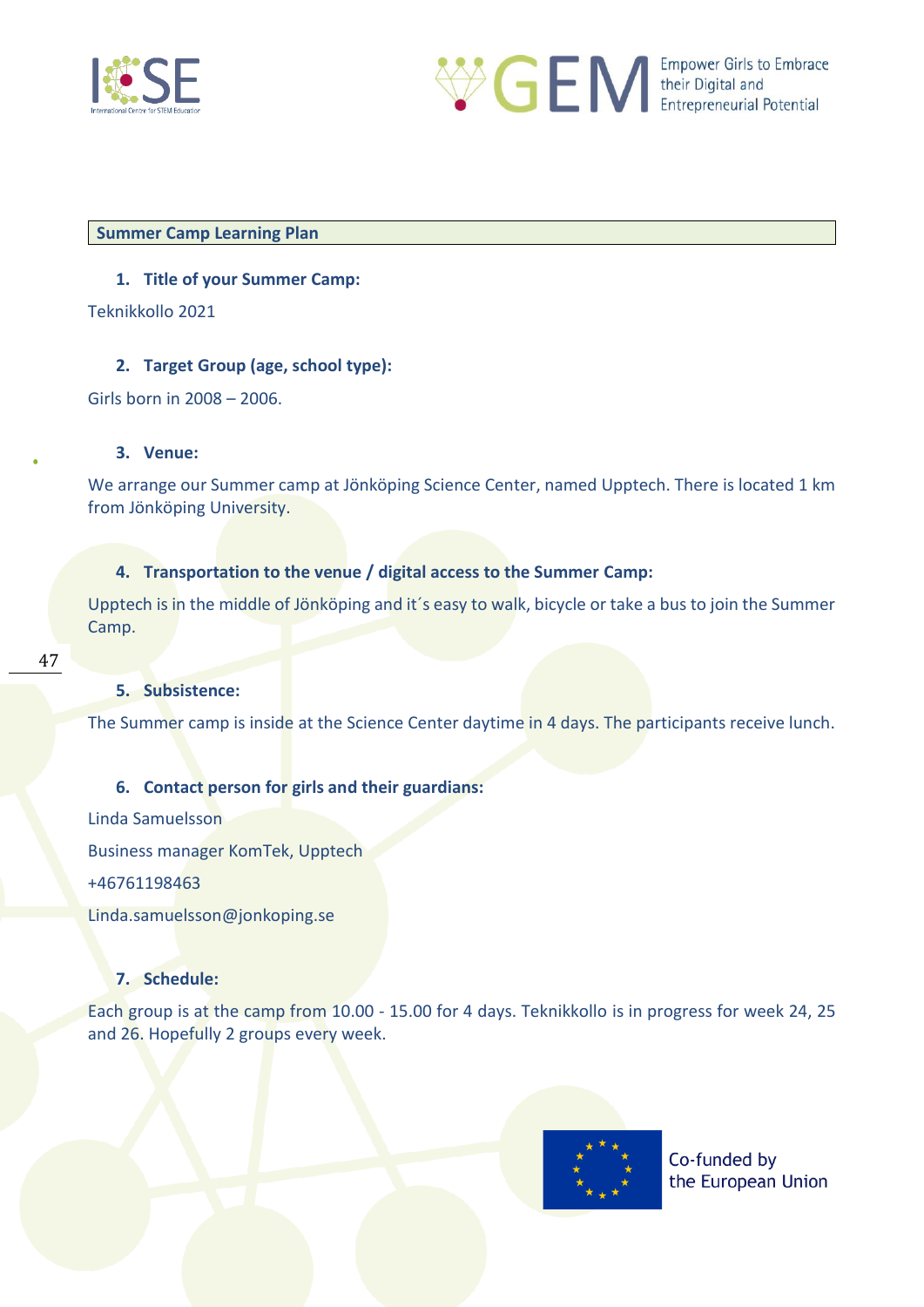**Summary Camp Learning Plan**

1. **Title of your Summer Camp:**

Teknikkollo 2021

2. **Target Group (age, school type):**

Girls born in 2008 – 2006.

3. **Venue:**

We arrange our Summer camp at Jönköping Science Center, named Upptech. There is located 1 km from Jönköping University.

4. **Transportation to the venue / digital access to the Summer Camp:**

Upptech is in the middle of Jönköping and it´s easy to walk, bicycle or take a bus to join the Summer Camp.

5. **Subsistence:**

The Summer camp is inside at the Science Center daytime in 4 days. The participants receive lunch.

6. **Contact person for girls and their guardians:**

Linda Samuelsson

Business manager KomTek, Upptech

+46761198463

Linda.samuelsson@jonkoping.se

7. **Schedule:**

Each group is at the camp from 10.00 - 15.00 for 4 days. Teknikkollo is in progress for week 24, 25 and 26. Hopefully 2 groups every week.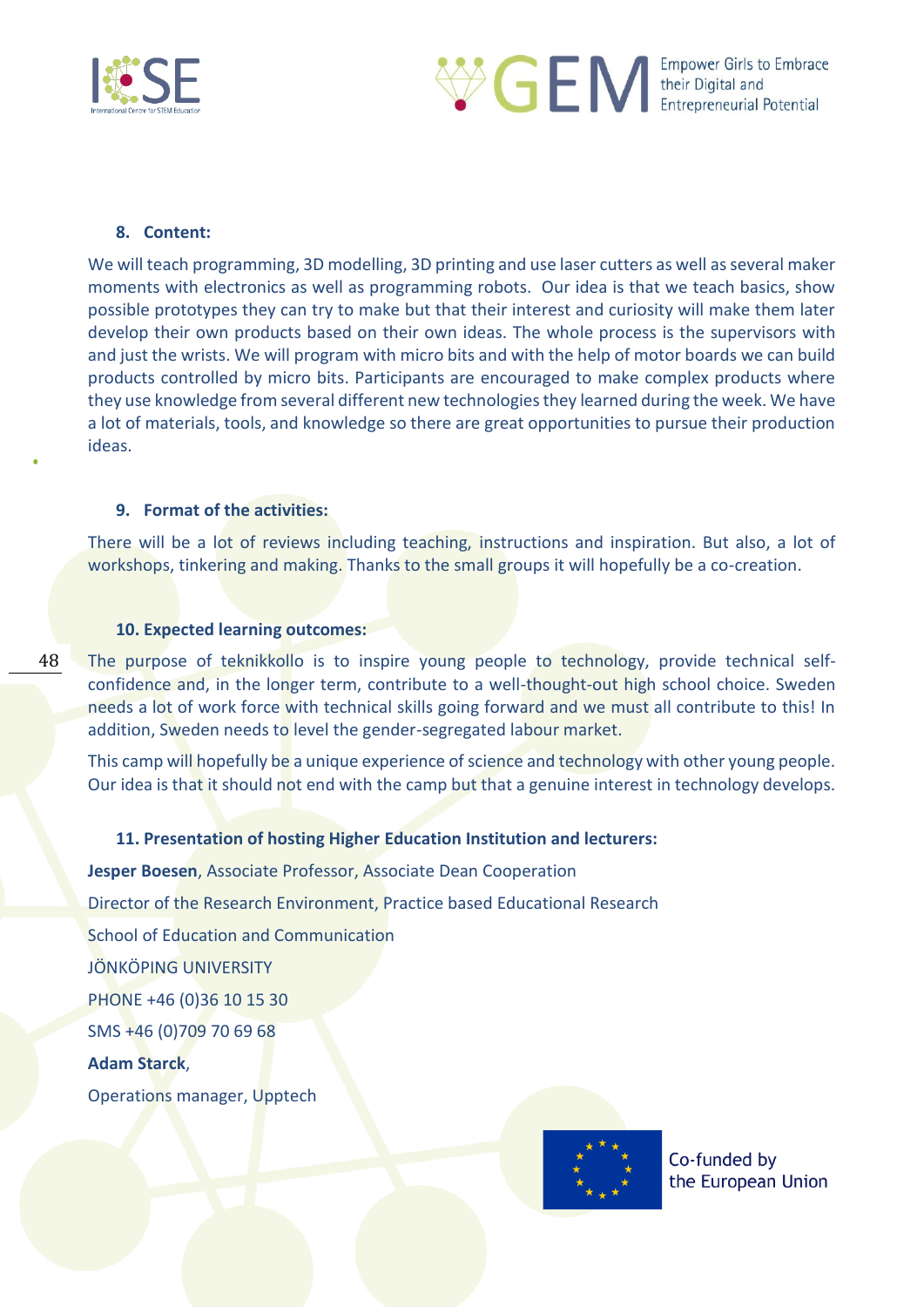### 8. Content:

We will teach programming, 3D modelling, 3D printing and use laser cutters as well as several maker moments with electronics as well as programming robots. Our idea is that we teach basics, show possible prototypes they can try to make but that their interest and curiosity will make them later develop their own products based on their own ideas. The whole process is the supervisors with and just the wrists. We will program with micro bits and with the help of motor boards we can build products controlled by micro bits. Participants are encouraged to make complex products where they use knowledge from several different new technologies they learned during the week. We have a lot of materials, tools, and knowledge so there are great opportunities to pursue their production ideas.

### 9. Format of the activities:

There will be a lot of reviews including teaching, instructions and inspiration. But also, a lot of workshops, tinkering and making. Thanks to the small groups it will hopefully be a co-creation.

### 10. Expected learning outcomes:

The purpose of teknikkollo is to inspire young people to technology, provide technical self-confidence and, in the longer term, contribute to a well-thought-out high school choice. Sweden needs a lot of work force with technical skills going forward and we must all contribute to this! In addition, Sweden needs to level the gender-segregated labour market.

This camp will hopefully be a unique experience of science and technology with other young people. Our idea is that it should not end with the camp but that a genuine interest in technology develops.

### 11. Presentation of hosting Higher Education Institution and lecturers:

**Jesper Boesen**, Associate Professor, Associate Dean Cooperation

Director of the Research Environment, Practice based Educational Research

School of Education and Communication

JÖNKÖPING UNIVERSITY

PHONE +46 (0)36 10 15 30

SMS +46 (0)709 70 69 68

**Adam Starck**,

Operations manager, Upptech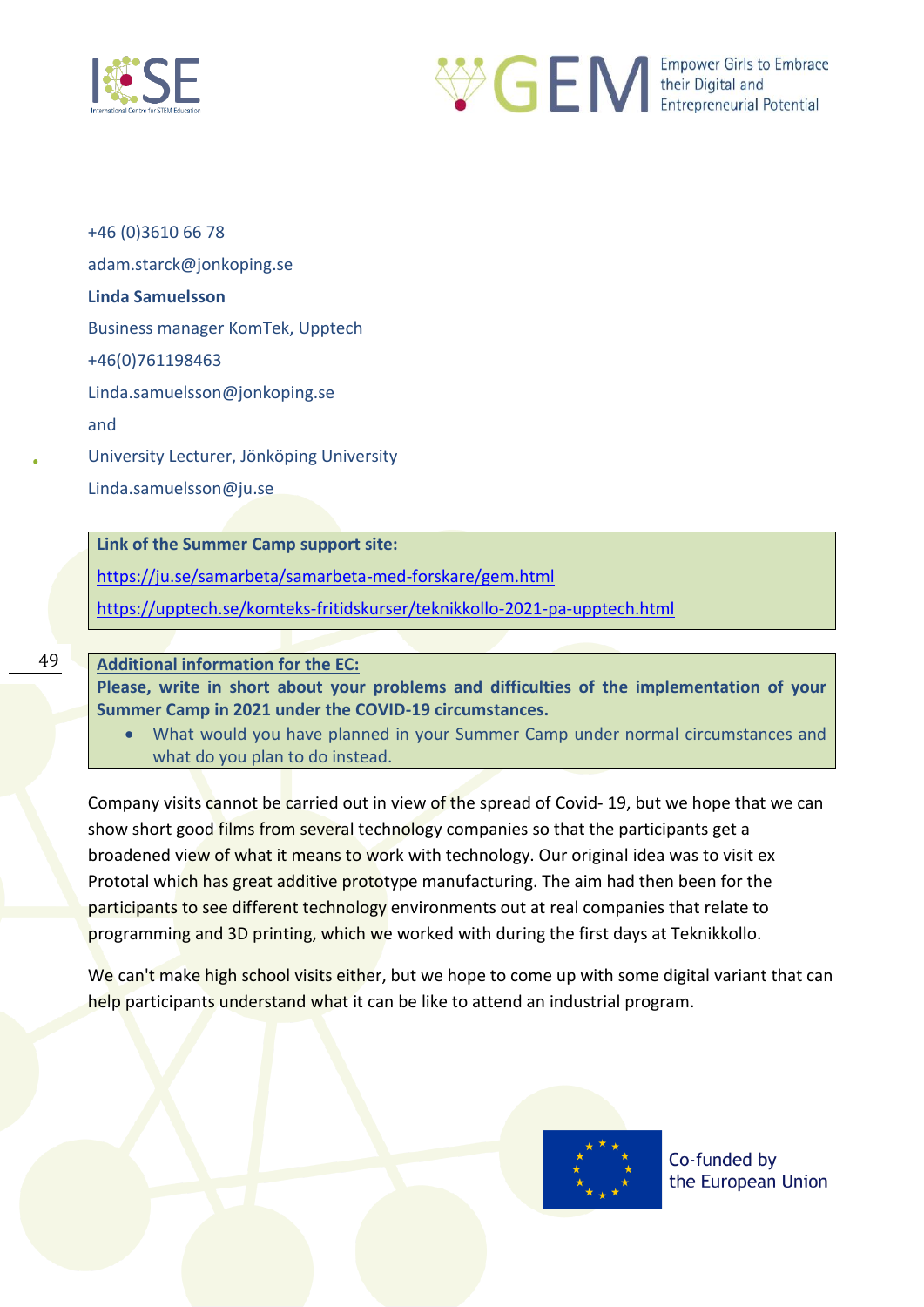+46 (0)3610 66 78

adam.starck@jonkoping.se

**Linda Samuelsson**

Business manager KomTek, Upptech

+46(0)761198463

Linda.samuelsson@jonkoping.se

and

University Lecturer, Jönköping University

Linda.samuelsson@ju.se

**Link of the Summer Camp support site:**

https://ju.se/samarbeta/samarbeta-med-forskare/gem.html

https://upptech.se/komteks-fritidskurser/teknikkollo-2021-pa-upptech.html

**Additional information for the EC:**

**Please, write in short about your problems and difficulties of the implementation of your Summer Camp in 2021 under the COVID-19 circumstances.**

- What would you have planned in your Summer Camp under normal circumstances and what do you plan to do instead.

Company visits cannot be carried out in view of the spread of Covid- 19, but we hope that we can show short good films from several technology companies so that the participants get a broadened view of what it means to work with technology. Our original idea was to visit ex Prototal which has great additive prototype manufacturing. The aim had then been for the participants to see different technology environments out at real companies that relate to programming and 3D printing, which we worked with during the first days at Teknikkollo.

We can't make high school visits either, but we hope to come up with some digital variant that can help participants understand what it can be like to attend an industrial program.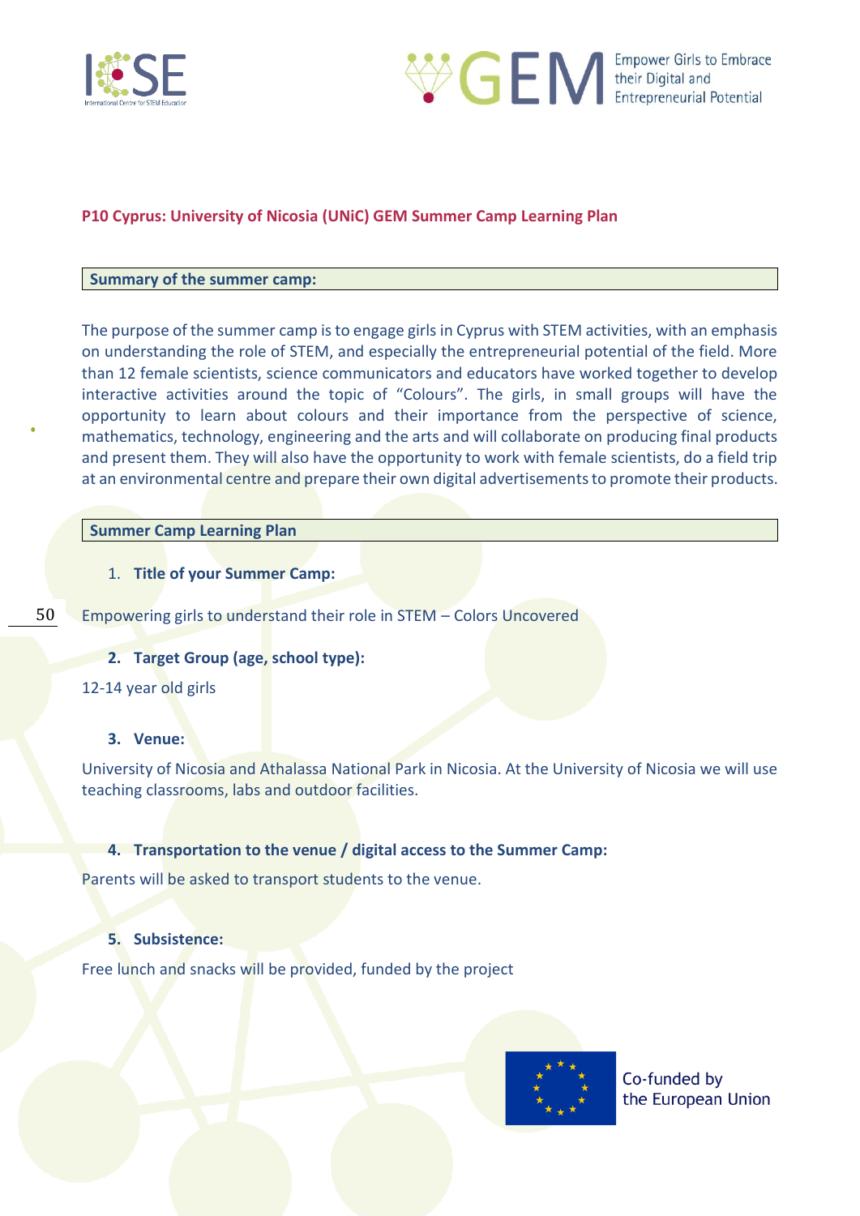## P10 Cyprus: University of Nicosia (UNiC) GEM Summer Camp Learning Plan

### Summary of the summer camp:

The purpose of the summer camp is to engage girls in Cyprus with STEM activities, with an emphasis on understanding the role of STEM, and especially the entrepreneurial potential of the field. More than 12 female scientists, science communicators and educators have worked together to develop interactive activities around the topic of "Colours". The girls, in small groups will have the opportunity to learn about colours and their importance from the perspective of science, mathematics, technology, engineering and the arts and will collaborate on producing final products and present them. They will also have the opportunity to work with female scientists, do a field trip at an environmental centre and prepare their own digital advertisements to promote their products.

### Summer Camp Learning Plan

1. **Title of your Summer Camp:**

Empowering girls to understand their role in STEM – Colors Uncovered

2. **Target Group (age, school type):**

12-14 year old girls

3. **Venue:**

University of Nicosia and Athalassa National Park in Nicosia. At the University of Nicosia we will use teaching classrooms, labs and outdoor facilities.

4. **Transportation to the venue / digital access to the Summer Camp:**

Parents will be asked to transport students to the venue.

5. **Subsistence:**

Free lunch and snacks will be provided, funded by the project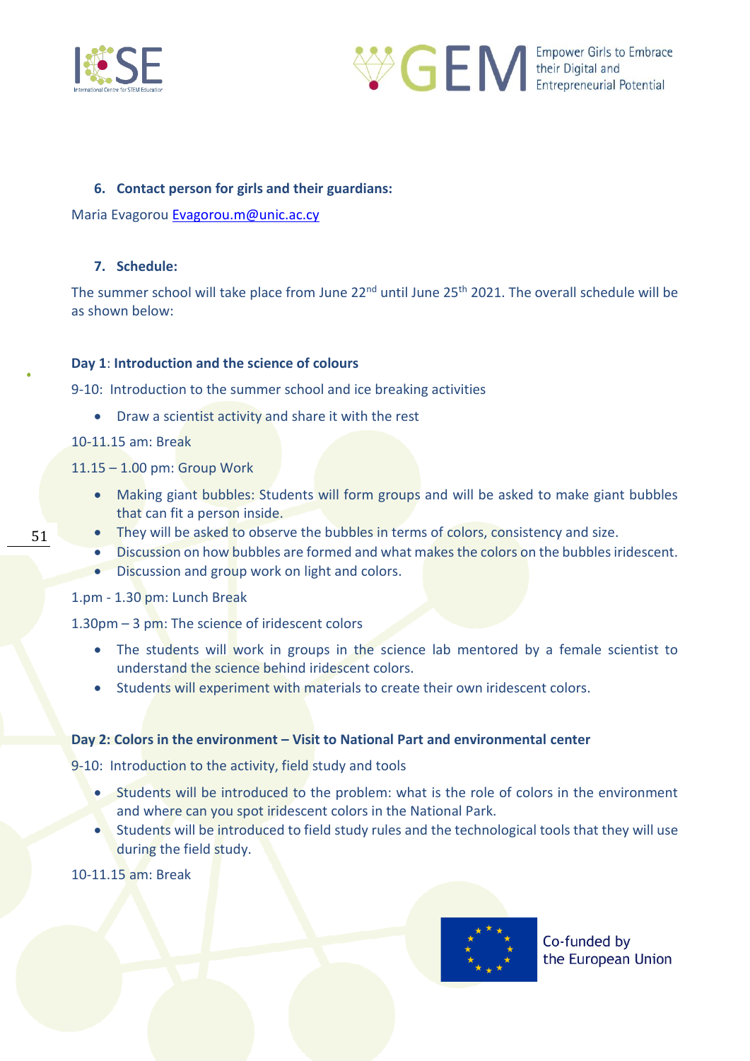6. **Contact person for girls and their guardians:**

Maria Evagorou [Evagorou.m@unic.ac.cy](mailto:Evagorou.m@unic.ac.cy)

7. **Schedule:**

The summer school will take place from June 22nd until June 25th 2021. The overall schedule will be as shown below:

**Day 1**: **Introduction and the science of colours**

9-10: Introduction to the summer school and ice breaking activities

- Draw a scientist activity and share it with the rest

10-11.15 am: Break

11.15 – 1.00 pm: Group Work

- Making giant bubbles: Students will form groups and will be asked to make giant bubbles that can fit a person inside.
- They will be asked to observe the bubbles in terms of colors, consistency and size.
- Discussion on how bubbles are formed and what makes the colors on the bubbles iridescent.
- Discussion and group work on light and colors.

1.pm - 1.30 pm: Lunch Break

1.30pm – 3 pm: The science of iridescent colors

- The students will work in groups in the science lab mentored by a female scientist to understand the science behind iridescent colors.
- Students will experiment with materials to create their own iridescent colors.

**Day 2: Colors in the environment – Visit to National Part and environmental center**

9-10: Introduction to the activity, field study and tools

- Students will be introduced to the problem: what is the role of colors in the environment and where can you spot iridescent colors in the National Park.
- Students will be introduced to field study rules and the technological tools that they will use during the field study.

10-11.15 am: Break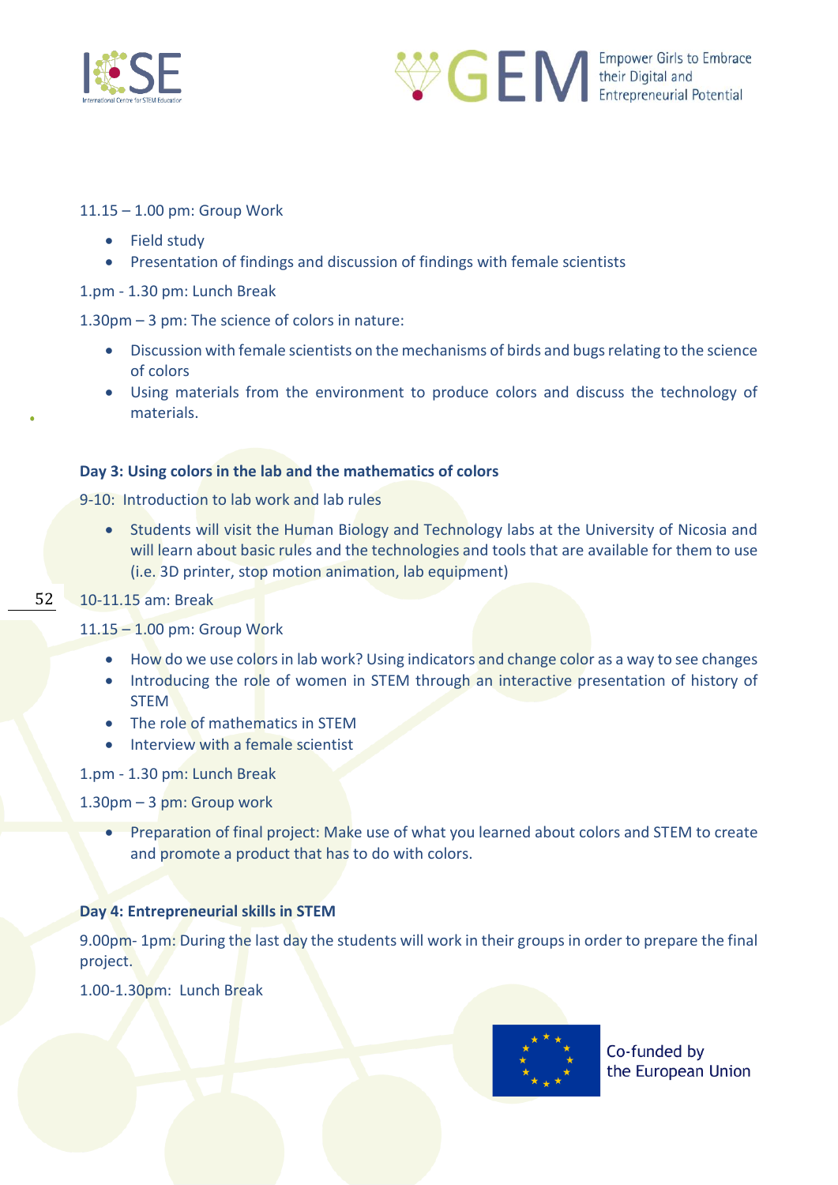11.15 – 1.00 pm: Group Work

- Field study
- Presentation of findings and discussion of findings with female scientists

1.pm - 1.30 pm: Lunch Break

1.30pm – 3 pm: The science of colors in nature:

- Discussion with female scientists on the mechanisms of birds and bugs relating to the science of colors
- Using materials from the environment to produce colors and discuss the technology of materials.

**Day 3: Using colors in the lab and the mathematics of colors**

9-10: Introduction to lab work and lab rules

- Students will visit the Human Biology and Technology labs at the University of Nicosia and will learn about basic rules and the technologies and tools that are available for them to use (i.e. 3D printer, stop motion animation, lab equipment)

10-11.15 am: Break

11.15 – 1.00 pm: Group Work

- How do we use colors in lab work? Using indicators and change color as a way to see changes
- Introducing the role of women in STEM through an interactive presentation of history of STEM
- The role of mathematics in STEM
- Interview with a female scientist

1.pm - 1.30 pm: Lunch Break

1.30pm – 3 pm: Group work

- Preparation of final project: Make use of what you learned about colors and STEM to create and promote a product that has to do with colors.

**Day 4: Entrepreneurial skills in STEM**

9.00pm- 1pm: During the last day the students will work in their groups in order to prepare the final project.

1.00-1.30pm: Lunch Break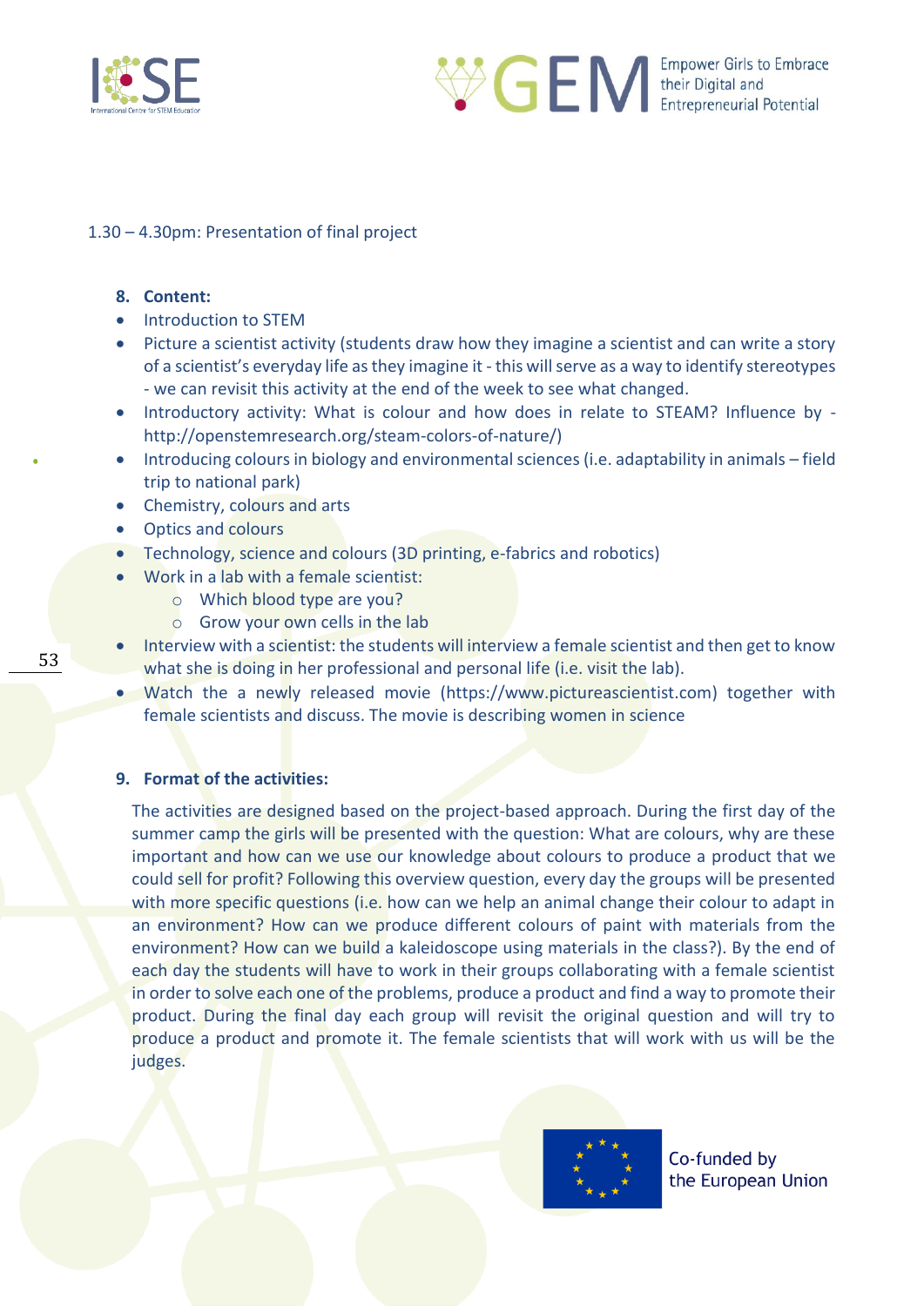1.30 – 4.30pm: Presentation of final project

8. **Content:**

- Introduction to STEM
- Picture a scientist activity (students draw how they imagine a scientist and can write a story of a scientist's everyday life as they imagine it - this will serve as a way to identify stereotypes - we can revisit this activity at the end of the week to see what changed.
- Introductory activity: What is colour and how does in relate to STEAM? Influence by - http://openstemresearch.org/steam-colors-of-nature/)
- Introducing colours in biology and environmental sciences (i.e. adaptability in animals – field trip to national park)
- Chemistry, colours and arts
- Optics and colours
- Technology, science and colours (3D printing, e-fabrics and robotics)
- Work in a lab with a female scientist:
    - Which blood type are you?
    - Grow your own cells in the lab
- Interview with a scientist: the students will interview a female scientist and then get to know what she is doing in her professional and personal life (i.e. visit the lab).
- Watch the a newly released movie (https://www.pictureascientist.com) together with female scientists and discuss. The movie is describing women in science

9. **Format of the activities:**

The activities are designed based on the project-based approach. During the first day of the summer camp the girls will be presented with the question: What are colours, why are these important and how can we use our knowledge about colours to produce a product that we could sell for profit? Following this overview question, every day the groups will be presented with more specific questions (i.e. how can we help an animal change their colour to adapt in an environment? How can we produce different colours of paint with materials from the environment? How can we build a kaleidoscope using materials in the class?). By the end of each day the students will have to work in their groups collaborating with a female scientist in order to solve each one of the problems, produce a product and find a way to promote their product. During the final day each group will revisit the original question and will try to produce a product and promote it. The female scientists that will work with us will be the judges.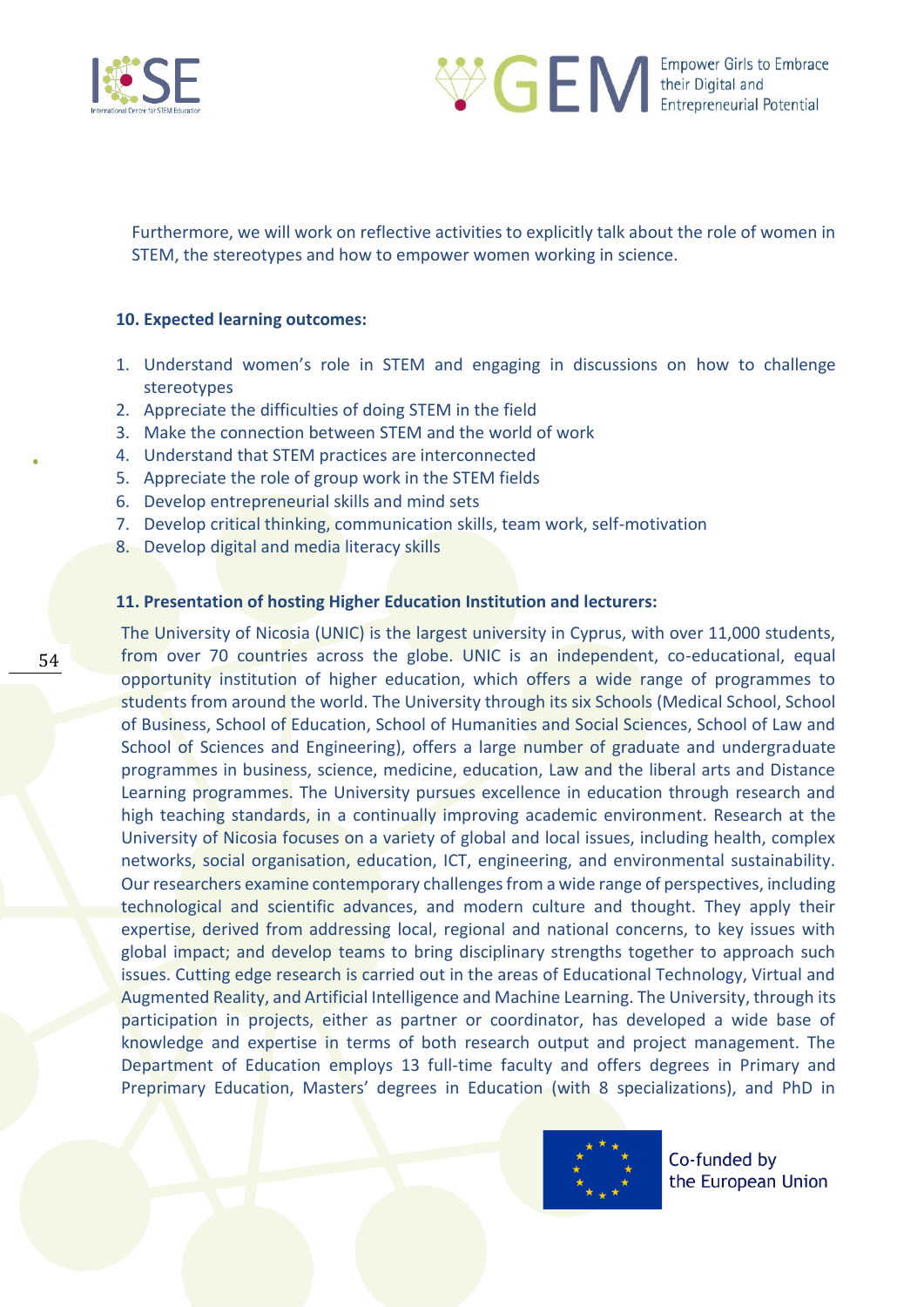Furthermore, we will work on reflective activities to explicitly talk about the role of women in STEM, the stereotypes and how to empower women working in science.

**10. Expected learning outcomes:**

1. Understand women's role in STEM and engaging in discussions on how to challenge stereotypes
2. Appreciate the difficulties of doing STEM in the field
3. Make the connection between STEM and the world of work
4. Understand that STEM practices are interconnected
5. Appreciate the role of group work in the STEM fields
6. Develop entrepreneurial skills and mind sets
7. Develop critical thinking, communication skills, team work, self-motivation
8. Develop digital and media literacy skills

**11. Presentation of hosting Higher Education Institution and lecturers:**

The University of Nicosia (UNIC) is the largest university in Cyprus, with over 11,000 students, from over 70 countries across the globe. UNIC is an independent, co-educational, equal opportunity institution of higher education, which offers a wide range of programmes to students from around the world. The University through its six Schools (Medical School, School of Business, School of Education, School of Humanities and Social Sciences, School of Law and School of Sciences and Engineering), offers a large number of graduate and undergraduate programmes in business, science, medicine, education, Law and the liberal arts and Distance Learning programmes. The University pursues excellence in education through research and high teaching standards, in a continually improving academic environment. Research at the University of Nicosia focuses on a variety of global and local issues, including health, complex networks, social organisation, education, ICT, engineering, and environmental sustainability. Our researchers examine contemporary challenges from a wide range of perspectives, including technological and scientific advances, and modern culture and thought. They apply their expertise, derived from addressing local, regional and national concerns, to key issues with global impact; and develop teams to bring disciplinary strengths together to approach such issues. Cutting edge research is carried out in the areas of Educational Technology, Virtual and Augmented Reality, and Artificial Intelligence and Machine Learning. The University, through its participation in projects, either as partner or coordinator, has developed a wide base of knowledge and expertise in terms of both research output and project management. The Department of Education employs 13 full-time faculty and offers degrees in Primary and Preprimary Education, Masters' degrees in Education (with 8 specializations), and PhD in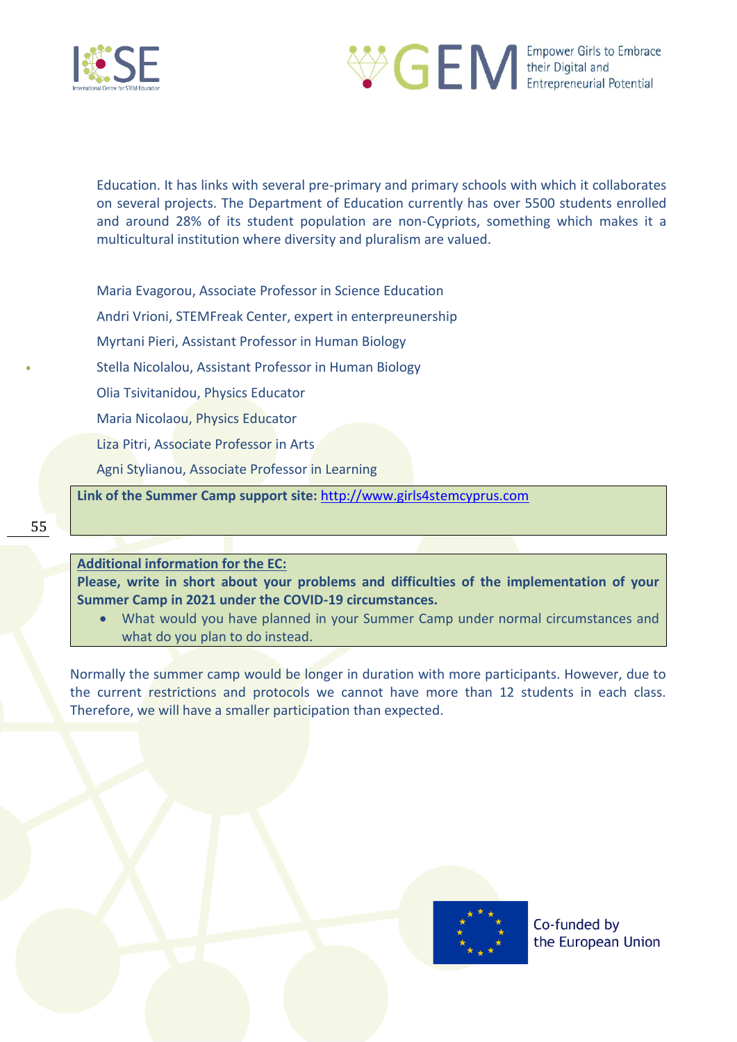Education. It has links with several pre-primary and primary schools with which it collaborates on several projects. The Department of Education currently has over 5500 students enrolled and around 28% of its student population are non-Cypriots, something which makes it a multicultural institution where diversity and pluralism are valued.

Maria Evagorou, Associate Professor in Science Education

Andri Vrioni, STEMFreak Center, expert in enterpreunership

Myrtani Pieri, Assistant Professor in Human Biology

Stella Nicolalou, Assistant Professor in Human Biology

Olia Tsivitanidou, Physics Educator

Maria Nicolaou, Physics Educator

Liza Pitri, Associate Professor in Arts

Agni Stylianou, Associate Professor in Learning

**Link of the Summer Camp support site:** [http://www.girls4stemcyprus.com](http://www.girls4stemcyprus.com)

**Additional information for the EC:**

**Please, write in short about your problems and difficulties of the implementation of your Summer Camp in 2021 under the COVID-19 circumstances.**

- What would you have planned in your Summer Camp under normal circumstances and what do you plan to do instead.

Normally the summer camp would be longer in duration with more participants. However, due to the current restrictions and protocols we cannot have more than 12 students in each class. Therefore, we will have a smaller participation than expected.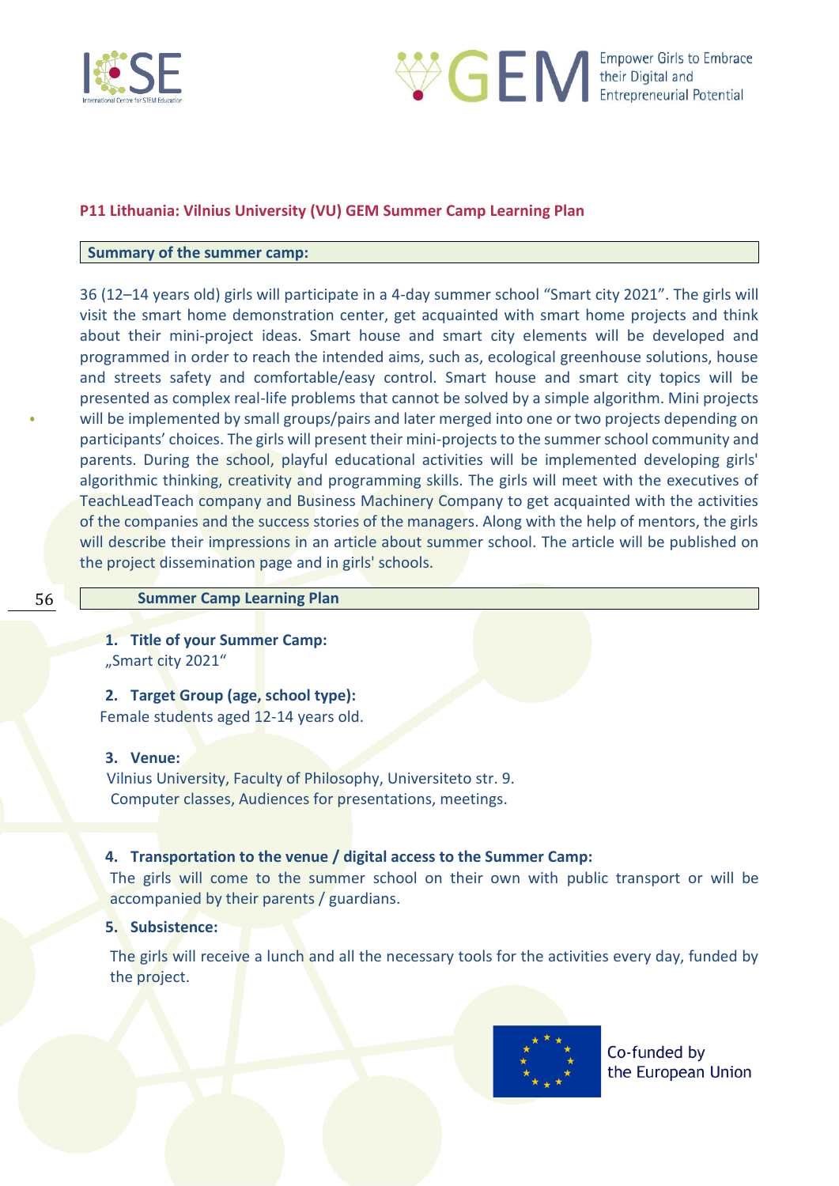**P11 Lithuania: Vilnius University (VU) GEM Summer Camp Learning Plan**

**Summary of the summer camp:**

36 (12–14 years old) girls will participate in a 4-day summer school "Smart city 2021". The girls will visit the smart home demonstration center, get acquainted with smart home projects and think about their mini-project ideas. Smart house and smart city elements will be developed and programmed in order to reach the intended aims, such as, ecological greenhouse solutions, house and streets safety and comfortable/easy control. Smart house and smart city topics will be presented as complex real-life problems that cannot be solved by a simple algorithm. Mini projects will be implemented by small groups/pairs and later merged into one or two projects depending on participants' choices. The girls will present their mini-projects to the summer school community and parents. During the school, playful educational activities will be implemented developing girls' algorithmic thinking, creativity and programming skills. The girls will meet with the executives of TeachLeadTeach company and Business Machinery Company to get acquainted with the activities of the companies and the success stories of the managers. Along with the help of mentors, the girls will describe their impressions in an article about summer school. The article will be published on the project dissemination page and in girls' schools.

**Summer Camp Learning Plan**

1. **Title of your Summer Camp:**
   „Smart city 2021"

2. **Target Group (age, school type):**
   Female students aged 12-14 years old.

3. **Venue:**
   Vilnius University, Faculty of Philosophy, Universiteto str. 9.
   Computer classes, Audiences for presentations, meetings.

4. **Transportation to the venue / digital access to the Summer Camp:**
   The girls will come to the summer school on their own with public transport or will be accompanied by their parents / guardians.

5. **Subsistence:**
   The girls will receive a lunch and all the necessary tools for the activities every day, funded by the project.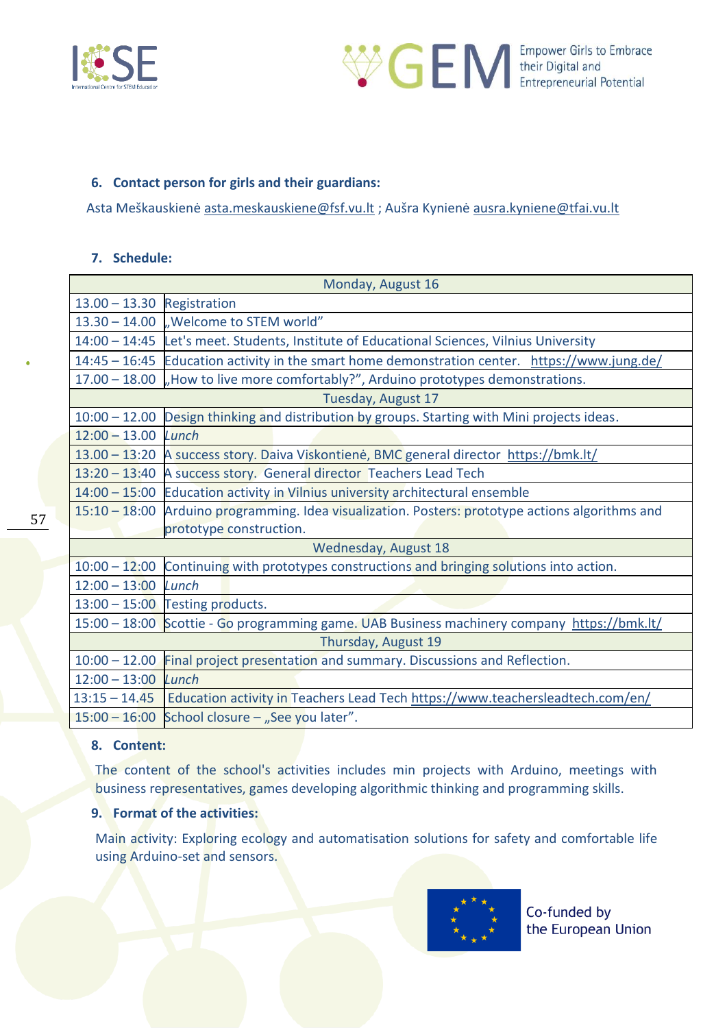6. **Contact person for girls and their guardians:**

Asta Meškauskienė asta.meskauskiene@fsf.vu.lt ; Aušra Kynienė ausra.kyniene@tfai.vu.lt

7. **Schedule:**

| Monday, August 16 | |
|---|---|
| 13.00 – 13.30 | Registration |
| 13.30 – 14.00 | „Welcome to STEM world" |
| 14:00 – 14:45 | Let's meet. Students, Institute of Educational Sciences, Vilnius University |
| 14:45 – 16:45 | Education activity in the smart home demonstration center. https://www.jung.de/ |
| 17.00 – 18.00 | „How to live more comfortably?", Arduino prototypes demonstrations. |
| Tuesday, August 17 | |
| 10:00 – 12.00 | Design thinking and distribution by groups. Starting with Mini projects ideas. |
| 12:00 – 13.00 | *Lunch* |
| 13.00 – 13:20 | A success story. Daiva Viskontienė, BMC general director https://bmk.lt/ |
| 13:20 – 13:40 | A success story. General director Teachers Lead Tech |
| 14:00 – 15:00 | Education activity in Vilnius university architectural ensemble |
| 15:10 – 18:00 | Arduino programming. Idea visualization. Posters: prototype actions algorithms and prototype construction. |
| Wednesday, August 18 | |
| 10:00 – 12:00 | Continuing with prototypes constructions and bringing solutions into action. |
| 12:00 – 13:00 | *Lunch* |
| 13:00 – 15:00 | Testing products. |
| 15:00 – 18:00 | Scottie - Go programming game. UAB Business machinery company https://bmk.lt/ |
| Thursday, August 19 | |
| 10:00 – 12.00 | Final project presentation and summary. Discussions and Reflection. |
| 12:00 – 13:00 | *Lunch* |
| 13:15 – 14.45 | Education activity in Teachers Lead Tech https://www.teachersleadtech.com/en/ |
| 15:00 – 16:00 | School closure – „See you later". |

8. **Content:**

The content of the school's activities includes min projects with Arduino, meetings with business representatives, games developing algorithmic thinking and programming skills.

9. **Format of the activities:**

Main activity: Exploring ecology and automatisation solutions for safety and comfortable life using Arduino-set and sensors.

Co-funded by the European Union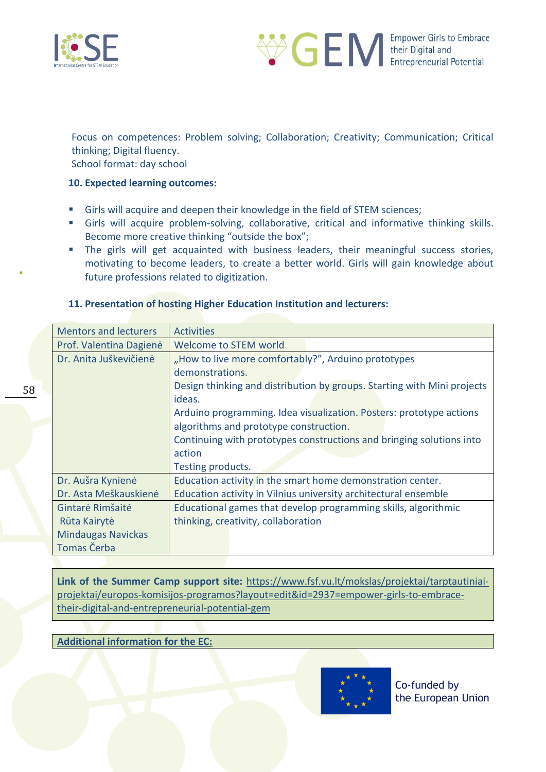Focus on competences: Problem solving; Collaboration; Creativity; Communication; Critical thinking; Digital fluency.
School format: day school

**10. Expected learning outcomes:**

- Girls will acquire and deepen their knowledge in the field of STEM sciences;
- Girls will acquire problem-solving, collaborative, critical and informative thinking skills. Become more creative thinking "outside the box";
- The girls will get acquainted with business leaders, their meaningful success stories, motivating to become leaders, to create a better world. Girls will gain knowledge about future professions related to digitization.

**11. Presentation of hosting Higher Education Institution and lecturers:**

| Mentors and lecturers | Activities |
|---|---|
| Prof. Valentina Dagienė | Welcome to STEM world |
| Dr. Anita Juškevičienė | „How to live more comfortably?", Arduino prototypes demonstrations.<br>Design thinking and distribution by groups. Starting with Mini projects ideas.<br>Arduino programming. Idea visualization. Posters: prototype actions algorithms and prototype construction.<br>Continuing with prototypes constructions and bringing solutions into action<br>Testing products. |
| Dr. Aušra Kynienė<br>Dr. Asta Meškauskienė | Education activity in the smart home demonstration center.<br>Education activity in Vilnius university architectural ensemble |
| Gintarė Rimšaitė<br>Rūta Kairytė<br>Mindaugas Navickas<br>Tomas Čerba | Educational games that develop programming skills, algorithmic thinking, creativity, collaboration |

**Link of the Summer Camp support site:** https://www.fsf.vu.lt/mokslas/projektai/tarptautiniai-projektai/europos-komisijos-programos?layout=edit&id=2937=empower-girls-to-embrace-their-digital-and-entrepreneurial-potential-gem

**Additional information for the EC:**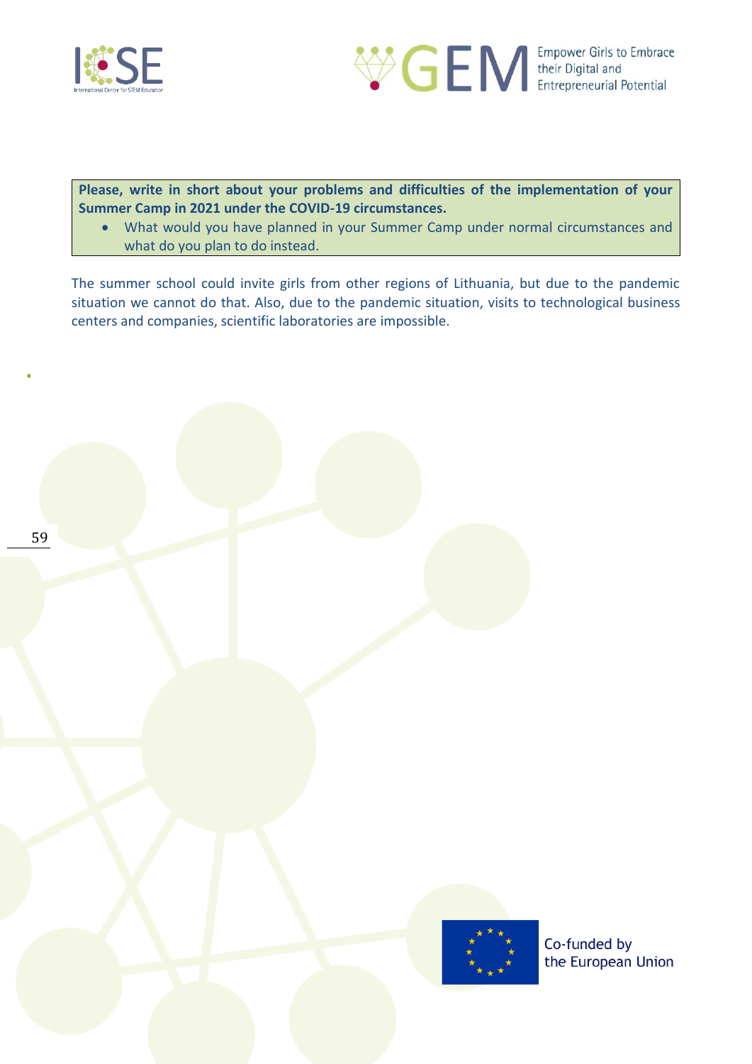**Please, write in short about your problems and difficulties of the implementation of your Summer Camp in 2021 under the COVID-19 circumstances.**

- What would you have planned in your Summer Camp under normal circumstances and what do you plan to do instead.

The summer school could invite girls from other regions of Lithuania, but due to the pandemic situation we cannot do that. Also, due to the pandemic situation, visits to technological business centers and companies, scientific laboratories are impossible.